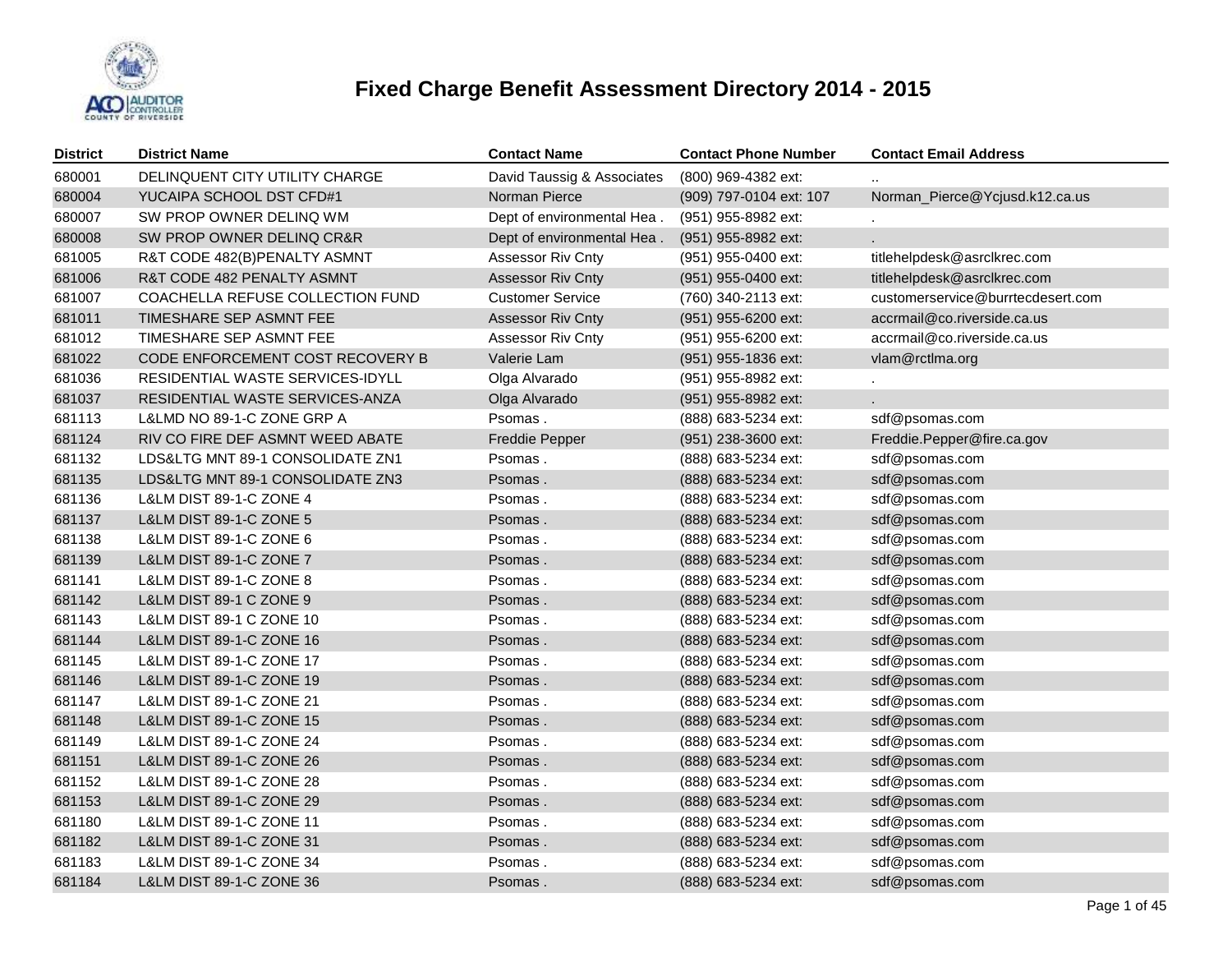# Fixed Charge Benefit Assessment Directory 2014 - 2015

| District | District Name | Contact Name | Contact Phone Number | Contact Email Address |
|---|---|---|---|---|
| 680001 | DELINQUENT CITY UTILITY CHARGE | David Taussig & Associates | (800) 969-4382 ext: | .. |
| 680004 | YUCAIPA SCHOOL DST CFD#1 | Norman Pierce | (909) 797-0104 ext: 107 | Norman_Pierce@Ycjusd.k12.ca.us |
| 680007 | SW PROP OWNER DELINQ WM | Dept of environmental Hea . | (951) 955-8982 ext: | . |
| 680008 | SW PROP OWNER DELINQ CR&R | Dept of environmental Hea . | (951) 955-8982 ext: | . |
| 681005 | R&T CODE 482(B)PENALTY ASMNT | Assessor Riv Cnty | (951) 955-0400 ext: | titlehelpdesk@asrclkrec.com |
| 681006 | R&T CODE 482 PENALTY ASMNT | Assessor Riv Cnty | (951) 955-0400 ext: | titlehelpdesk@asrclkrec.com |
| 681007 | COACHELLA REFUSE COLLECTION FUND | Customer Service | (760) 340-2113 ext: | customerservice@burrtecdesert.com |
| 681011 | TIMESHARE SEP ASMNT FEE | Assessor Riv Cnty | (951) 955-6200 ext: | accrmail@co.riverside.ca.us |
| 681012 | TIMESHARE SEP ASMNT FEE | Assessor Riv Cnty | (951) 955-6200 ext: | accrmail@co.riverside.ca.us |
| 681022 | CODE ENFORCEMENT COST RECOVERY B | Valerie Lam | (951) 955-1836 ext: | vlam@rctlma.org |
| 681036 | RESIDENTIAL WASTE SERVICES-IDYLL | Olga Alvarado | (951) 955-8982 ext: | . |
| 681037 | RESIDENTIAL WASTE SERVICES-ANZA | Olga Alvarado | (951) 955-8982 ext: | . |
| 681113 | L&LMD NO 89-1-C ZONE GRP A | Psomas . | (888) 683-5234 ext: | sdf@psomas.com |
| 681124 | RIV CO FIRE DEF ASMNT WEED ABATE | Freddie Pepper | (951) 238-3600 ext: | Freddie.Pepper@fire.ca.gov |
| 681132 | LDS&LTG MNT 89-1 CONSOLIDATE ZN1 | Psomas . | (888) 683-5234 ext: | sdf@psomas.com |
| 681135 | LDS&LTG MNT 89-1 CONSOLIDATE ZN3 | Psomas . | (888) 683-5234 ext: | sdf@psomas.com |
| 681136 | L&LM DIST 89-1-C ZONE 4 | Psomas . | (888) 683-5234 ext: | sdf@psomas.com |
| 681137 | L&LM DIST 89-1-C ZONE 5 | Psomas . | (888) 683-5234 ext: | sdf@psomas.com |
| 681138 | L&LM DIST 89-1-C ZONE 6 | Psomas . | (888) 683-5234 ext: | sdf@psomas.com |
| 681139 | L&LM DIST 89-1-C ZONE 7 | Psomas . | (888) 683-5234 ext: | sdf@psomas.com |
| 681141 | L&LM DIST 89-1-C ZONE 8 | Psomas . | (888) 683-5234 ext: | sdf@psomas.com |
| 681142 | L&LM DIST 89-1 C ZONE 9 | Psomas . | (888) 683-5234 ext: | sdf@psomas.com |
| 681143 | L&LM DIST 89-1 C ZONE 10 | Psomas . | (888) 683-5234 ext: | sdf@psomas.com |
| 681144 | L&LM DIST 89-1-C ZONE 16 | Psomas . | (888) 683-5234 ext: | sdf@psomas.com |
| 681145 | L&LM DIST 89-1-C ZONE 17 | Psomas . | (888) 683-5234 ext: | sdf@psomas.com |
| 681146 | L&LM DIST 89-1-C ZONE 19 | Psomas . | (888) 683-5234 ext: | sdf@psomas.com |
| 681147 | L&LM DIST 89-1-C ZONE 21 | Psomas . | (888) 683-5234 ext: | sdf@psomas.com |
| 681148 | L&LM DIST 89-1-C ZONE 15 | Psomas . | (888) 683-5234 ext: | sdf@psomas.com |
| 681149 | L&LM DIST 89-1-C ZONE 24 | Psomas . | (888) 683-5234 ext: | sdf@psomas.com |
| 681151 | L&LM DIST 89-1-C ZONE 26 | Psomas . | (888) 683-5234 ext: | sdf@psomas.com |
| 681152 | L&LM DIST 89-1-C ZONE 28 | Psomas . | (888) 683-5234 ext: | sdf@psomas.com |
| 681153 | L&LM DIST 89-1-C ZONE 29 | Psomas . | (888) 683-5234 ext: | sdf@psomas.com |
| 681180 | L&LM DIST 89-1-C ZONE 11 | Psomas . | (888) 683-5234 ext: | sdf@psomas.com |
| 681182 | L&LM DIST 89-1-C ZONE 31 | Psomas . | (888) 683-5234 ext: | sdf@psomas.com |
| 681183 | L&LM DIST 89-1-C ZONE 34 | Psomas . | (888) 683-5234 ext: | sdf@psomas.com |
| 681184 | L&LM DIST 89-1-C ZONE 36 | Psomas . | (888) 683-5234 ext: | sdf@psomas.com |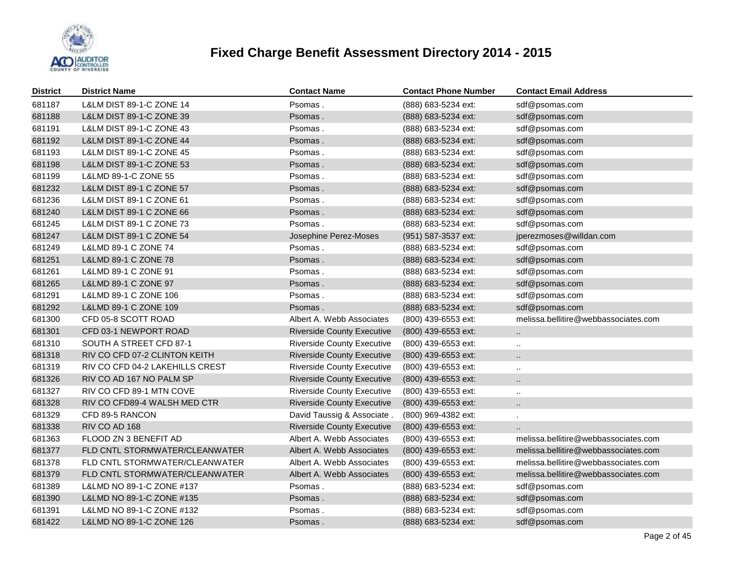# Fixed Charge Benefit Assessment Directory 2014 - 2015

| District | District Name | Contact Name | Contact Phone Number | Contact Email Address |
|---|---|---|---|---|
| 681187 | L&LM DIST 89-1-C ZONE 14 | Psomas . | (888) 683-5234 ext: | sdf@psomas.com |
| 681188 | L&LM DIST 89-1-C ZONE 39 | Psomas . | (888) 683-5234 ext: | sdf@psomas.com |
| 681191 | L&LM DIST 89-1-C ZONE 43 | Psomas . | (888) 683-5234 ext: | sdf@psomas.com |
| 681192 | L&LM DIST 89-1-C ZONE 44 | Psomas . | (888) 683-5234 ext: | sdf@psomas.com |
| 681193 | L&LM DIST 89-1-C ZONE 45 | Psomas . | (888) 683-5234 ext: | sdf@psomas.com |
| 681198 | L&LM DIST 89-1-C ZONE 53 | Psomas . | (888) 683-5234 ext: | sdf@psomas.com |
| 681199 | L&LMD 89-1-C ZONE 55 | Psomas . | (888) 683-5234 ext: | sdf@psomas.com |
| 681232 | L&LM DIST 89-1 C ZONE 57 | Psomas . | (888) 683-5234 ext: | sdf@psomas.com |
| 681236 | L&LM DIST 89-1 C ZONE 61 | Psomas . | (888) 683-5234 ext: | sdf@psomas.com |
| 681240 | L&LM DIST 89-1 C ZONE 66 | Psomas . | (888) 683-5234 ext: | sdf@psomas.com |
| 681245 | L&LM DIST 89-1 C ZONE 73 | Psomas . | (888) 683-5234 ext: | sdf@psomas.com |
| 681247 | L&LM DIST 89-1 C ZONE 54 | Josephine Perez-Moses | (951) 587-3537 ext: | jperezmoses@willdan.com |
| 681249 | L&LMD 89-1 C ZONE 74 | Psomas . | (888) 683-5234 ext: | sdf@psomas.com |
| 681251 | L&LMD 89-1 C ZONE 78 | Psomas . | (888) 683-5234 ext: | sdf@psomas.com |
| 681261 | L&LMD 89-1 C ZONE 91 | Psomas . | (888) 683-5234 ext: | sdf@psomas.com |
| 681265 | L&LMD 89-1 C ZONE 97 | Psomas . | (888) 683-5234 ext: | sdf@psomas.com |
| 681291 | L&LMD 89-1 C ZONE 106 | Psomas . | (888) 683-5234 ext: | sdf@psomas.com |
| 681292 | L&LMD 89-1 C ZONE 109 | Psomas . | (888) 683-5234 ext: | sdf@psomas.com |
| 681300 | CFD 05-8 SCOTT ROAD | Albert A. Webb Associates | (800) 439-6553 ext: | melissa.bellitire@webbassociates.com |
| 681301 | CFD 03-1 NEWPORT ROAD | Riverside County Executive | (800) 439-6553 ext: | .. |
| 681310 | SOUTH A STREET CFD 87-1 | Riverside County Executive | (800) 439-6553 ext: | .. |
| 681318 | RIV CO CFD 07-2 CLINTON KEITH | Riverside County Executive | (800) 439-6553 ext: | .. |
| 681319 | RIV CO CFD 04-2 LAKEHILLS CREST | Riverside County Executive | (800) 439-6553 ext: | .. |
| 681326 | RIV CO AD 167 NO PALM SP | Riverside County Executive | (800) 439-6553 ext: | .. |
| 681327 | RIV CO CFD 89-1 MTN COVE | Riverside County Executive | (800) 439-6553 ext: | .. |
| 681328 | RIV CO CFD89-4 WALSH MED CTR | Riverside County Executive | (800) 439-6553 ext: | .. |
| 681329 | CFD 89-5 RANCON | David Taussig & Associate . | (800) 969-4382 ext: | . |
| 681338 | RIV CO AD 168 | Riverside County Executive | (800) 439-6553 ext: | .. |
| 681363 | FLOOD ZN 3 BENEFIT AD | Albert A. Webb Associates | (800) 439-6553 ext: | melissa.bellitire@webbassociates.com |
| 681377 | FLD CNTL STORMWATER/CLEANWATER | Albert A. Webb Associates | (800) 439-6553 ext: | melissa.bellitire@webbassociates.com |
| 681378 | FLD CNTL STORMWATER/CLEANWATER | Albert A. Webb Associates | (800) 439-6553 ext: | melissa.bellitire@webbassociates.com |
| 681379 | FLD CNTL STORMWATER/CLEANWATER | Albert A. Webb Associates | (800) 439-6553 ext: | melissa.bellitire@webbassociates.com |
| 681389 | L&LMD NO 89-1-C ZONE #137 | Psomas . | (888) 683-5234 ext: | sdf@psomas.com |
| 681390 | L&LMD NO 89-1-C ZONE #135 | Psomas . | (888) 683-5234 ext: | sdf@psomas.com |
| 681391 | L&LMD NO 89-1-C ZONE #132 | Psomas . | (888) 683-5234 ext: | sdf@psomas.com |
| 681422 | L&LMD NO 89-1-C ZONE 126 | Psomas . | (888) 683-5234 ext: | sdf@psomas.com |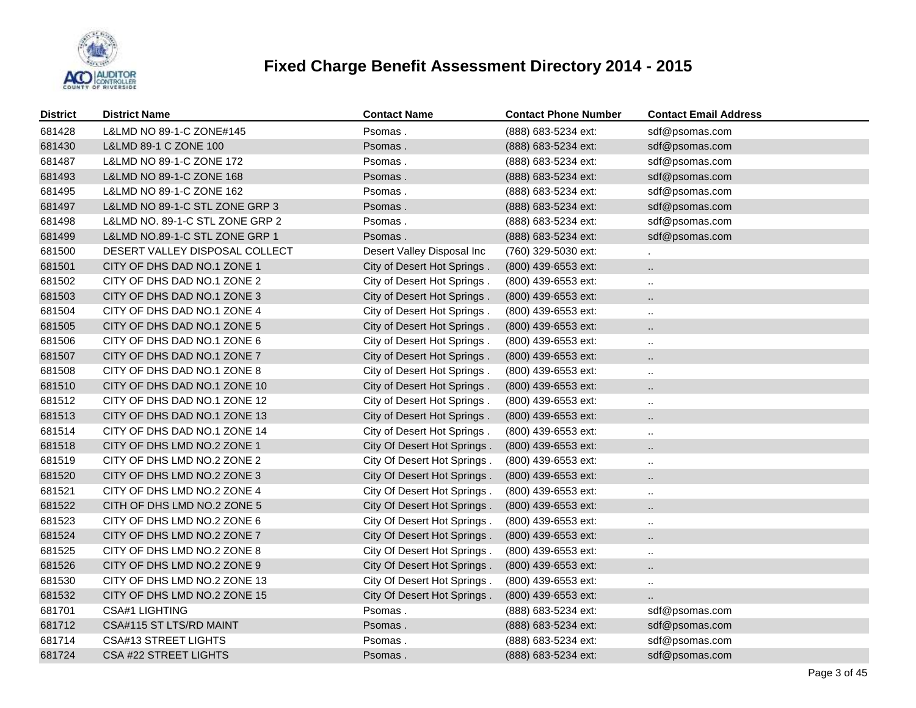# Fixed Charge Benefit Assessment Directory 2014 - 2015

| District | District Name | Contact Name | Contact Phone Number | Contact Email Address |
|---|---|---|---|---|
| 681428 | L&LMD NO 89-1-C ZONE#145 | Psomas . | (888) 683-5234 ext: | sdf@psomas.com |
| 681430 | L&LMD 89-1 C ZONE 100 | Psomas . | (888) 683-5234 ext: | sdf@psomas.com |
| 681487 | L&LMD NO 89-1-C ZONE 172 | Psomas . | (888) 683-5234 ext: | sdf@psomas.com |
| 681493 | L&LMD NO 89-1-C ZONE 168 | Psomas . | (888) 683-5234 ext: | sdf@psomas.com |
| 681495 | L&LMD NO 89-1-C ZONE 162 | Psomas . | (888) 683-5234 ext: | sdf@psomas.com |
| 681497 | L&LMD NO 89-1-C STL ZONE GRP 3 | Psomas . | (888) 683-5234 ext: | sdf@psomas.com |
| 681498 | L&LMD NO. 89-1-C STL ZONE GRP 2 | Psomas . | (888) 683-5234 ext: | sdf@psomas.com |
| 681499 | L&LMD NO.89-1-C STL ZONE GRP 1 | Psomas . | (888) 683-5234 ext: | sdf@psomas.com |
| 681500 | DESERT VALLEY DISPOSAL COLLECT | Desert Valley Disposal Inc | (760) 329-5030 ext: | . |
| 681501 | CITY OF DHS DAD NO.1 ZONE 1 | City of Desert Hot Springs . | (800) 439-6553 ext: | .. |
| 681502 | CITY OF DHS DAD NO.1 ZONE 2 | City of Desert Hot Springs . | (800) 439-6553 ext: | .. |
| 681503 | CITY OF DHS DAD NO.1 ZONE 3 | City of Desert Hot Springs . | (800) 439-6553 ext: | .. |
| 681504 | CITY OF DHS DAD NO.1 ZONE 4 | City of Desert Hot Springs . | (800) 439-6553 ext: | .. |
| 681505 | CITY OF DHS DAD NO.1 ZONE 5 | City of Desert Hot Springs . | (800) 439-6553 ext: | .. |
| 681506 | CITY OF DHS DAD NO.1 ZONE 6 | City of Desert Hot Springs . | (800) 439-6553 ext: | .. |
| 681507 | CITY OF DHS DAD NO.1 ZONE 7 | City of Desert Hot Springs . | (800) 439-6553 ext: | .. |
| 681508 | CITY OF DHS DAD NO.1 ZONE 8 | City of Desert Hot Springs . | (800) 439-6553 ext: | .. |
| 681510 | CITY OF DHS DAD NO.1 ZONE 10 | City of Desert Hot Springs . | (800) 439-6553 ext: | .. |
| 681512 | CITY OF DHS DAD NO.1 ZONE 12 | City of Desert Hot Springs . | (800) 439-6553 ext: | .. |
| 681513 | CITY OF DHS DAD NO.1 ZONE 13 | City of Desert Hot Springs . | (800) 439-6553 ext: | .. |
| 681514 | CITY OF DHS DAD NO.1 ZONE 14 | City of Desert Hot Springs . | (800) 439-6553 ext: | .. |
| 681518 | CITY OF DHS LMD NO.2 ZONE 1 | City Of Desert Hot Springs . | (800) 439-6553 ext: | .. |
| 681519 | CITY OF DHS LMD NO.2 ZONE 2 | City Of Desert Hot Springs . | (800) 439-6553 ext: | .. |
| 681520 | CITY OF DHS LMD NO.2 ZONE 3 | City Of Desert Hot Springs . | (800) 439-6553 ext: | .. |
| 681521 | CITY OF DHS LMD NO.2 ZONE 4 | City Of Desert Hot Springs . | (800) 439-6553 ext: | .. |
| 681522 | CITH OF DHS LMD NO.2 ZONE 5 | City Of Desert Hot Springs . | (800) 439-6553 ext: | .. |
| 681523 | CITY OF DHS LMD NO.2 ZONE 6 | City Of Desert Hot Springs . | (800) 439-6553 ext: | .. |
| 681524 | CITY OF DHS LMD NO.2 ZONE 7 | City Of Desert Hot Springs . | (800) 439-6553 ext: | .. |
| 681525 | CITY OF DHS LMD NO.2 ZONE 8 | City Of Desert Hot Springs . | (800) 439-6553 ext: | .. |
| 681526 | CITY OF DHS LMD NO.2 ZONE 9 | City Of Desert Hot Springs . | (800) 439-6553 ext: | .. |
| 681530 | CITY OF DHS LMD NO.2 ZONE 13 | City Of Desert Hot Springs . | (800) 439-6553 ext: | .. |
| 681532 | CITY OF DHS LMD NO.2 ZONE 15 | City Of Desert Hot Springs . | (800) 439-6553 ext: | .. |
| 681701 | CSA#1 LIGHTING | Psomas . | (888) 683-5234 ext: | sdf@psomas.com |
| 681712 | CSA#115 ST LTS/RD MAINT | Psomas . | (888) 683-5234 ext: | sdf@psomas.com |
| 681714 | CSA#13 STREET LIGHTS | Psomas . | (888) 683-5234 ext: | sdf@psomas.com |
| 681724 | CSA #22 STREET LIGHTS | Psomas . | (888) 683-5234 ext: | sdf@psomas.com |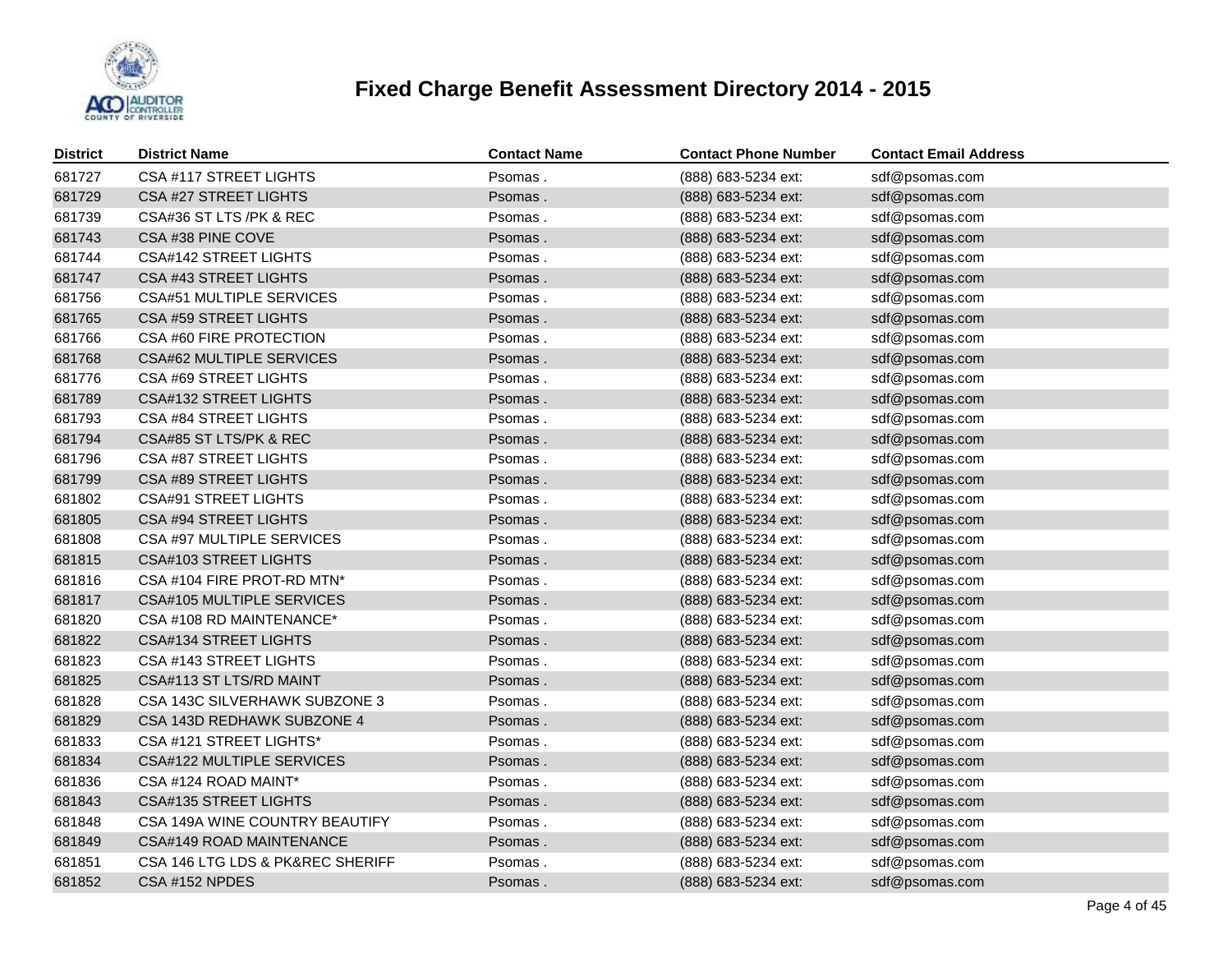# Fixed Charge Benefit Assessment Directory 2014 - 2015

| District | District Name | Contact Name | Contact Phone Number | Contact Email Address |
|---|---|---|---|---|
| 681727 | CSA #117 STREET LIGHTS | Psomas . | (888) 683-5234 ext: | sdf@psomas.com |
| 681729 | CSA #27 STREET LIGHTS | Psomas . | (888) 683-5234 ext: | sdf@psomas.com |
| 681739 | CSA#36 ST LTS /PK & REC | Psomas . | (888) 683-5234 ext: | sdf@psomas.com |
| 681743 | CSA #38 PINE COVE | Psomas . | (888) 683-5234 ext: | sdf@psomas.com |
| 681744 | CSA#142 STREET LIGHTS | Psomas . | (888) 683-5234 ext: | sdf@psomas.com |
| 681747 | CSA #43 STREET LIGHTS | Psomas . | (888) 683-5234 ext: | sdf@psomas.com |
| 681756 | CSA#51 MULTIPLE SERVICES | Psomas . | (888) 683-5234 ext: | sdf@psomas.com |
| 681765 | CSA #59 STREET LIGHTS | Psomas . | (888) 683-5234 ext: | sdf@psomas.com |
| 681766 | CSA #60 FIRE PROTECTION | Psomas . | (888) 683-5234 ext: | sdf@psomas.com |
| 681768 | CSA#62 MULTIPLE SERVICES | Psomas . | (888) 683-5234 ext: | sdf@psomas.com |
| 681776 | CSA #69 STREET LIGHTS | Psomas . | (888) 683-5234 ext: | sdf@psomas.com |
| 681789 | CSA#132 STREET LIGHTS | Psomas . | (888) 683-5234 ext: | sdf@psomas.com |
| 681793 | CSA #84 STREET LIGHTS | Psomas . | (888) 683-5234 ext: | sdf@psomas.com |
| 681794 | CSA#85 ST LTS/PK & REC | Psomas . | (888) 683-5234 ext: | sdf@psomas.com |
| 681796 | CSA #87 STREET LIGHTS | Psomas . | (888) 683-5234 ext: | sdf@psomas.com |
| 681799 | CSA #89 STREET LIGHTS | Psomas . | (888) 683-5234 ext: | sdf@psomas.com |
| 681802 | CSA#91 STREET LIGHTS | Psomas . | (888) 683-5234 ext: | sdf@psomas.com |
| 681805 | CSA #94 STREET LIGHTS | Psomas . | (888) 683-5234 ext: | sdf@psomas.com |
| 681808 | CSA #97 MULTIPLE SERVICES | Psomas . | (888) 683-5234 ext: | sdf@psomas.com |
| 681815 | CSA#103 STREET LIGHTS | Psomas . | (888) 683-5234 ext: | sdf@psomas.com |
| 681816 | CSA #104 FIRE PROT-RD MTN* | Psomas . | (888) 683-5234 ext: | sdf@psomas.com |
| 681817 | CSA#105 MULTIPLE SERVICES | Psomas . | (888) 683-5234 ext: | sdf@psomas.com |
| 681820 | CSA #108 RD MAINTENANCE* | Psomas . | (888) 683-5234 ext: | sdf@psomas.com |
| 681822 | CSA#134 STREET LIGHTS | Psomas . | (888) 683-5234 ext: | sdf@psomas.com |
| 681823 | CSA #143 STREET LIGHTS | Psomas . | (888) 683-5234 ext: | sdf@psomas.com |
| 681825 | CSA#113 ST LTS/RD MAINT | Psomas . | (888) 683-5234 ext: | sdf@psomas.com |
| 681828 | CSA 143C SILVERHAWK SUBZONE 3 | Psomas . | (888) 683-5234 ext: | sdf@psomas.com |
| 681829 | CSA 143D REDHAWK SUBZONE 4 | Psomas . | (888) 683-5234 ext: | sdf@psomas.com |
| 681833 | CSA #121 STREET LIGHTS* | Psomas . | (888) 683-5234 ext: | sdf@psomas.com |
| 681834 | CSA#122 MULTIPLE SERVICES | Psomas . | (888) 683-5234 ext: | sdf@psomas.com |
| 681836 | CSA #124 ROAD MAINT* | Psomas . | (888) 683-5234 ext: | sdf@psomas.com |
| 681843 | CSA#135 STREET LIGHTS | Psomas . | (888) 683-5234 ext: | sdf@psomas.com |
| 681848 | CSA 149A WINE COUNTRY BEAUTIFY | Psomas . | (888) 683-5234 ext: | sdf@psomas.com |
| 681849 | CSA#149 ROAD MAINTENANCE | Psomas . | (888) 683-5234 ext: | sdf@psomas.com |
| 681851 | CSA 146 LTG LDS & PK&REC SHERIFF | Psomas . | (888) 683-5234 ext: | sdf@psomas.com |
| 681852 | CSA #152 NPDES | Psomas . | (888) 683-5234 ext: | sdf@psomas.com |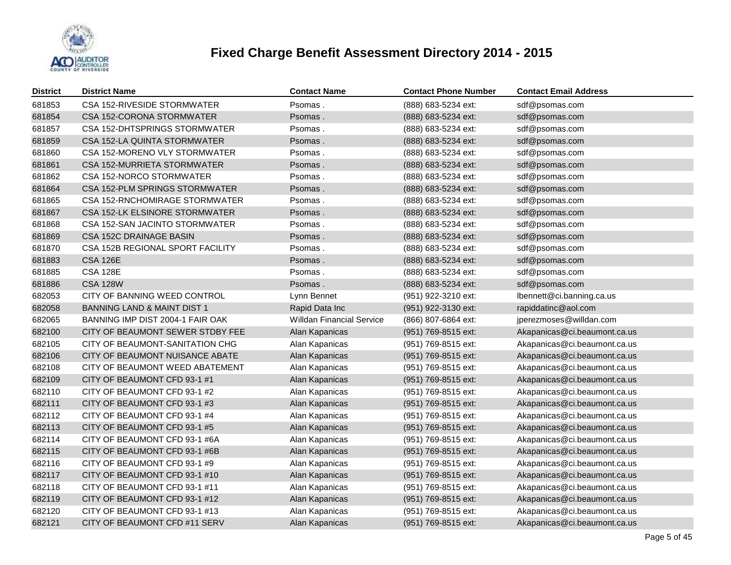# Fixed Charge Benefit Assessment Directory 2014 - 2015

| District | District Name | Contact Name | Contact Phone Number | Contact Email Address |
|---|---|---|---|---|
| 681853 | CSA 152-RIVESIDE STORMWATER | Psomas . | (888) 683-5234 ext: | sdf@psomas.com |
| 681854 | CSA 152-CORONA STORMWATER | Psomas . | (888) 683-5234 ext: | sdf@psomas.com |
| 681857 | CSA 152-DHTSPRINGS STORMWATER | Psomas . | (888) 683-5234 ext: | sdf@psomas.com |
| 681859 | CSA 152-LA QUINTA STORMWATER | Psomas . | (888) 683-5234 ext: | sdf@psomas.com |
| 681860 | CSA 152-MORENO VLY STORMWATER | Psomas . | (888) 683-5234 ext: | sdf@psomas.com |
| 681861 | CSA 152-MURRIETA STORMWATER | Psomas . | (888) 683-5234 ext: | sdf@psomas.com |
| 681862 | CSA 152-NORCO STORMWATER | Psomas . | (888) 683-5234 ext: | sdf@psomas.com |
| 681864 | CSA 152-PLM SPRINGS STORMWATER | Psomas . | (888) 683-5234 ext: | sdf@psomas.com |
| 681865 | CSA 152-RNCHOMIRAGE STORMWATER | Psomas . | (888) 683-5234 ext: | sdf@psomas.com |
| 681867 | CSA 152-LK ELSINORE STORMWATER | Psomas . | (888) 683-5234 ext: | sdf@psomas.com |
| 681868 | CSA 152-SAN JACINTO STORMWATER | Psomas . | (888) 683-5234 ext: | sdf@psomas.com |
| 681869 | CSA 152C DRAINAGE BASIN | Psomas . | (888) 683-5234 ext: | sdf@psomas.com |
| 681870 | CSA 152B REGIONAL SPORT FACILITY | Psomas . | (888) 683-5234 ext: | sdf@psomas.com |
| 681883 | CSA 126E | Psomas . | (888) 683-5234 ext: | sdf@psomas.com |
| 681885 | CSA 128E | Psomas . | (888) 683-5234 ext: | sdf@psomas.com |
| 681886 | CSA 128W | Psomas . | (888) 683-5234 ext: | sdf@psomas.com |
| 682053 | CITY OF BANNING WEED CONTROL | Lynn Bennet | (951) 922-3210 ext: | lbennett@ci.banning.ca.us |
| 682058 | BANNING LAND & MAINT DIST 1 | Rapid Data Inc | (951) 922-3130 ext: | rapiddatinc@aol.com |
| 682065 | BANNING IMP DIST 2004-1 FAIR OAK | Willdan Financial Service | (866) 807-6864 ext: | jperezmoses@willdan.com |
| 682100 | CITY OF BEAUMONT SEWER STDBY FEE | Alan Kapanicas | (951) 769-8515 ext: | Akapanicas@ci.beaumont.ca.us |
| 682105 | CITY OF BEAUMONT-SANITATION CHG | Alan Kapanicas | (951) 769-8515 ext: | Akapanicas@ci.beaumont.ca.us |
| 682106 | CITY OF BEAUMONT NUISANCE ABATE | Alan Kapanicas | (951) 769-8515 ext: | Akapanicas@ci.beaumont.ca.us |
| 682108 | CITY OF BEAUMONT WEED ABATEMENT | Alan Kapanicas | (951) 769-8515 ext: | Akapanicas@ci.beaumont.ca.us |
| 682109 | CITY OF BEAUMONT CFD 93-1 #1 | Alan Kapanicas | (951) 769-8515 ext: | Akapanicas@ci.beaumont.ca.us |
| 682110 | CITY OF BEAUMONT CFD 93-1 #2 | Alan Kapanicas | (951) 769-8515 ext: | Akapanicas@ci.beaumont.ca.us |
| 682111 | CITY OF BEAUMONT CFD 93-1 #3 | Alan Kapanicas | (951) 769-8515 ext: | Akapanicas@ci.beaumont.ca.us |
| 682112 | CITY OF BEAUMONT CFD 93-1 #4 | Alan Kapanicas | (951) 769-8515 ext: | Akapanicas@ci.beaumont.ca.us |
| 682113 | CITY OF BEAUMONT CFD 93-1 #5 | Alan Kapanicas | (951) 769-8515 ext: | Akapanicas@ci.beaumont.ca.us |
| 682114 | CITY OF BEAUMONT CFD 93-1 #6A | Alan Kapanicas | (951) 769-8515 ext: | Akapanicas@ci.beaumont.ca.us |
| 682115 | CITY OF BEAUMONT CFD 93-1 #6B | Alan Kapanicas | (951) 769-8515 ext: | Akapanicas@ci.beaumont.ca.us |
| 682116 | CITY OF BEAUMONT CFD 93-1 #9 | Alan Kapanicas | (951) 769-8515 ext: | Akapanicas@ci.beaumont.ca.us |
| 682117 | CITY OF BEAUMONT CFD 93-1 #10 | Alan Kapanicas | (951) 769-8515 ext: | Akapanicas@ci.beaumont.ca.us |
| 682118 | CITY OF BEAUMONT CFD 93-1 #11 | Alan Kapanicas | (951) 769-8515 ext: | Akapanicas@ci.beaumont.ca.us |
| 682119 | CITY OF BEAUMONT CFD 93-1 #12 | Alan Kapanicas | (951) 769-8515 ext: | Akapanicas@ci.beaumont.ca.us |
| 682120 | CITY OF BEAUMONT CFD 93-1 #13 | Alan Kapanicas | (951) 769-8515 ext: | Akapanicas@ci.beaumont.ca.us |
| 682121 | CITY OF BEAUMONT CFD #11 SERV | Alan Kapanicas | (951) 769-8515 ext: | Akapanicas@ci.beaumont.ca.us |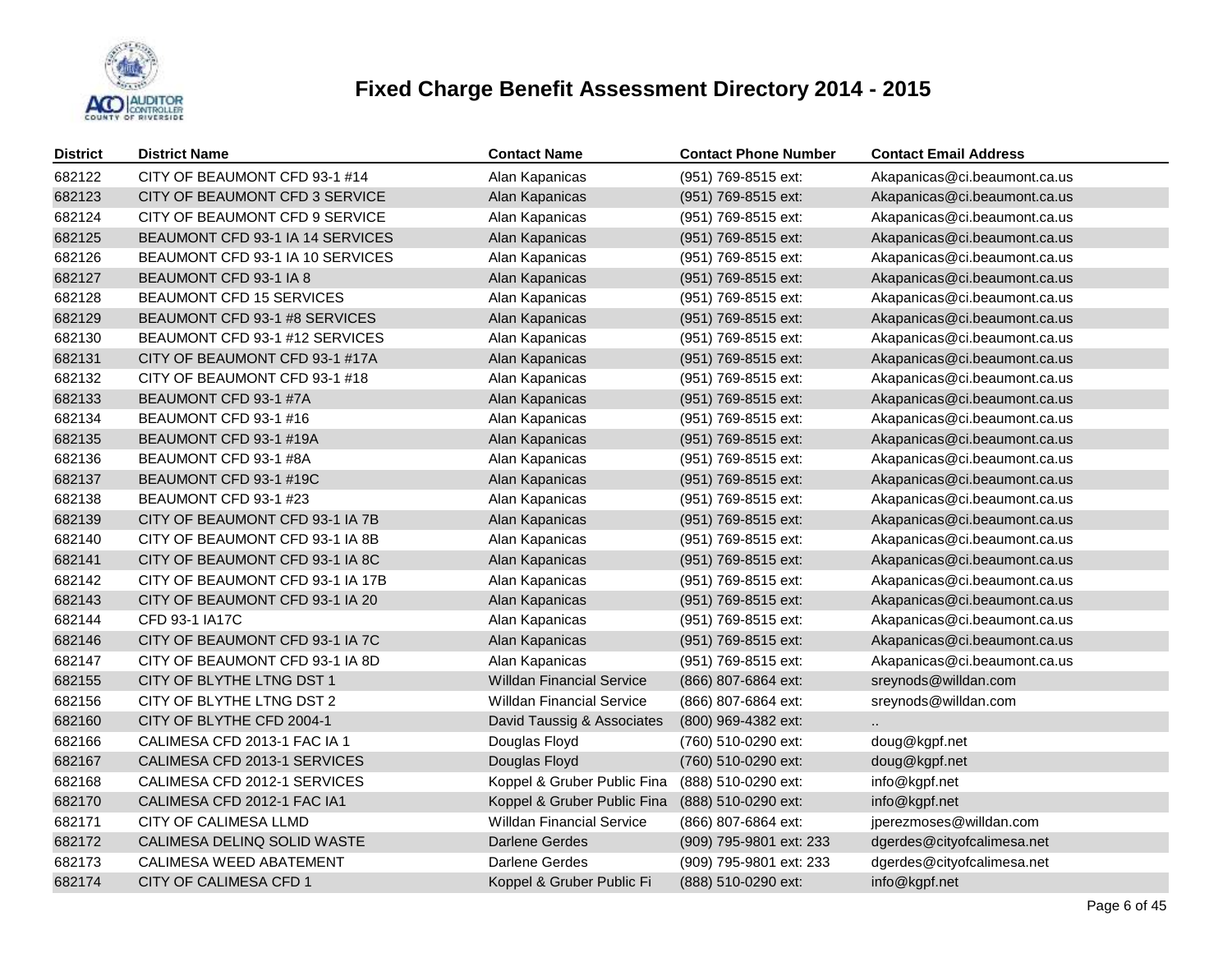# Fixed Charge Benefit Assessment Directory 2014 - 2015

| District | District Name | Contact Name | Contact Phone Number | Contact Email Address |
|---|---|---|---|---|
| 682122 | CITY OF BEAUMONT CFD 93-1 #14 | Alan Kapanicas | (951) 769-8515 ext: | Akapanicas@ci.beaumont.ca.us |
| 682123 | CITY OF BEAUMONT CFD 3 SERVICE | Alan Kapanicas | (951) 769-8515 ext: | Akapanicas@ci.beaumont.ca.us |
| 682124 | CITY OF BEAUMONT CFD 9 SERVICE | Alan Kapanicas | (951) 769-8515 ext: | Akapanicas@ci.beaumont.ca.us |
| 682125 | BEAUMONT CFD 93-1 IA 14 SERVICES | Alan Kapanicas | (951) 769-8515 ext: | Akapanicas@ci.beaumont.ca.us |
| 682126 | BEAUMONT CFD 93-1 IA 10 SERVICES | Alan Kapanicas | (951) 769-8515 ext: | Akapanicas@ci.beaumont.ca.us |
| 682127 | BEAUMONT CFD 93-1 IA 8 | Alan Kapanicas | (951) 769-8515 ext: | Akapanicas@ci.beaumont.ca.us |
| 682128 | BEAUMONT CFD 15 SERVICES | Alan Kapanicas | (951) 769-8515 ext: | Akapanicas@ci.beaumont.ca.us |
| 682129 | BEAUMONT CFD 93-1 #8 SERVICES | Alan Kapanicas | (951) 769-8515 ext: | Akapanicas@ci.beaumont.ca.us |
| 682130 | BEAUMONT CFD 93-1 #12 SERVICES | Alan Kapanicas | (951) 769-8515 ext: | Akapanicas@ci.beaumont.ca.us |
| 682131 | CITY OF BEAUMONT CFD 93-1 #17A | Alan Kapanicas | (951) 769-8515 ext: | Akapanicas@ci.beaumont.ca.us |
| 682132 | CITY OF BEAUMONT CFD 93-1 #18 | Alan Kapanicas | (951) 769-8515 ext: | Akapanicas@ci.beaumont.ca.us |
| 682133 | BEAUMONT CFD 93-1 #7A | Alan Kapanicas | (951) 769-8515 ext: | Akapanicas@ci.beaumont.ca.us |
| 682134 | BEAUMONT CFD 93-1 #16 | Alan Kapanicas | (951) 769-8515 ext: | Akapanicas@ci.beaumont.ca.us |
| 682135 | BEAUMONT CFD 93-1 #19A | Alan Kapanicas | (951) 769-8515 ext: | Akapanicas@ci.beaumont.ca.us |
| 682136 | BEAUMONT CFD 93-1 #8A | Alan Kapanicas | (951) 769-8515 ext: | Akapanicas@ci.beaumont.ca.us |
| 682137 | BEAUMONT CFD 93-1 #19C | Alan Kapanicas | (951) 769-8515 ext: | Akapanicas@ci.beaumont.ca.us |
| 682138 | BEAUMONT CFD 93-1 #23 | Alan Kapanicas | (951) 769-8515 ext: | Akapanicas@ci.beaumont.ca.us |
| 682139 | CITY OF BEAUMONT CFD 93-1 IA 7B | Alan Kapanicas | (951) 769-8515 ext: | Akapanicas@ci.beaumont.ca.us |
| 682140 | CITY OF BEAUMONT CFD 93-1 IA 8B | Alan Kapanicas | (951) 769-8515 ext: | Akapanicas@ci.beaumont.ca.us |
| 682141 | CITY OF BEAUMONT CFD 93-1 IA 8C | Alan Kapanicas | (951) 769-8515 ext: | Akapanicas@ci.beaumont.ca.us |
| 682142 | CITY OF BEAUMONT CFD 93-1 IA 17B | Alan Kapanicas | (951) 769-8515 ext: | Akapanicas@ci.beaumont.ca.us |
| 682143 | CITY OF BEAUMONT CFD 93-1 IA 20 | Alan Kapanicas | (951) 769-8515 ext: | Akapanicas@ci.beaumont.ca.us |
| 682144 | CFD 93-1 IA17C | Alan Kapanicas | (951) 769-8515 ext: | Akapanicas@ci.beaumont.ca.us |
| 682146 | CITY OF BEAUMONT CFD 93-1 IA 7C | Alan Kapanicas | (951) 769-8515 ext: | Akapanicas@ci.beaumont.ca.us |
| 682147 | CITY OF BEAUMONT CFD 93-1 IA 8D | Alan Kapanicas | (951) 769-8515 ext: | Akapanicas@ci.beaumont.ca.us |
| 682155 | CITY OF BLYTHE LTNG DST 1 | Willdan Financial Service | (866) 807-6864 ext: | sreynods@willdan.com |
| 682156 | CITY OF BLYTHE LTNG DST 2 | Willdan Financial Service | (866) 807-6864 ext: | sreynods@willdan.com |
| 682160 | CITY OF BLYTHE CFD 2004-1 | David Taussig & Associates | (800) 969-4382 ext: | .. |
| 682166 | CALIMESA CFD 2013-1 FAC IA 1 | Douglas Floyd | (760) 510-0290 ext: | doug@kgpf.net |
| 682167 | CALIMESA CFD 2013-1 SERVICES | Douglas Floyd | (760) 510-0290 ext: | doug@kgpf.net |
| 682168 | CALIMESA CFD 2012-1 SERVICES | Koppel & Gruber Public Fina | (888) 510-0290 ext: | info@kgpf.net |
| 682170 | CALIMESA CFD 2012-1 FAC IA1 | Koppel & Gruber Public Fina | (888) 510-0290 ext: | info@kgpf.net |
| 682171 | CITY OF CALIMESA LLMD | Willdan Financial Service | (866) 807-6864 ext: | jperezmoses@willdan.com |
| 682172 | CALIMESA DELINQ SOLID WASTE | Darlene Gerdes | (909) 795-9801 ext: 233 | dgerdes@cityofcalimesa.net |
| 682173 | CALIMESA WEED ABATEMENT | Darlene Gerdes | (909) 795-9801 ext: 233 | dgerdes@cityofcalimesa.net |
| 682174 | CITY OF CALIMESA CFD 1 | Koppel & Gruber Public Fi | (888) 510-0290 ext: | info@kgpf.net |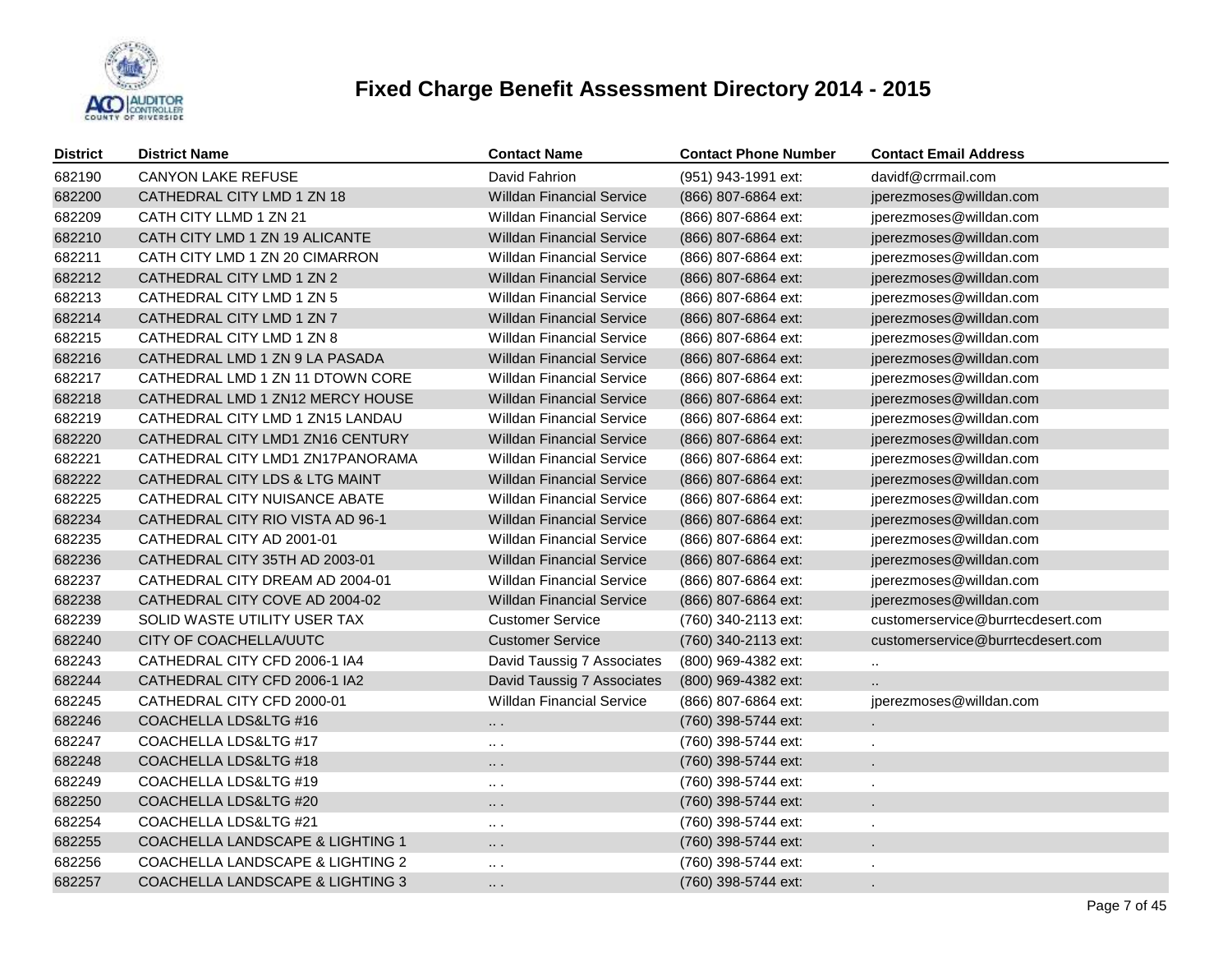# Fixed Charge Benefit Assessment Directory 2014 - 2015

| District | District Name | Contact Name | Contact Phone Number | Contact Email Address |
|---|---|---|---|---|
| 682190 | CANYON LAKE REFUSE | David Fahrion | (951) 943-1991 ext: | davidf@crrmail.com |
| 682200 | CATHEDRAL CITY LMD 1 ZN 18 | Willdan Financial Service | (866) 807-6864 ext: | jperezmoses@willdan.com |
| 682209 | CATH CITY LLMD 1 ZN 21 | Willdan Financial Service | (866) 807-6864 ext: | jperezmoses@willdan.com |
| 682210 | CATH CITY LMD 1 ZN 19 ALICANTE | Willdan Financial Service | (866) 807-6864 ext: | jperezmoses@willdan.com |
| 682211 | CATH CITY LMD 1 ZN 20 CIMARRON | Willdan Financial Service | (866) 807-6864 ext: | jperezmoses@willdan.com |
| 682212 | CATHEDRAL CITY LMD 1 ZN 2 | Willdan Financial Service | (866) 807-6864 ext: | jperezmoses@willdan.com |
| 682213 | CATHEDRAL CITY LMD 1 ZN 5 | Willdan Financial Service | (866) 807-6864 ext: | jperezmoses@willdan.com |
| 682214 | CATHEDRAL CITY LMD 1 ZN 7 | Willdan Financial Service | (866) 807-6864 ext: | jperezmoses@willdan.com |
| 682215 | CATHEDRAL CITY LMD 1 ZN 8 | Willdan Financial Service | (866) 807-6864 ext: | jperezmoses@willdan.com |
| 682216 | CATHEDRAL LMD 1 ZN 9 LA PASADA | Willdan Financial Service | (866) 807-6864 ext: | jperezmoses@willdan.com |
| 682217 | CATHEDRAL LMD 1 ZN 11 DTOWN CORE | Willdan Financial Service | (866) 807-6864 ext: | jperezmoses@willdan.com |
| 682218 | CATHEDRAL LMD 1 ZN12 MERCY HOUSE | Willdan Financial Service | (866) 807-6864 ext: | jperezmoses@willdan.com |
| 682219 | CATHEDRAL CITY LMD 1 ZN15 LANDAU | Willdan Financial Service | (866) 807-6864 ext: | jperezmoses@willdan.com |
| 682220 | CATHEDRAL CITY LMD1 ZN16 CENTURY | Willdan Financial Service | (866) 807-6864 ext: | jperezmoses@willdan.com |
| 682221 | CATHEDRAL CITY LMD1 ZN17PANORAMA | Willdan Financial Service | (866) 807-6864 ext: | jperezmoses@willdan.com |
| 682222 | CATHEDRAL CITY LDS & LTG MAINT | Willdan Financial Service | (866) 807-6864 ext: | jperezmoses@willdan.com |
| 682225 | CATHEDRAL CITY NUISANCE ABATE | Willdan Financial Service | (866) 807-6864 ext: | jperezmoses@willdan.com |
| 682234 | CATHEDRAL CITY RIO VISTA AD 96-1 | Willdan Financial Service | (866) 807-6864 ext: | jperezmoses@willdan.com |
| 682235 | CATHEDRAL CITY AD 2001-01 | Willdan Financial Service | (866) 807-6864 ext: | jperezmoses@willdan.com |
| 682236 | CATHEDRAL CITY 35TH AD 2003-01 | Willdan Financial Service | (866) 807-6864 ext: | jperezmoses@willdan.com |
| 682237 | CATHEDRAL CITY DREAM AD 2004-01 | Willdan Financial Service | (866) 807-6864 ext: | jperezmoses@willdan.com |
| 682238 | CATHEDRAL CITY COVE AD 2004-02 | Willdan Financial Service | (866) 807-6864 ext: | jperezmoses@willdan.com |
| 682239 | SOLID WASTE UTILITY USER TAX | Customer Service | (760) 340-2113 ext: | customerservice@burrtecdesert.com |
| 682240 | CITY OF COACHELLA/UUTC | Customer Service | (760) 340-2113 ext: | customerservice@burrtecdesert.com |
| 682243 | CATHEDRAL CITY CFD 2006-1 IA4 | David Taussig 7 Associates | (800) 969-4382 ext: | .. |
| 682244 | CATHEDRAL CITY CFD 2006-1 IA2 | David Taussig 7 Associates | (800) 969-4382 ext: | .. |
| 682245 | CATHEDRAL CITY CFD 2000-01 | Willdan Financial Service | (866) 807-6864 ext: | jperezmoses@willdan.com |
| 682246 | COACHELLA LDS&LTG #16 | .. . | (760) 398-5744 ext: | . |
| 682247 | COACHELLA LDS&LTG #17 | .. . | (760) 398-5744 ext: | . |
| 682248 | COACHELLA LDS&LTG #18 | .. . | (760) 398-5744 ext: | . |
| 682249 | COACHELLA LDS&LTG #19 | .. . | (760) 398-5744 ext: | . |
| 682250 | COACHELLA LDS&LTG #20 | .. . | (760) 398-5744 ext: | . |
| 682254 | COACHELLA LDS&LTG #21 | .. . | (760) 398-5744 ext: | . |
| 682255 | COACHELLA LANDSCAPE & LIGHTING 1 | .. . | (760) 398-5744 ext: | . |
| 682256 | COACHELLA LANDSCAPE & LIGHTING 2 | .. . | (760) 398-5744 ext: | . |
| 682257 | COACHELLA LANDSCAPE & LIGHTING 3 | .. . | (760) 398-5744 ext: | . |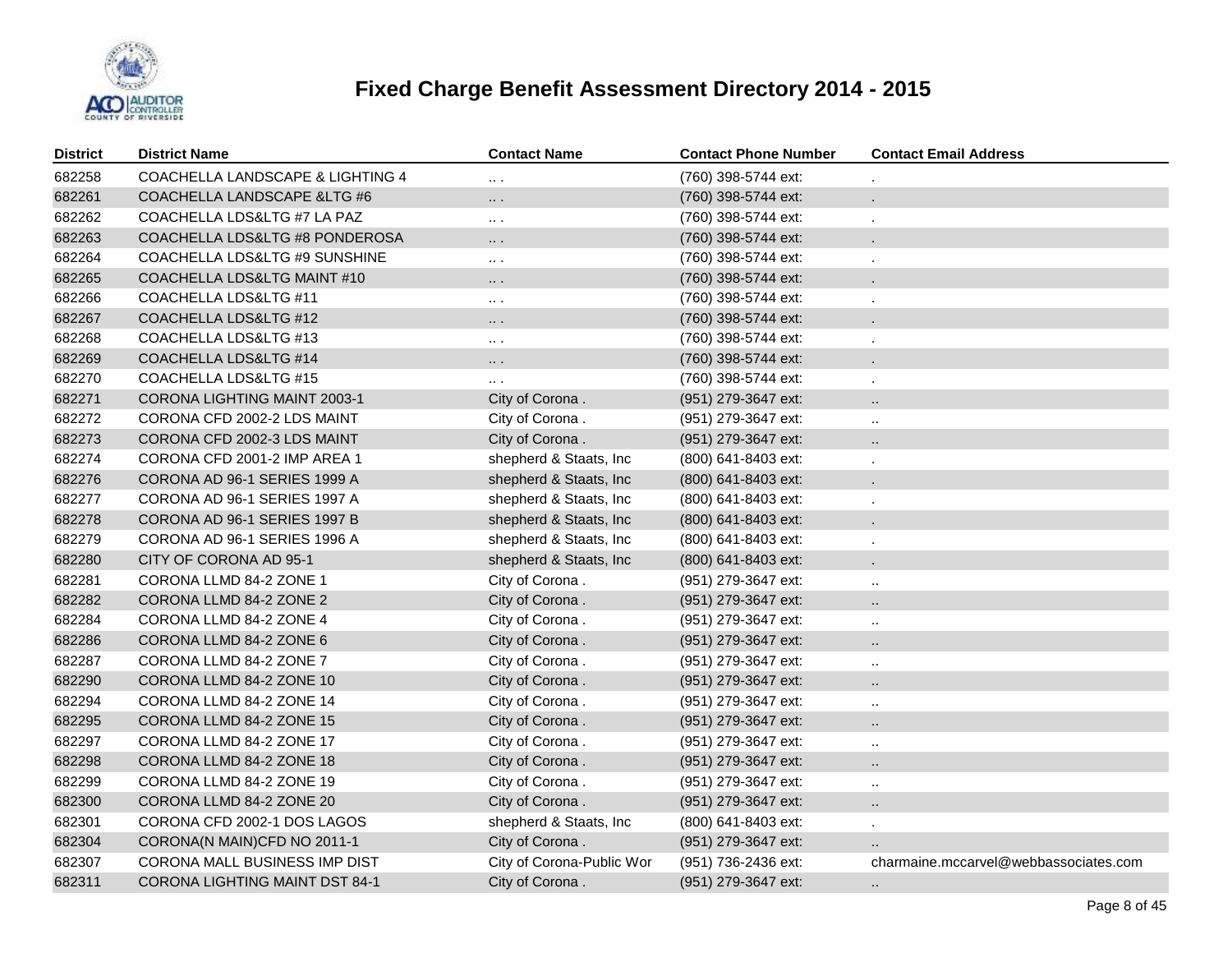# Fixed Charge Benefit Assessment Directory 2014 - 2015

| District | District Name | Contact Name | Contact Phone Number | Contact Email Address |
|---|---|---|---|---|
| 682258 | COACHELLA LANDSCAPE & LIGHTING 4 | .. . | (760) 398-5744 ext: | . |
| 682261 | COACHELLA LANDSCAPE &LTG #6 | .. . | (760) 398-5744 ext: | . |
| 682262 | COACHELLA LDS&LTG #7 LA PAZ | .. . | (760) 398-5744 ext: | . |
| 682263 | COACHELLA LDS&LTG #8 PONDEROSA | .. . | (760) 398-5744 ext: | . |
| 682264 | COACHELLA LDS&LTG #9 SUNSHINE | .. . | (760) 398-5744 ext: | . |
| 682265 | COACHELLA LDS&LTG MAINT #10 | .. . | (760) 398-5744 ext: | . |
| 682266 | COACHELLA LDS&LTG #11 | .. . | (760) 398-5744 ext: | . |
| 682267 | COACHELLA LDS&LTG #12 | .. . | (760) 398-5744 ext: | . |
| 682268 | COACHELLA LDS&LTG #13 | .. . | (760) 398-5744 ext: | . |
| 682269 | COACHELLA LDS&LTG #14 | .. . | (760) 398-5744 ext: | . |
| 682270 | COACHELLA LDS&LTG #15 | .. . | (760) 398-5744 ext: | . |
| 682271 | CORONA LIGHTING MAINT 2003-1 | City of Corona . | (951) 279-3647 ext: | .. |
| 682272 | CORONA CFD 2002-2 LDS MAINT | City of Corona . | (951) 279-3647 ext: | .. |
| 682273 | CORONA CFD 2002-3 LDS MAINT | City of Corona . | (951) 279-3647 ext: | .. |
| 682274 | CORONA CFD 2001-2 IMP AREA 1 | shepherd & Staats, Inc | (800) 641-8403 ext: | . |
| 682276 | CORONA AD 96-1 SERIES 1999 A | shepherd & Staats, Inc | (800) 641-8403 ext: | . |
| 682277 | CORONA AD 96-1 SERIES 1997 A | shepherd & Staats, Inc | (800) 641-8403 ext: | . |
| 682278 | CORONA AD 96-1 SERIES 1997 B | shepherd & Staats, Inc | (800) 641-8403 ext: | . |
| 682279 | CORONA AD 96-1 SERIES 1996 A | shepherd & Staats, Inc | (800) 641-8403 ext: | . |
| 682280 | CITY OF CORONA AD 95-1 | shepherd & Staats, Inc | (800) 641-8403 ext: | . |
| 682281 | CORONA LLMD 84-2 ZONE 1 | City of Corona . | (951) 279-3647 ext: | .. |
| 682282 | CORONA LLMD 84-2 ZONE 2 | City of Corona . | (951) 279-3647 ext: | .. |
| 682284 | CORONA LLMD 84-2 ZONE 4 | City of Corona . | (951) 279-3647 ext: | .. |
| 682286 | CORONA LLMD 84-2 ZONE 6 | City of Corona . | (951) 279-3647 ext: | .. |
| 682287 | CORONA LLMD 84-2 ZONE 7 | City of Corona . | (951) 279-3647 ext: | .. |
| 682290 | CORONA LLMD 84-2 ZONE 10 | City of Corona . | (951) 279-3647 ext: | .. |
| 682294 | CORONA LLMD 84-2 ZONE 14 | City of Corona . | (951) 279-3647 ext: | .. |
| 682295 | CORONA LLMD 84-2 ZONE 15 | City of Corona . | (951) 279-3647 ext: | .. |
| 682297 | CORONA LLMD 84-2 ZONE 17 | City of Corona . | (951) 279-3647 ext: | .. |
| 682298 | CORONA LLMD 84-2 ZONE 18 | City of Corona . | (951) 279-3647 ext: | .. |
| 682299 | CORONA LLMD 84-2 ZONE 19 | City of Corona . | (951) 279-3647 ext: | .. |
| 682300 | CORONA LLMD 84-2 ZONE 20 | City of Corona . | (951) 279-3647 ext: | .. |
| 682301 | CORONA CFD 2002-1 DOS LAGOS | shepherd & Staats, Inc | (800) 641-8403 ext: | . |
| 682304 | CORONA(N MAIN)CFD NO 2011-1 | City of Corona . | (951) 279-3647 ext: | .. |
| 682307 | CORONA MALL BUSINESS IMP DIST | City of Corona-Public Wor | (951) 736-2436 ext: | charmaine.mccarvel@webbassociates.com |
| 682311 | CORONA LIGHTING MAINT DST 84-1 | City of Corona . | (951) 279-3647 ext: | .. |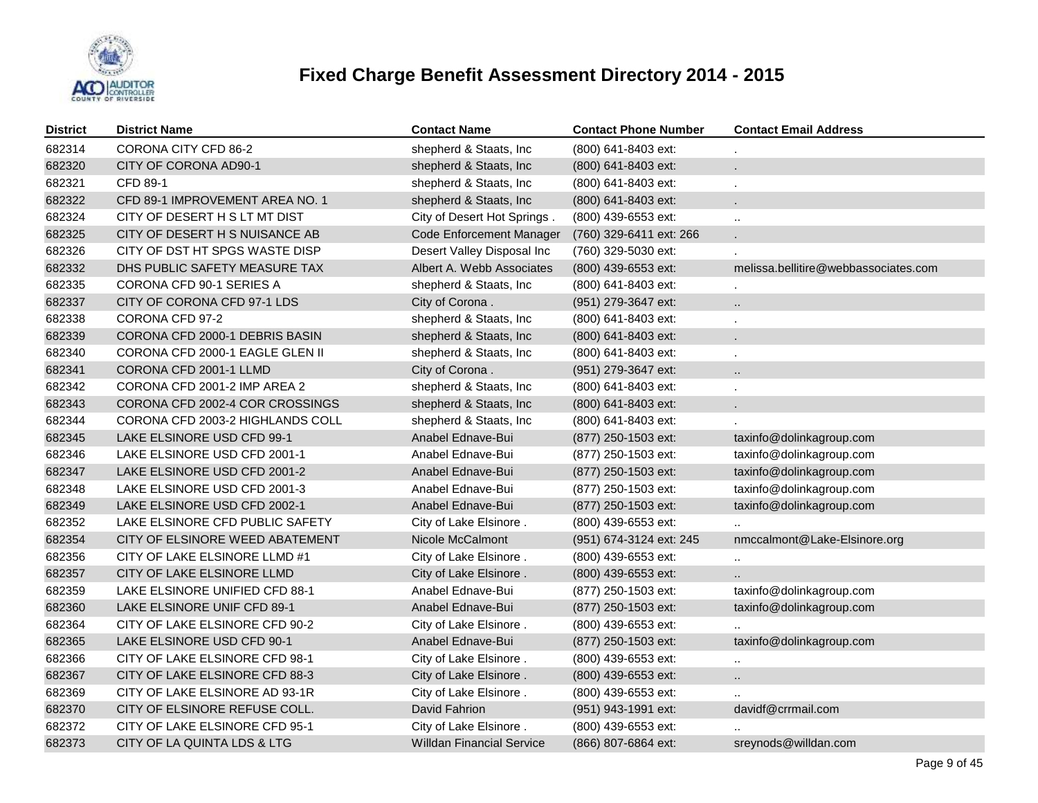# Fixed Charge Benefit Assessment Directory 2014 - 2015

| District | District Name | Contact Name | Contact Phone Number | Contact Email Address |
|---|---|---|---|---|
| 682314 | CORONA CITY CFD 86-2 | shepherd & Staats, Inc | (800) 641-8403 ext: | . |
| 682320 | CITY OF CORONA AD90-1 | shepherd & Staats, Inc | (800) 641-8403 ext: | . |
| 682321 | CFD 89-1 | shepherd & Staats, Inc | (800) 641-8403 ext: | . |
| 682322 | CFD 89-1 IMPROVEMENT AREA NO. 1 | shepherd & Staats, Inc | (800) 641-8403 ext: | . |
| 682324 | CITY OF DESERT H S LT MT DIST | City of Desert Hot Springs . | (800) 439-6553 ext: | .. |
| 682325 | CITY OF DESERT H S NUISANCE AB | Code Enforcement Manager | (760) 329-6411 ext: 266 | . |
| 682326 | CITY OF DST HT SPGS WASTE DISP | Desert Valley Disposal Inc | (760) 329-5030 ext: | . |
| 682332 | DHS PUBLIC SAFETY MEASURE TAX | Albert A. Webb Associates | (800) 439-6553 ext: | melissa.bellitire@webbassociates.com |
| 682335 | CORONA CFD 90-1 SERIES A | shepherd & Staats, Inc | (800) 641-8403 ext: | . |
| 682337 | CITY OF CORONA CFD 97-1 LDS | City of Corona . | (951) 279-3647 ext: | .. |
| 682338 | CORONA CFD 97-2 | shepherd & Staats, Inc | (800) 641-8403 ext: | . |
| 682339 | CORONA CFD 2000-1 DEBRIS BASIN | shepherd & Staats, Inc | (800) 641-8403 ext: | . |
| 682340 | CORONA CFD 2000-1 EAGLE GLEN II | shepherd & Staats, Inc | (800) 641-8403 ext: | . |
| 682341 | CORONA CFD 2001-1 LLMD | City of Corona . | (951) 279-3647 ext: | .. |
| 682342 | CORONA CFD 2001-2 IMP AREA 2 | shepherd & Staats, Inc | (800) 641-8403 ext: | . |
| 682343 | CORONA CFD 2002-4 COR CROSSINGS | shepherd & Staats, Inc | (800) 641-8403 ext: | . |
| 682344 | CORONA CFD 2003-2 HIGHLANDS COLL | shepherd & Staats, Inc | (800) 641-8403 ext: | . |
| 682345 | LAKE ELSINORE USD CFD 99-1 | Anabel Ednave-Bui | (877) 250-1503 ext: | taxinfo@dolinkagroup.com |
| 682346 | LAKE ELSINORE USD CFD 2001-1 | Anabel Ednave-Bui | (877) 250-1503 ext: | taxinfo@dolinkagroup.com |
| 682347 | LAKE ELSINORE USD CFD 2001-2 | Anabel Ednave-Bui | (877) 250-1503 ext: | taxinfo@dolinkagroup.com |
| 682348 | LAKE ELSINORE USD CFD 2001-3 | Anabel Ednave-Bui | (877) 250-1503 ext: | taxinfo@dolinkagroup.com |
| 682349 | LAKE ELSINORE USD CFD 2002-1 | Anabel Ednave-Bui | (877) 250-1503 ext: | taxinfo@dolinkagroup.com |
| 682352 | LAKE ELSINORE CFD PUBLIC SAFETY | City of Lake Elsinore . | (800) 439-6553 ext: | .. |
| 682354 | CITY OF ELSINORE WEED ABATEMENT | Nicole McCalmont | (951) 674-3124 ext: 245 | nmccalmont@Lake-Elsinore.org |
| 682356 | CITY OF LAKE ELSINORE LLMD #1 | City of Lake Elsinore . | (800) 439-6553 ext: | .. |
| 682357 | CITY OF LAKE ELSINORE LLMD | City of Lake Elsinore . | (800) 439-6553 ext: | .. |
| 682359 | LAKE ELSINORE UNIFIED CFD 88-1 | Anabel Ednave-Bui | (877) 250-1503 ext: | taxinfo@dolinkagroup.com |
| 682360 | LAKE ELSINORE UNIF CFD 89-1 | Anabel Ednave-Bui | (877) 250-1503 ext: | taxinfo@dolinkagroup.com |
| 682364 | CITY OF LAKE ELSINORE CFD 90-2 | City of Lake Elsinore . | (800) 439-6553 ext: | .. |
| 682365 | LAKE ELSINORE USD CFD 90-1 | Anabel Ednave-Bui | (877) 250-1503 ext: | taxinfo@dolinkagroup.com |
| 682366 | CITY OF LAKE ELSINORE CFD 98-1 | City of Lake Elsinore . | (800) 439-6553 ext: | .. |
| 682367 | CITY OF LAKE ELSINORE CFD 88-3 | City of Lake Elsinore . | (800) 439-6553 ext: | .. |
| 682369 | CITY OF LAKE ELSINORE AD 93-1R | City of Lake Elsinore . | (800) 439-6553 ext: | .. |
| 682370 | CITY OF ELSINORE REFUSE COLL. | David Fahrion | (951) 943-1991 ext: | davidf@crrmail.com |
| 682372 | CITY OF LAKE ELSINORE CFD 95-1 | City of Lake Elsinore . | (800) 439-6553 ext: | .. |
| 682373 | CITY OF LA QUINTA LDS & LTG | Willdan Financial Service | (866) 807-6864 ext: | sreynods@willdan.com |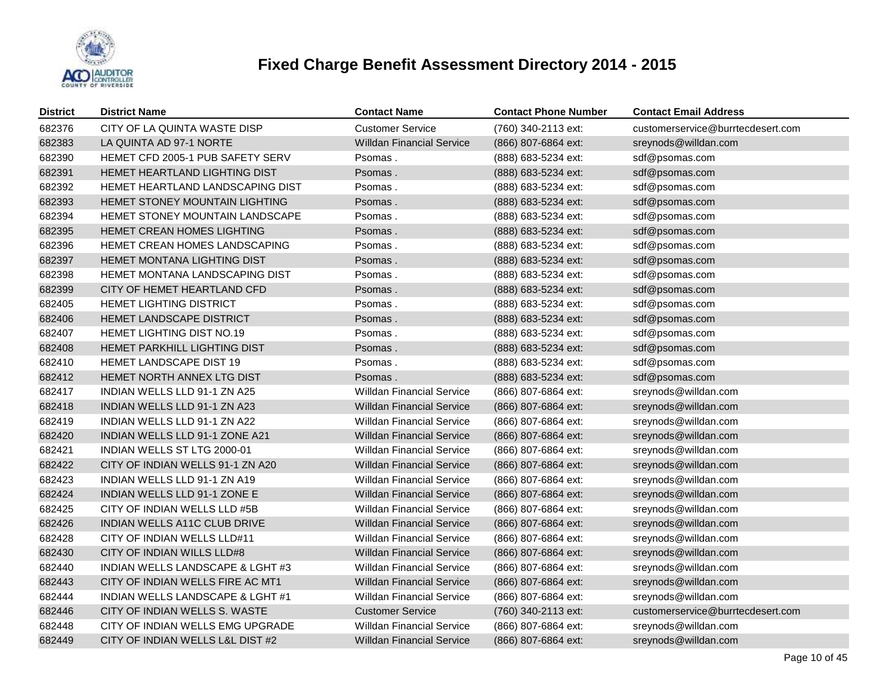# Fixed Charge Benefit Assessment Directory 2014 - 2015

| District | District Name | Contact Name | Contact Phone Number | Contact Email Address |
|---|---|---|---|---|
| 682376 | CITY OF LA QUINTA WASTE DISP | Customer Service | (760) 340-2113 ext: | customerservice@burrtecdesert.com |
| 682383 | LA QUINTA AD 97-1 NORTE | Willdan Financial Service | (866) 807-6864 ext: | sreynods@willdan.com |
| 682390 | HEMET CFD 2005-1 PUB SAFETY SERV | Psomas . | (888) 683-5234 ext: | sdf@psomas.com |
| 682391 | HEMET HEARTLAND LIGHTING DIST | Psomas . | (888) 683-5234 ext: | sdf@psomas.com |
| 682392 | HEMET HEARTLAND LANDSCAPING DIST | Psomas . | (888) 683-5234 ext: | sdf@psomas.com |
| 682393 | HEMET STONEY MOUNTAIN LIGHTING | Psomas . | (888) 683-5234 ext: | sdf@psomas.com |
| 682394 | HEMET STONEY MOUNTAIN LANDSCAPE | Psomas . | (888) 683-5234 ext: | sdf@psomas.com |
| 682395 | HEMET CREAN HOMES LIGHTING | Psomas . | (888) 683-5234 ext: | sdf@psomas.com |
| 682396 | HEMET CREAN HOMES LANDSCAPING | Psomas . | (888) 683-5234 ext: | sdf@psomas.com |
| 682397 | HEMET MONTANA LIGHTING DIST | Psomas . | (888) 683-5234 ext: | sdf@psomas.com |
| 682398 | HEMET MONTANA LANDSCAPING DIST | Psomas . | (888) 683-5234 ext: | sdf@psomas.com |
| 682399 | CITY OF HEMET HEARTLAND CFD | Psomas . | (888) 683-5234 ext: | sdf@psomas.com |
| 682405 | HEMET LIGHTING DISTRICT | Psomas . | (888) 683-5234 ext: | sdf@psomas.com |
| 682406 | HEMET LANDSCAPE DISTRICT | Psomas . | (888) 683-5234 ext: | sdf@psomas.com |
| 682407 | HEMET LIGHTING DIST NO.19 | Psomas . | (888) 683-5234 ext: | sdf@psomas.com |
| 682408 | HEMET PARKHILL LIGHTING DIST | Psomas . | (888) 683-5234 ext: | sdf@psomas.com |
| 682410 | HEMET LANDSCAPE DIST 19 | Psomas . | (888) 683-5234 ext: | sdf@psomas.com |
| 682412 | HEMET NORTH ANNEX LTG DIST | Psomas . | (888) 683-5234 ext: | sdf@psomas.com |
| 682417 | INDIAN WELLS LLD 91-1 ZN A25 | Willdan Financial Service | (866) 807-6864 ext: | sreynods@willdan.com |
| 682418 | INDIAN WELLS LLD 91-1 ZN A23 | Willdan Financial Service | (866) 807-6864 ext: | sreynods@willdan.com |
| 682419 | INDIAN WELLS LLD 91-1 ZN A22 | Willdan Financial Service | (866) 807-6864 ext: | sreynods@willdan.com |
| 682420 | INDIAN WELLS LLD 91-1 ZONE A21 | Willdan Financial Service | (866) 807-6864 ext: | sreynods@willdan.com |
| 682421 | INDIAN WELLS ST LTG 2000-01 | Willdan Financial Service | (866) 807-6864 ext: | sreynods@willdan.com |
| 682422 | CITY OF INDIAN WELLS 91-1 ZN A20 | Willdan Financial Service | (866) 807-6864 ext: | sreynods@willdan.com |
| 682423 | INDIAN WELLS LLD 91-1 ZN A19 | Willdan Financial Service | (866) 807-6864 ext: | sreynods@willdan.com |
| 682424 | INDIAN WELLS LLD 91-1 ZONE E | Willdan Financial Service | (866) 807-6864 ext: | sreynods@willdan.com |
| 682425 | CITY OF INDIAN WELLS LLD #5B | Willdan Financial Service | (866) 807-6864 ext: | sreynods@willdan.com |
| 682426 | INDIAN WELLS A11C CLUB DRIVE | Willdan Financial Service | (866) 807-6864 ext: | sreynods@willdan.com |
| 682428 | CITY OF INDIAN WELLS LLD#11 | Willdan Financial Service | (866) 807-6864 ext: | sreynods@willdan.com |
| 682430 | CITY OF INDIAN WILLS LLD#8 | Willdan Financial Service | (866) 807-6864 ext: | sreynods@willdan.com |
| 682440 | INDIAN WELLS LANDSCAPE & LGHT #3 | Willdan Financial Service | (866) 807-6864 ext: | sreynods@willdan.com |
| 682443 | CITY OF INDIAN WELLS FIRE AC MT1 | Willdan Financial Service | (866) 807-6864 ext: | sreynods@willdan.com |
| 682444 | INDIAN WELLS LANDSCAPE & LGHT #1 | Willdan Financial Service | (866) 807-6864 ext: | sreynods@willdan.com |
| 682446 | CITY OF INDIAN WELLS S. WASTE | Customer Service | (760) 340-2113 ext: | customerservice@burrtecdesert.com |
| 682448 | CITY OF INDIAN WELLS EMG UPGRADE | Willdan Financial Service | (866) 807-6864 ext: | sreynods@willdan.com |
| 682449 | CITY OF INDIAN WELLS L&L DIST #2 | Willdan Financial Service | (866) 807-6864 ext: | sreynods@willdan.com |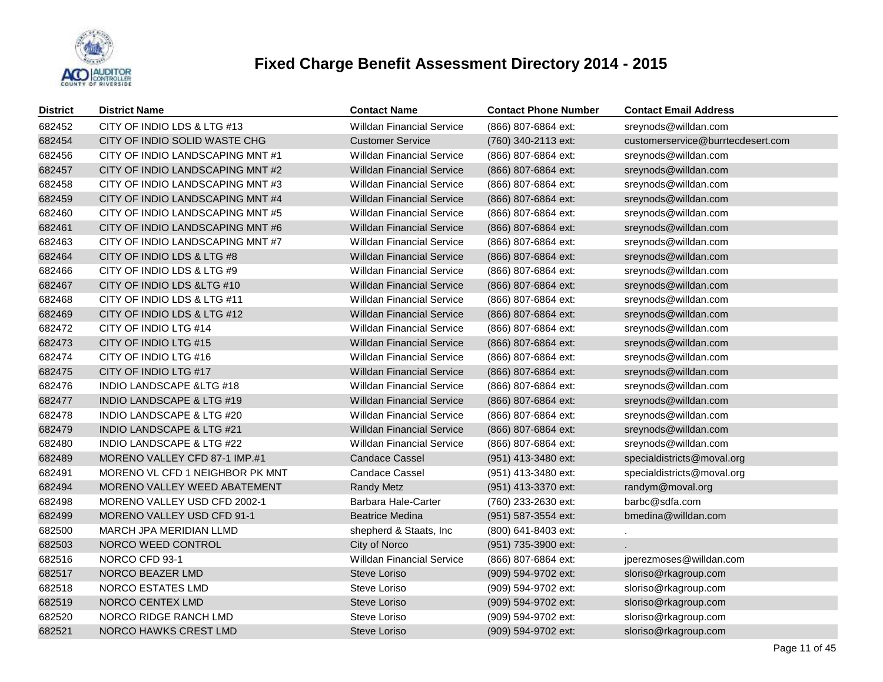# Fixed Charge Benefit Assessment Directory 2014 - 2015

| District | District Name | Contact Name | Contact Phone Number | Contact Email Address |
|---|---|---|---|---|
| 682452 | CITY OF INDIO LDS & LTG #13 | Willdan Financial Service | (866) 807-6864 ext: | sreynods@willdan.com |
| 682454 | CITY OF INDIO SOLID WASTE CHG | Customer Service | (760) 340-2113 ext: | customerservice@burrtecdesert.com |
| 682456 | CITY OF INDIO LANDSCAPING MNT #1 | Willdan Financial Service | (866) 807-6864 ext: | sreynods@willdan.com |
| 682457 | CITY OF INDIO LANDSCAPING MNT #2 | Willdan Financial Service | (866) 807-6864 ext: | sreynods@willdan.com |
| 682458 | CITY OF INDIO LANDSCAPING MNT #3 | Willdan Financial Service | (866) 807-6864 ext: | sreynods@willdan.com |
| 682459 | CITY OF INDIO LANDSCAPING MNT #4 | Willdan Financial Service | (866) 807-6864 ext: | sreynods@willdan.com |
| 682460 | CITY OF INDIO LANDSCAPING MNT #5 | Willdan Financial Service | (866) 807-6864 ext: | sreynods@willdan.com |
| 682461 | CITY OF INDIO LANDSCAPING MNT #6 | Willdan Financial Service | (866) 807-6864 ext: | sreynods@willdan.com |
| 682463 | CITY OF INDIO LANDSCAPING MNT #7 | Willdan Financial Service | (866) 807-6864 ext: | sreynods@willdan.com |
| 682464 | CITY OF INDIO LDS & LTG #8 | Willdan Financial Service | (866) 807-6864 ext: | sreynods@willdan.com |
| 682466 | CITY OF INDIO LDS & LTG #9 | Willdan Financial Service | (866) 807-6864 ext: | sreynods@willdan.com |
| 682467 | CITY OF INDIO LDS &LTG #10 | Willdan Financial Service | (866) 807-6864 ext: | sreynods@willdan.com |
| 682468 | CITY OF INDIO LDS & LTG #11 | Willdan Financial Service | (866) 807-6864 ext: | sreynods@willdan.com |
| 682469 | CITY OF INDIO LDS & LTG #12 | Willdan Financial Service | (866) 807-6864 ext: | sreynods@willdan.com |
| 682472 | CITY OF INDIO LTG #14 | Willdan Financial Service | (866) 807-6864 ext: | sreynods@willdan.com |
| 682473 | CITY OF INDIO LTG #15 | Willdan Financial Service | (866) 807-6864 ext: | sreynods@willdan.com |
| 682474 | CITY OF INDIO LTG #16 | Willdan Financial Service | (866) 807-6864 ext: | sreynods@willdan.com |
| 682475 | CITY OF INDIO LTG #17 | Willdan Financial Service | (866) 807-6864 ext: | sreynods@willdan.com |
| 682476 | INDIO LANDSCAPE &LTG #18 | Willdan Financial Service | (866) 807-6864 ext: | sreynods@willdan.com |
| 682477 | INDIO LANDSCAPE & LTG #19 | Willdan Financial Service | (866) 807-6864 ext: | sreynods@willdan.com |
| 682478 | INDIO LANDSCAPE & LTG #20 | Willdan Financial Service | (866) 807-6864 ext: | sreynods@willdan.com |
| 682479 | INDIO LANDSCAPE & LTG #21 | Willdan Financial Service | (866) 807-6864 ext: | sreynods@willdan.com |
| 682480 | INDIO LANDSCAPE & LTG #22 | Willdan Financial Service | (866) 807-6864 ext: | sreynods@willdan.com |
| 682489 | MORENO VALLEY CFD 87-1 IMP.#1 | Candace Cassel | (951) 413-3480 ext: | specialdistricts@moval.org |
| 682491 | MORENO VL CFD 1 NEIGHBOR PK MNT | Candace Cassel | (951) 413-3480 ext: | specialdistricts@moval.org |
| 682494 | MORENO VALLEY WEED ABATEMENT | Randy Metz | (951) 413-3370 ext: | randym@moval.org |
| 682498 | MORENO VALLEY USD CFD 2002-1 | Barbara Hale-Carter | (760) 233-2630 ext: | barbc@sdfa.com |
| 682499 | MORENO VALLEY USD CFD 91-1 | Beatrice Medina | (951) 587-3554 ext: | bmedina@willdan.com |
| 682500 | MARCH JPA MERIDIAN LLMD | shepherd & Staats, Inc | (800) 641-8403 ext: | . |
| 682503 | NORCO WEED CONTROL | City of Norco | (951) 735-3900 ext: | . |
| 682516 | NORCO CFD 93-1 | Willdan Financial Service | (866) 807-6864 ext: | jperezmoses@willdan.com |
| 682517 | NORCO BEAZER LMD | Steve Loriso | (909) 594-9702 ext: | sloriso@rkagroup.com |
| 682518 | NORCO ESTATES LMD | Steve Loriso | (909) 594-9702 ext: | sloriso@rkagroup.com |
| 682519 | NORCO CENTEX LMD | Steve Loriso | (909) 594-9702 ext: | sloriso@rkagroup.com |
| 682520 | NORCO RIDGE RANCH LMD | Steve Loriso | (909) 594-9702 ext: | sloriso@rkagroup.com |
| 682521 | NORCO HAWKS CREST LMD | Steve Loriso | (909) 594-9702 ext: | sloriso@rkagroup.com |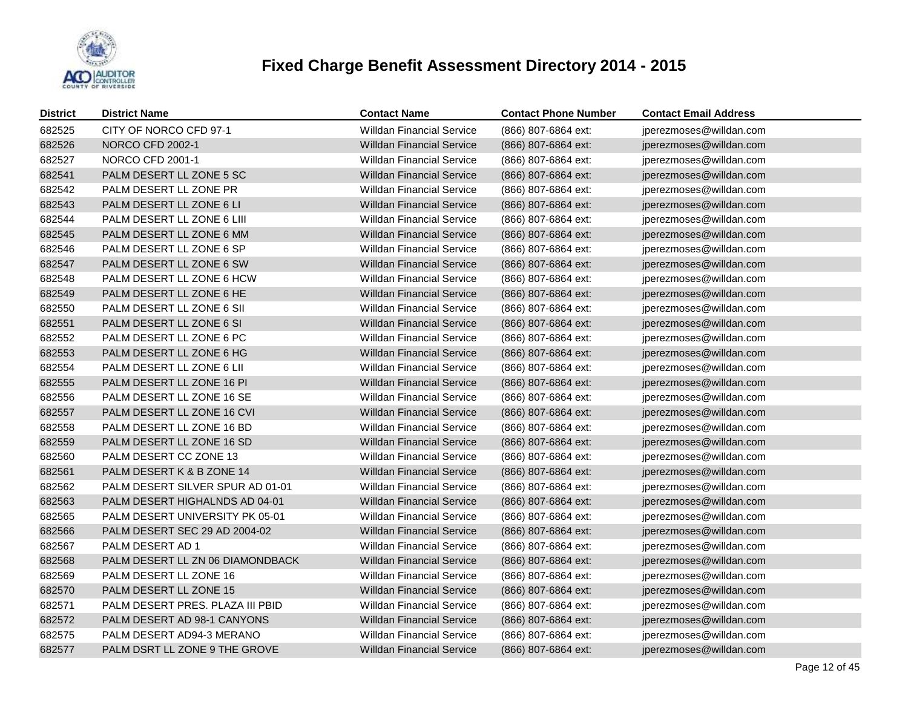# Fixed Charge Benefit Assessment Directory 2014 - 2015

| District | District Name | Contact Name | Contact Phone Number | Contact Email Address |
|---|---|---|---|---|
| 682525 | CITY OF NORCO CFD 97-1 | Willdan Financial Service | (866) 807-6864 ext: | jperezmoses@willdan.com |
| 682526 | NORCO CFD 2002-1 | Willdan Financial Service | (866) 807-6864 ext: | jperezmoses@willdan.com |
| 682527 | NORCO CFD 2001-1 | Willdan Financial Service | (866) 807-6864 ext: | jperezmoses@willdan.com |
| 682541 | PALM DESERT LL ZONE 5 SC | Willdan Financial Service | (866) 807-6864 ext: | jperezmoses@willdan.com |
| 682542 | PALM DESERT LL ZONE PR | Willdan Financial Service | (866) 807-6864 ext: | jperezmoses@willdan.com |
| 682543 | PALM DESERT LL ZONE 6 LI | Willdan Financial Service | (866) 807-6864 ext: | jperezmoses@willdan.com |
| 682544 | PALM DESERT LL ZONE 6 LIII | Willdan Financial Service | (866) 807-6864 ext: | jperezmoses@willdan.com |
| 682545 | PALM DESERT LL ZONE 6 MM | Willdan Financial Service | (866) 807-6864 ext: | jperezmoses@willdan.com |
| 682546 | PALM DESERT LL ZONE 6 SP | Willdan Financial Service | (866) 807-6864 ext: | jperezmoses@willdan.com |
| 682547 | PALM DESERT LL ZONE 6 SW | Willdan Financial Service | (866) 807-6864 ext: | jperezmoses@willdan.com |
| 682548 | PALM DESERT LL ZONE 6 HCW | Willdan Financial Service | (866) 807-6864 ext: | jperezmoses@willdan.com |
| 682549 | PALM DESERT LL ZONE 6 HE | Willdan Financial Service | (866) 807-6864 ext: | jperezmoses@willdan.com |
| 682550 | PALM DESERT LL ZONE 6 SII | Willdan Financial Service | (866) 807-6864 ext: | jperezmoses@willdan.com |
| 682551 | PALM DESERT LL ZONE 6 SI | Willdan Financial Service | (866) 807-6864 ext: | jperezmoses@willdan.com |
| 682552 | PALM DESERT LL ZONE 6 PC | Willdan Financial Service | (866) 807-6864 ext: | jperezmoses@willdan.com |
| 682553 | PALM DESERT LL ZONE 6 HG | Willdan Financial Service | (866) 807-6864 ext: | jperezmoses@willdan.com |
| 682554 | PALM DESERT LL ZONE 6 LII | Willdan Financial Service | (866) 807-6864 ext: | jperezmoses@willdan.com |
| 682555 | PALM DESERT LL ZONE 16 PI | Willdan Financial Service | (866) 807-6864 ext: | jperezmoses@willdan.com |
| 682556 | PALM DESERT LL ZONE 16 SE | Willdan Financial Service | (866) 807-6864 ext: | jperezmoses@willdan.com |
| 682557 | PALM DESERT LL ZONE 16 CVI | Willdan Financial Service | (866) 807-6864 ext: | jperezmoses@willdan.com |
| 682558 | PALM DESERT LL ZONE 16 BD | Willdan Financial Service | (866) 807-6864 ext: | jperezmoses@willdan.com |
| 682559 | PALM DESERT LL ZONE 16 SD | Willdan Financial Service | (866) 807-6864 ext: | jperezmoses@willdan.com |
| 682560 | PALM DESERT CC ZONE 13 | Willdan Financial Service | (866) 807-6864 ext: | jperezmoses@willdan.com |
| 682561 | PALM DESERT K & B ZONE 14 | Willdan Financial Service | (866) 807-6864 ext: | jperezmoses@willdan.com |
| 682562 | PALM DESERT SILVER SPUR AD 01-01 | Willdan Financial Service | (866) 807-6864 ext: | jperezmoses@willdan.com |
| 682563 | PALM DESERT HIGHALNDS AD 04-01 | Willdan Financial Service | (866) 807-6864 ext: | jperezmoses@willdan.com |
| 682565 | PALM DESERT UNIVERSITY PK 05-01 | Willdan Financial Service | (866) 807-6864 ext: | jperezmoses@willdan.com |
| 682566 | PALM DESERT SEC 29 AD 2004-02 | Willdan Financial Service | (866) 807-6864 ext: | jperezmoses@willdan.com |
| 682567 | PALM DESERT AD 1 | Willdan Financial Service | (866) 807-6864 ext: | jperezmoses@willdan.com |
| 682568 | PALM DESERT LL ZN 06 DIAMONDBACK | Willdan Financial Service | (866) 807-6864 ext: | jperezmoses@willdan.com |
| 682569 | PALM DESERT LL ZONE 16 | Willdan Financial Service | (866) 807-6864 ext: | jperezmoses@willdan.com |
| 682570 | PALM DESERT LL ZONE 15 | Willdan Financial Service | (866) 807-6864 ext: | jperezmoses@willdan.com |
| 682571 | PALM DESERT PRES. PLAZA III PBID | Willdan Financial Service | (866) 807-6864 ext: | jperezmoses@willdan.com |
| 682572 | PALM DESERT AD 98-1 CANYONS | Willdan Financial Service | (866) 807-6864 ext: | jperezmoses@willdan.com |
| 682575 | PALM DESERT AD94-3 MERANO | Willdan Financial Service | (866) 807-6864 ext: | jperezmoses@willdan.com |
| 682577 | PALM DSRT LL ZONE 9 THE GROVE | Willdan Financial Service | (866) 807-6864 ext: | jperezmoses@willdan.com |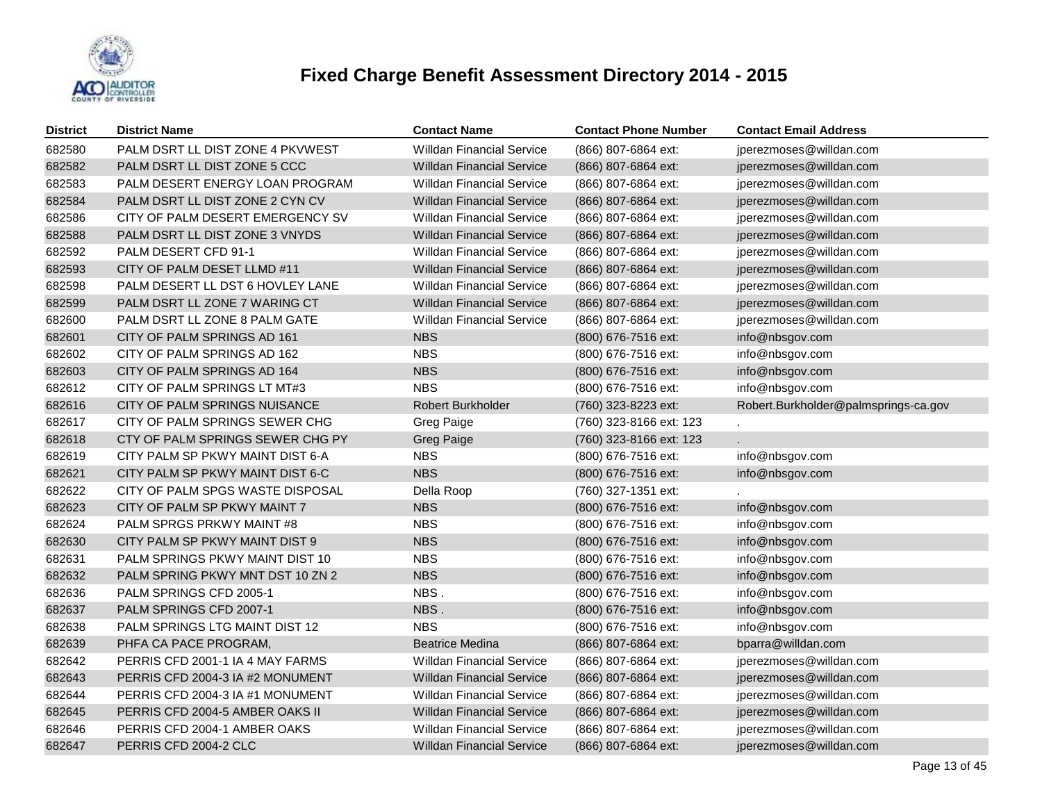# Fixed Charge Benefit Assessment Directory 2014 - 2015

| District | District Name | Contact Name | Contact Phone Number | Contact Email Address |
|---|---|---|---|---|
| 682580 | PALM DSRT LL DIST ZONE 4 PKVWEST | Willdan Financial Service | (866) 807-6864 ext: | jperezmoses@willdan.com |
| 682582 | PALM DSRT LL DIST ZONE 5 CCC | Willdan Financial Service | (866) 807-6864 ext: | jperezmoses@willdan.com |
| 682583 | PALM DESERT ENERGY LOAN PROGRAM | Willdan Financial Service | (866) 807-6864 ext: | jperezmoses@willdan.com |
| 682584 | PALM DSRT LL DIST ZONE 2 CYN CV | Willdan Financial Service | (866) 807-6864 ext: | jperezmoses@willdan.com |
| 682586 | CITY OF PALM DESERT EMERGENCY SV | Willdan Financial Service | (866) 807-6864 ext: | jperezmoses@willdan.com |
| 682588 | PALM DSRT LL DIST ZONE 3 VNYDS | Willdan Financial Service | (866) 807-6864 ext: | jperezmoses@willdan.com |
| 682592 | PALM DESERT CFD 91-1 | Willdan Financial Service | (866) 807-6864 ext: | jperezmoses@willdan.com |
| 682593 | CITY OF PALM DESET LLMD #11 | Willdan Financial Service | (866) 807-6864 ext: | jperezmoses@willdan.com |
| 682598 | PALM DESERT LL DST 6 HOVLEY LANE | Willdan Financial Service | (866) 807-6864 ext: | jperezmoses@willdan.com |
| 682599 | PALM DSRT LL ZONE 7 WARING CT | Willdan Financial Service | (866) 807-6864 ext: | jperezmoses@willdan.com |
| 682600 | PALM DSRT LL ZONE 8 PALM GATE | Willdan Financial Service | (866) 807-6864 ext: | jperezmoses@willdan.com |
| 682601 | CITY OF PALM SPRINGS AD 161 | NBS | (800) 676-7516 ext: | info@nbsgov.com |
| 682602 | CITY OF PALM SPRINGS AD 162 | NBS | (800) 676-7516 ext: | info@nbsgov.com |
| 682603 | CITY OF PALM SPRINGS AD 164 | NBS | (800) 676-7516 ext: | info@nbsgov.com |
| 682612 | CITY OF PALM SPRINGS LT MT#3 | NBS | (800) 676-7516 ext: | info@nbsgov.com |
| 682616 | CITY OF PALM SPRINGS NUISANCE | Robert Burkholder | (760) 323-8223 ext: | Robert.Burkholder@palmsprings-ca.gov |
| 682617 | CITY OF PALM SPRINGS SEWER CHG | Greg Paige | (760) 323-8166 ext: 123 | . |
| 682618 | CTY OF PALM SPRINGS SEWER CHG PY | Greg Paige | (760) 323-8166 ext: 123 | . |
| 682619 | CITY PALM SP PKWY MAINT DIST 6-A | NBS | (800) 676-7516 ext: | info@nbsgov.com |
| 682621 | CITY PALM SP PKWY MAINT DIST 6-C | NBS | (800) 676-7516 ext: | info@nbsgov.com |
| 682622 | CITY OF PALM SPGS WASTE DISPOSAL | Della Roop | (760) 327-1351 ext: | . |
| 682623 | CITY OF PALM SP PKWY MAINT 7 | NBS | (800) 676-7516 ext: | info@nbsgov.com |
| 682624 | PALM SPRGS PRKWY MAINT #8 | NBS | (800) 676-7516 ext: | info@nbsgov.com |
| 682630 | CITY PALM SP PKWY MAINT DIST 9 | NBS | (800) 676-7516 ext: | info@nbsgov.com |
| 682631 | PALM SPRINGS PKWY MAINT DIST 10 | NBS | (800) 676-7516 ext: | info@nbsgov.com |
| 682632 | PALM SPRING PKWY MNT DST 10 ZN 2 | NBS | (800) 676-7516 ext: | info@nbsgov.com |
| 682636 | PALM SPRINGS CFD 2005-1 | NBS . | (800) 676-7516 ext: | info@nbsgov.com |
| 682637 | PALM SPRINGS CFD 2007-1 | NBS . | (800) 676-7516 ext: | info@nbsgov.com |
| 682638 | PALM SPRINGS LTG MAINT DIST 12 | NBS | (800) 676-7516 ext: | info@nbsgov.com |
| 682639 | PHFA CA PACE PROGRAM, | Beatrice Medina | (866) 807-6864 ext: | bparra@willdan.com |
| 682642 | PERRIS CFD 2001-1 IA 4 MAY FARMS | Willdan Financial Service | (866) 807-6864 ext: | jperezmoses@willdan.com |
| 682643 | PERRIS CFD 2004-3 IA #2 MONUMENT | Willdan Financial Service | (866) 807-6864 ext: | jperezmoses@willdan.com |
| 682644 | PERRIS CFD 2004-3 IA #1 MONUMENT | Willdan Financial Service | (866) 807-6864 ext: | jperezmoses@willdan.com |
| 682645 | PERRIS CFD 2004-5 AMBER OAKS II | Willdan Financial Service | (866) 807-6864 ext: | jperezmoses@willdan.com |
| 682646 | PERRIS CFD 2004-1 AMBER OAKS | Willdan Financial Service | (866) 807-6864 ext: | jperezmoses@willdan.com |
| 682647 | PERRIS CFD 2004-2 CLC | Willdan Financial Service | (866) 807-6864 ext: | jperezmoses@willdan.com |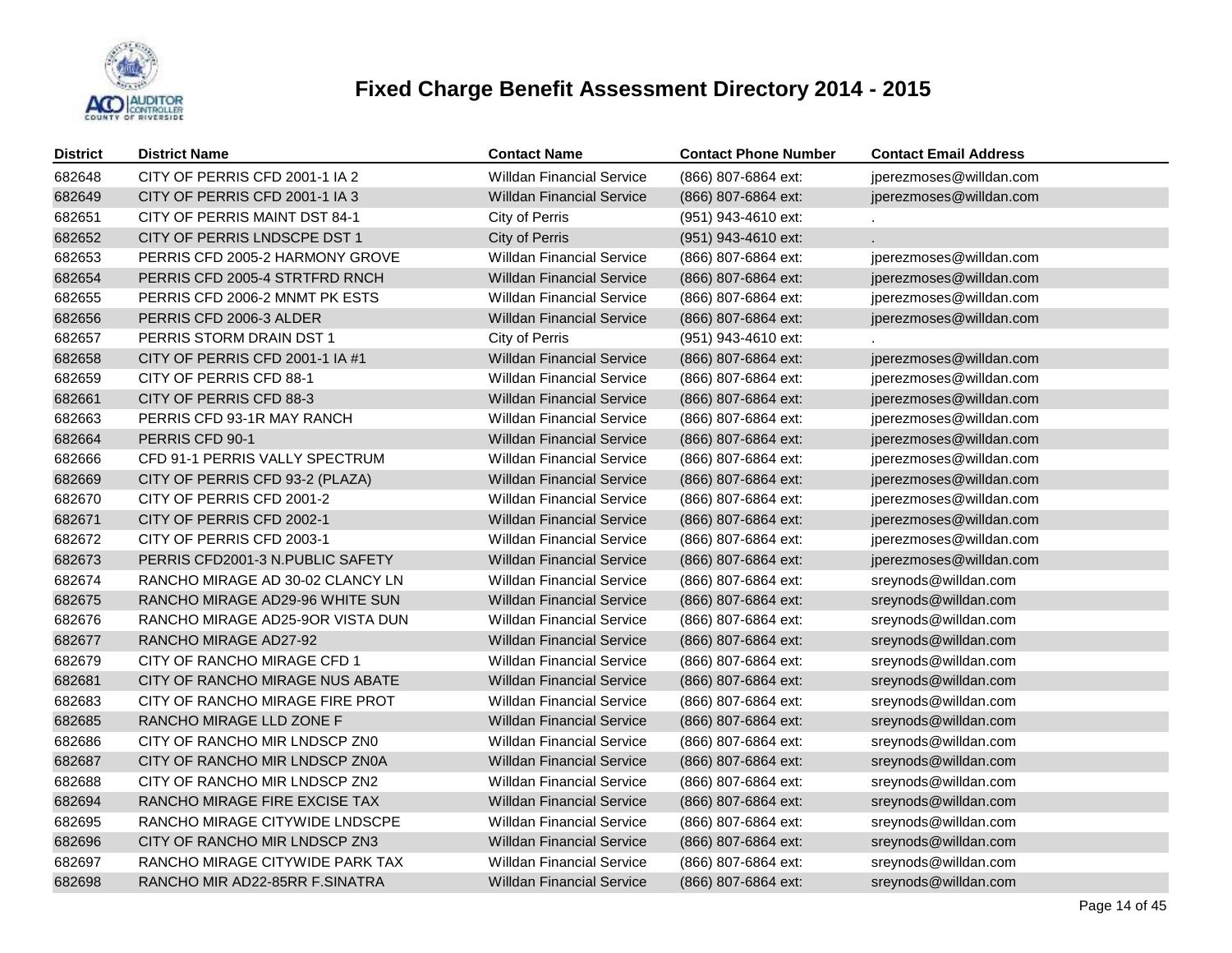# Fixed Charge Benefit Assessment Directory 2014 - 2015

| District | District Name | Contact Name | Contact Phone Number | Contact Email Address |
|---|---|---|---|---|
| 682648 | CITY OF PERRIS CFD 2001-1 IA 2 | Willdan Financial Service | (866) 807-6864 ext: | jperezmoses@willdan.com |
| 682649 | CITY OF PERRIS CFD 2001-1 IA 3 | Willdan Financial Service | (866) 807-6864 ext: | jperezmoses@willdan.com |
| 682651 | CITY OF PERRIS MAINT DST 84-1 | City of Perris | (951) 943-4610 ext: | . |
| 682652 | CITY OF PERRIS LNDSCPE DST 1 | City of Perris | (951) 943-4610 ext: | . |
| 682653 | PERRIS CFD 2005-2 HARMONY GROVE | Willdan Financial Service | (866) 807-6864 ext: | jperezmoses@willdan.com |
| 682654 | PERRIS CFD 2005-4 STRTFRD RNCH | Willdan Financial Service | (866) 807-6864 ext: | jperezmoses@willdan.com |
| 682655 | PERRIS CFD 2006-2 MNMT PK ESTS | Willdan Financial Service | (866) 807-6864 ext: | jperezmoses@willdan.com |
| 682656 | PERRIS CFD 2006-3 ALDER | Willdan Financial Service | (866) 807-6864 ext: | jperezmoses@willdan.com |
| 682657 | PERRIS STORM DRAIN DST 1 | City of Perris | (951) 943-4610 ext: | . |
| 682658 | CITY OF PERRIS CFD 2001-1 IA #1 | Willdan Financial Service | (866) 807-6864 ext: | jperezmoses@willdan.com |
| 682659 | CITY OF PERRIS CFD 88-1 | Willdan Financial Service | (866) 807-6864 ext: | jperezmoses@willdan.com |
| 682661 | CITY OF PERRIS CFD 88-3 | Willdan Financial Service | (866) 807-6864 ext: | jperezmoses@willdan.com |
| 682663 | PERRIS CFD 93-1R MAY RANCH | Willdan Financial Service | (866) 807-6864 ext: | jperezmoses@willdan.com |
| 682664 | PERRIS CFD 90-1 | Willdan Financial Service | (866) 807-6864 ext: | jperezmoses@willdan.com |
| 682666 | CFD 91-1 PERRIS VALLY SPECTRUM | Willdan Financial Service | (866) 807-6864 ext: | jperezmoses@willdan.com |
| 682669 | CITY OF PERRIS CFD 93-2 (PLAZA) | Willdan Financial Service | (866) 807-6864 ext: | jperezmoses@willdan.com |
| 682670 | CITY OF PERRIS CFD 2001-2 | Willdan Financial Service | (866) 807-6864 ext: | jperezmoses@willdan.com |
| 682671 | CITY OF PERRIS CFD 2002-1 | Willdan Financial Service | (866) 807-6864 ext: | jperezmoses@willdan.com |
| 682672 | CITY OF PERRIS CFD 2003-1 | Willdan Financial Service | (866) 807-6864 ext: | jperezmoses@willdan.com |
| 682673 | PERRIS CFD2001-3 N.PUBLIC SAFETY | Willdan Financial Service | (866) 807-6864 ext: | jperezmoses@willdan.com |
| 682674 | RANCHO MIRAGE AD 30-02 CLANCY LN | Willdan Financial Service | (866) 807-6864 ext: | sreynods@willdan.com |
| 682675 | RANCHO MIRAGE AD29-96 WHITE SUN | Willdan Financial Service | (866) 807-6864 ext: | sreynods@willdan.com |
| 682676 | RANCHO MIRAGE AD25-9OR VISTA DUN | Willdan Financial Service | (866) 807-6864 ext: | sreynods@willdan.com |
| 682677 | RANCHO MIRAGE AD27-92 | Willdan Financial Service | (866) 807-6864 ext: | sreynods@willdan.com |
| 682679 | CITY OF RANCHO MIRAGE CFD 1 | Willdan Financial Service | (866) 807-6864 ext: | sreynods@willdan.com |
| 682681 | CITY OF RANCHO MIRAGE NUS ABATE | Willdan Financial Service | (866) 807-6864 ext: | sreynods@willdan.com |
| 682683 | CITY OF RANCHO MIRAGE FIRE PROT | Willdan Financial Service | (866) 807-6864 ext: | sreynods@willdan.com |
| 682685 | RANCHO MIRAGE LLD ZONE F | Willdan Financial Service | (866) 807-6864 ext: | sreynods@willdan.com |
| 682686 | CITY OF RANCHO MIR LNDSCP ZN0 | Willdan Financial Service | (866) 807-6864 ext: | sreynods@willdan.com |
| 682687 | CITY OF RANCHO MIR LNDSCP ZN0A | Willdan Financial Service | (866) 807-6864 ext: | sreynods@willdan.com |
| 682688 | CITY OF RANCHO MIR LNDSCP ZN2 | Willdan Financial Service | (866) 807-6864 ext: | sreynods@willdan.com |
| 682694 | RANCHO MIRAGE FIRE EXCISE TAX | Willdan Financial Service | (866) 807-6864 ext: | sreynods@willdan.com |
| 682695 | RANCHO MIRAGE CITYWIDE LNDSCPE | Willdan Financial Service | (866) 807-6864 ext: | sreynods@willdan.com |
| 682696 | CITY OF RANCHO MIR LNDSCP ZN3 | Willdan Financial Service | (866) 807-6864 ext: | sreynods@willdan.com |
| 682697 | RANCHO MIRAGE CITYWIDE PARK TAX | Willdan Financial Service | (866) 807-6864 ext: | sreynods@willdan.com |
| 682698 | RANCHO MIR AD22-85RR F.SINATRA | Willdan Financial Service | (866) 807-6864 ext: | sreynods@willdan.com |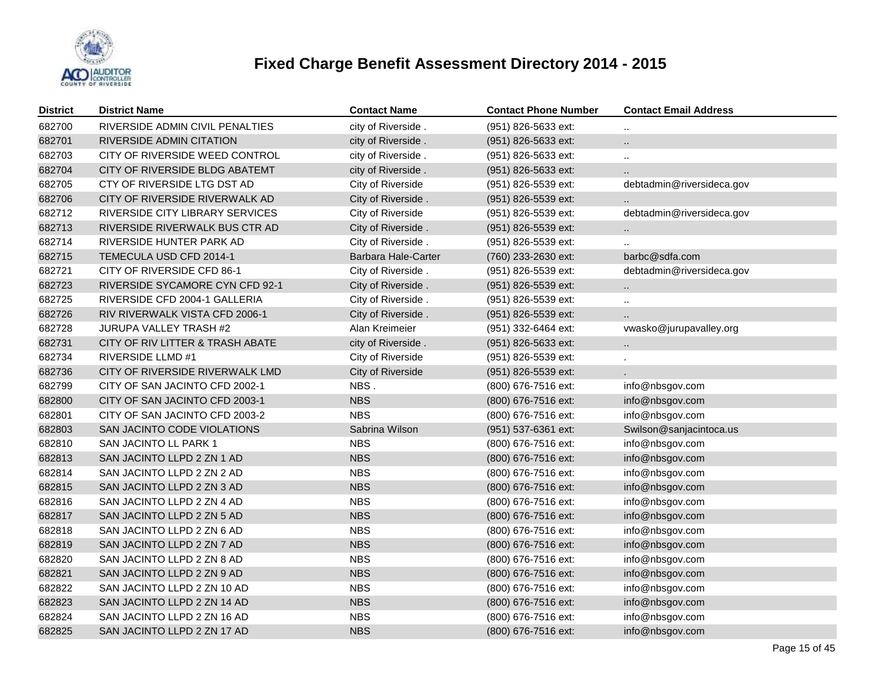# Fixed Charge Benefit Assessment Directory 2014 - 2015

| District | District Name | Contact Name | Contact Phone Number | Contact Email Address |
|---|---|---|---|---|
| 682700 | RIVERSIDE ADMIN CIVIL PENALTIES | city of Riverside . | (951) 826-5633 ext: | .. |
| 682701 | RIVERSIDE ADMIN CITATION | city of Riverside . | (951) 826-5633 ext: | .. |
| 682703 | CITY OF RIVERSIDE WEED CONTROL | city of Riverside . | (951) 826-5633 ext: | .. |
| 682704 | CITY OF RIVERSIDE BLDG ABATEMT | city of Riverside . | (951) 826-5633 ext: | .. |
| 682705 | CTY OF RIVERSIDE LTG DST AD | City of Riverside | (951) 826-5539 ext: | debtadmin@riversideca.gov |
| 682706 | CITY OF RIVERSIDE RIVERWALK AD | City of Riverside . | (951) 826-5539 ext: | .. |
| 682712 | RIVERSIDE CITY LIBRARY SERVICES | City of Riverside | (951) 826-5539 ext: | debtadmin@riversideca.gov |
| 682713 | RIVERSIDE RIVERWALK BUS CTR AD | City of Riverside . | (951) 826-5539 ext: | .. |
| 682714 | RIVERSIDE HUNTER PARK AD | City of Riverside . | (951) 826-5539 ext: | .. |
| 682715 | TEMECULA USD CFD 2014-1 | Barbara Hale-Carter | (760) 233-2630 ext: | barbc@sdfa.com |
| 682721 | CITY OF RIVERSIDE CFD 86-1 | City of Riverside . | (951) 826-5539 ext: | debtadmin@riversideca.gov |
| 682723 | RIVERSIDE SYCAMORE CYN CFD 92-1 | City of Riverside . | (951) 826-5539 ext: | .. |
| 682725 | RIVERSIDE CFD 2004-1 GALLERIA | City of Riverside . | (951) 826-5539 ext: | .. |
| 682726 | RIV RIVERWALK VISTA CFD 2006-1 | City of Riverside . | (951) 826-5539 ext: | .. |
| 682728 | JURUPA VALLEY TRASH #2 | Alan Kreimeier | (951) 332-6464 ext: | vwasko@jurupavalley.org |
| 682731 | CITY OF RIV LITTER & TRASH ABATE | city of Riverside . | (951) 826-5633 ext: | .. |
| 682734 | RIVERSIDE LLMD #1 | City of Riverside | (951) 826-5539 ext: | . |
| 682736 | CITY OF RIVERSIDE RIVERWALK LMD | City of Riverside | (951) 826-5539 ext: | . |
| 682799 | CITY OF SAN JACINTO CFD 2002-1 | NBS . | (800) 676-7516 ext: | info@nbsgov.com |
| 682800 | CITY OF SAN JACINTO CFD 2003-1 | NBS | (800) 676-7516 ext: | info@nbsgov.com |
| 682801 | CITY OF SAN JACINTO CFD 2003-2 | NBS | (800) 676-7516 ext: | info@nbsgov.com |
| 682803 | SAN JACINTO CODE VIOLATIONS | Sabrina Wilson | (951) 537-6361 ext: | Swilson@sanjacintoca.us |
| 682810 | SAN JACINTO LL PARK 1 | NBS | (800) 676-7516 ext: | info@nbsgov.com |
| 682813 | SAN JACINTO LLPD 2 ZN 1 AD | NBS | (800) 676-7516 ext: | info@nbsgov.com |
| 682814 | SAN JACINTO LLPD 2 ZN 2 AD | NBS | (800) 676-7516 ext: | info@nbsgov.com |
| 682815 | SAN JACINTO LLPD 2 ZN 3 AD | NBS | (800) 676-7516 ext: | info@nbsgov.com |
| 682816 | SAN JACINTO LLPD 2 ZN 4 AD | NBS | (800) 676-7516 ext: | info@nbsgov.com |
| 682817 | SAN JACINTO LLPD 2 ZN 5 AD | NBS | (800) 676-7516 ext: | info@nbsgov.com |
| 682818 | SAN JACINTO LLPD 2 ZN 6 AD | NBS | (800) 676-7516 ext: | info@nbsgov.com |
| 682819 | SAN JACINTO LLPD 2 ZN 7 AD | NBS | (800) 676-7516 ext: | info@nbsgov.com |
| 682820 | SAN JACINTO LLPD 2 ZN 8 AD | NBS | (800) 676-7516 ext: | info@nbsgov.com |
| 682821 | SAN JACINTO LLPD 2 ZN 9 AD | NBS | (800) 676-7516 ext: | info@nbsgov.com |
| 682822 | SAN JACINTO LLPD 2 ZN 10 AD | NBS | (800) 676-7516 ext: | info@nbsgov.com |
| 682823 | SAN JACINTO LLPD 2 ZN 14 AD | NBS | (800) 676-7516 ext: | info@nbsgov.com |
| 682824 | SAN JACINTO LLPD 2 ZN 16 AD | NBS | (800) 676-7516 ext: | info@nbsgov.com |
| 682825 | SAN JACINTO LLPD 2 ZN 17 AD | NBS | (800) 676-7516 ext: | info@nbsgov.com |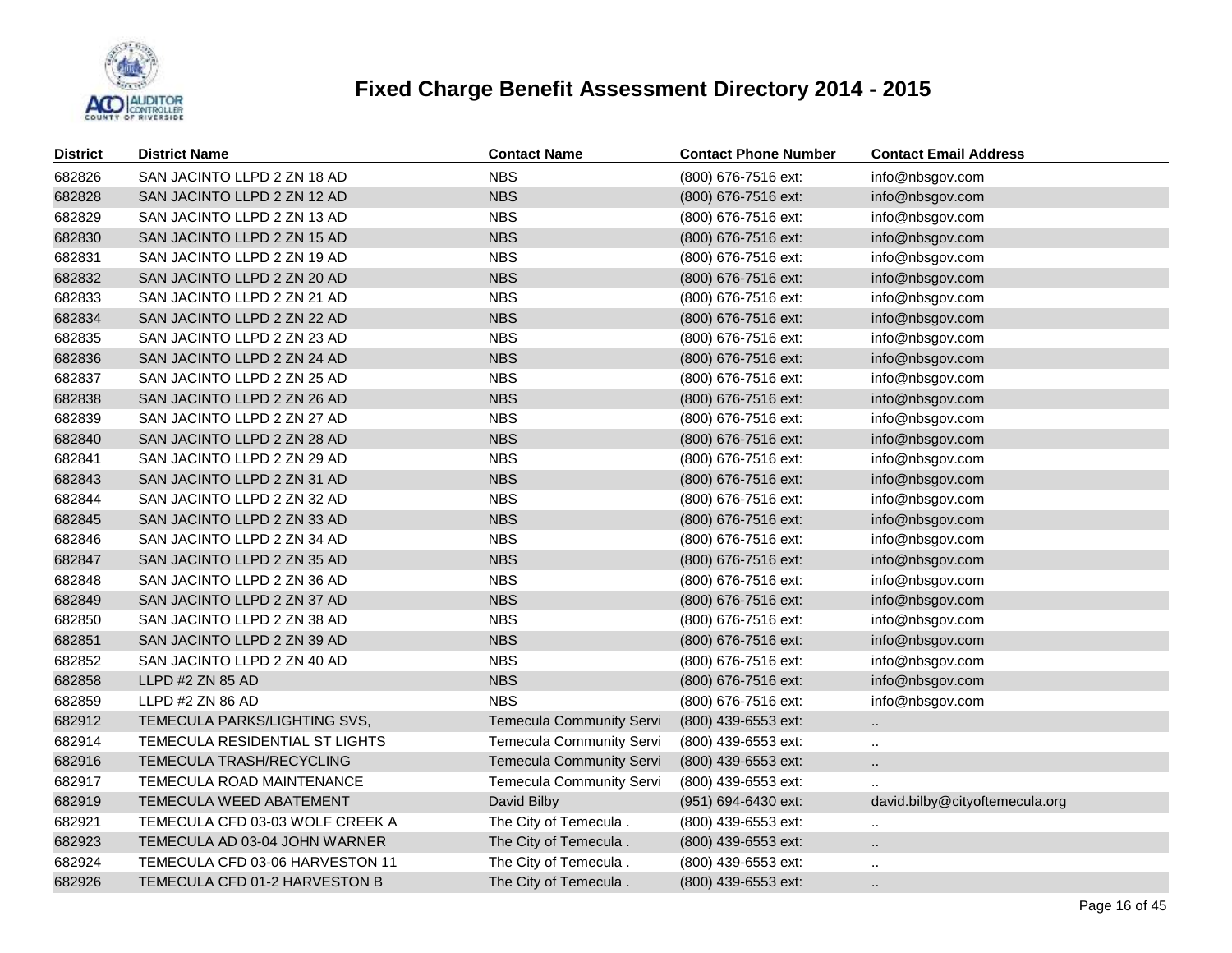# Fixed Charge Benefit Assessment Directory 2014 - 2015

| District | District Name | Contact Name | Contact Phone Number | Contact Email Address |
|---|---|---|---|---|
| 682826 | SAN JACINTO LLPD 2 ZN 18 AD | NBS | (800) 676-7516 ext: | info@nbsgov.com |
| 682828 | SAN JACINTO LLPD 2 ZN 12 AD | NBS | (800) 676-7516 ext: | info@nbsgov.com |
| 682829 | SAN JACINTO LLPD 2 ZN 13 AD | NBS | (800) 676-7516 ext: | info@nbsgov.com |
| 682830 | SAN JACINTO LLPD 2 ZN 15 AD | NBS | (800) 676-7516 ext: | info@nbsgov.com |
| 682831 | SAN JACINTO LLPD 2 ZN 19 AD | NBS | (800) 676-7516 ext: | info@nbsgov.com |
| 682832 | SAN JACINTO LLPD 2 ZN 20 AD | NBS | (800) 676-7516 ext: | info@nbsgov.com |
| 682833 | SAN JACINTO LLPD 2 ZN 21 AD | NBS | (800) 676-7516 ext: | info@nbsgov.com |
| 682834 | SAN JACINTO LLPD 2 ZN 22 AD | NBS | (800) 676-7516 ext: | info@nbsgov.com |
| 682835 | SAN JACINTO LLPD 2 ZN 23 AD | NBS | (800) 676-7516 ext: | info@nbsgov.com |
| 682836 | SAN JACINTO LLPD 2 ZN 24 AD | NBS | (800) 676-7516 ext: | info@nbsgov.com |
| 682837 | SAN JACINTO LLPD 2 ZN 25 AD | NBS | (800) 676-7516 ext: | info@nbsgov.com |
| 682838 | SAN JACINTO LLPD 2 ZN 26 AD | NBS | (800) 676-7516 ext: | info@nbsgov.com |
| 682839 | SAN JACINTO LLPD 2 ZN 27 AD | NBS | (800) 676-7516 ext: | info@nbsgov.com |
| 682840 | SAN JACINTO LLPD 2 ZN 28 AD | NBS | (800) 676-7516 ext: | info@nbsgov.com |
| 682841 | SAN JACINTO LLPD 2 ZN 29 AD | NBS | (800) 676-7516 ext: | info@nbsgov.com |
| 682843 | SAN JACINTO LLPD 2 ZN 31 AD | NBS | (800) 676-7516 ext: | info@nbsgov.com |
| 682844 | SAN JACINTO LLPD 2 ZN 32 AD | NBS | (800) 676-7516 ext: | info@nbsgov.com |
| 682845 | SAN JACINTO LLPD 2 ZN 33 AD | NBS | (800) 676-7516 ext: | info@nbsgov.com |
| 682846 | SAN JACINTO LLPD 2 ZN 34 AD | NBS | (800) 676-7516 ext: | info@nbsgov.com |
| 682847 | SAN JACINTO LLPD 2 ZN 35 AD | NBS | (800) 676-7516 ext: | info@nbsgov.com |
| 682848 | SAN JACINTO LLPD 2 ZN 36 AD | NBS | (800) 676-7516 ext: | info@nbsgov.com |
| 682849 | SAN JACINTO LLPD 2 ZN 37 AD | NBS | (800) 676-7516 ext: | info@nbsgov.com |
| 682850 | SAN JACINTO LLPD 2 ZN 38 AD | NBS | (800) 676-7516 ext: | info@nbsgov.com |
| 682851 | SAN JACINTO LLPD 2 ZN 39 AD | NBS | (800) 676-7516 ext: | info@nbsgov.com |
| 682852 | SAN JACINTO LLPD 2 ZN 40 AD | NBS | (800) 676-7516 ext: | info@nbsgov.com |
| 682858 | LLPD #2 ZN 85 AD | NBS | (800) 676-7516 ext: | info@nbsgov.com |
| 682859 | LLPD #2 ZN 86 AD | NBS | (800) 676-7516 ext: | info@nbsgov.com |
| 682912 | TEMECULA PARKS/LIGHTING SVS, | Temecula Community Servi | (800) 439-6553 ext: | .. |
| 682914 | TEMECULA RESIDENTIAL ST LIGHTS | Temecula Community Servi | (800) 439-6553 ext: | .. |
| 682916 | TEMECULA TRASH/RECYCLING | Temecula Community Servi | (800) 439-6553 ext: | .. |
| 682917 | TEMECULA ROAD MAINTENANCE | Temecula Community Servi | (800) 439-6553 ext: | .. |
| 682919 | TEMECULA WEED ABATEMENT | David Bilby | (951) 694-6430 ext: | david.bilby@cityoftemecula.org |
| 682921 | TEMECULA CFD 03-03 WOLF CREEK A | The City of Temecula . | (800) 439-6553 ext: | .. |
| 682923 | TEMECULA AD 03-04 JOHN WARNER | The City of Temecula . | (800) 439-6553 ext: | .. |
| 682924 | TEMECULA CFD 03-06 HARVESTON 11 | The City of Temecula . | (800) 439-6553 ext: | .. |
| 682926 | TEMECULA CFD 01-2 HARVESTON B | The City of Temecula . | (800) 439-6553 ext: | .. |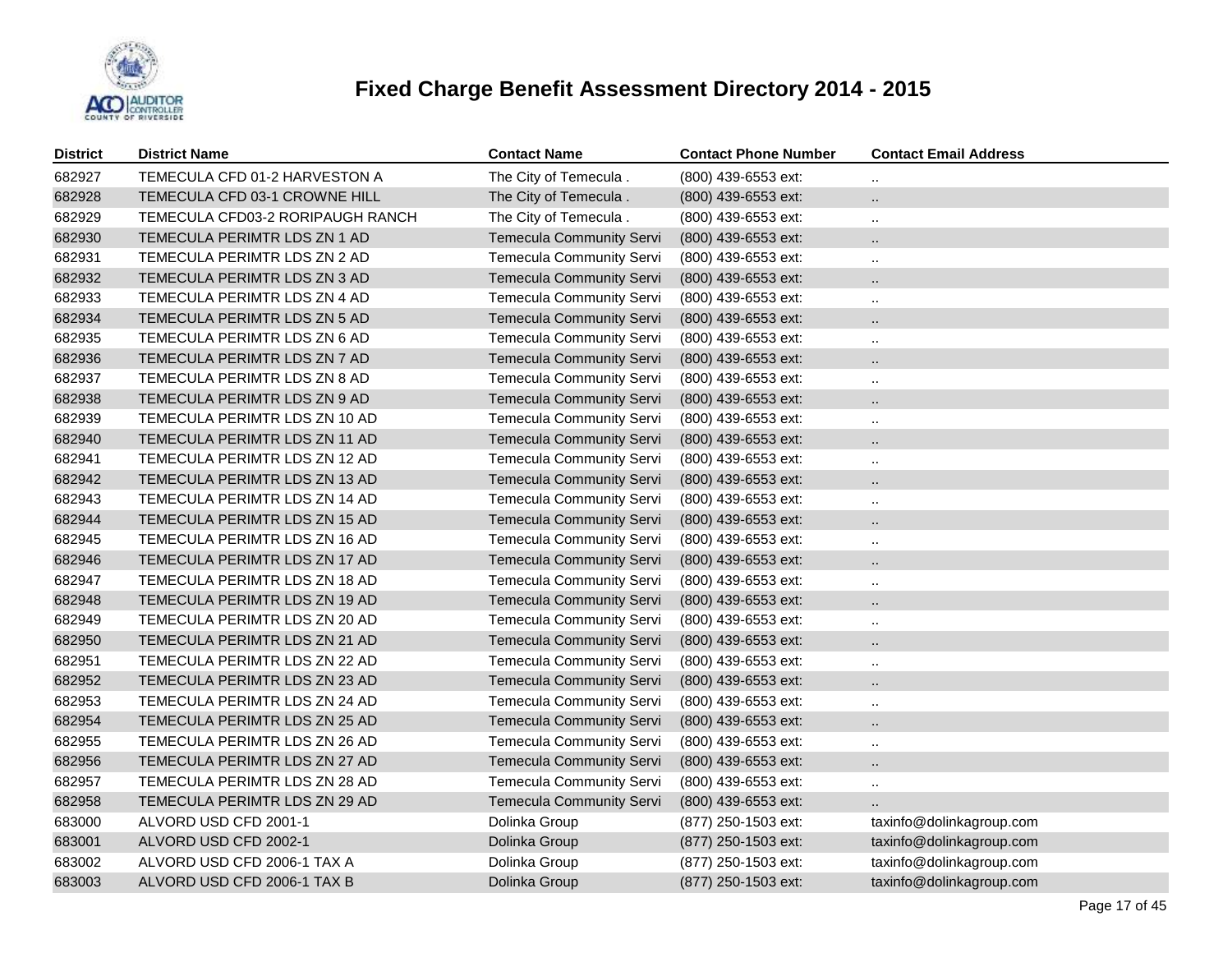# Fixed Charge Benefit Assessment Directory 2014 - 2015

| District | District Name | Contact Name | Contact Phone Number | Contact Email Address |
|---|---|---|---|---|
| 682927 | TEMECULA CFD 01-2 HARVESTON A | The City of Temecula . | (800) 439-6553 ext: | .. |
| 682928 | TEMECULA CFD 03-1 CROWNE HILL | The City of Temecula . | (800) 439-6553 ext: | .. |
| 682929 | TEMECULA CFD03-2 RORIPAUGH RANCH | The City of Temecula . | (800) 439-6553 ext: | .. |
| 682930 | TEMECULA PERIMTR LDS ZN 1 AD | Temecula Community Servi | (800) 439-6553 ext: | .. |
| 682931 | TEMECULA PERIMTR LDS ZN 2 AD | Temecula Community Servi | (800) 439-6553 ext: | .. |
| 682932 | TEMECULA PERIMTR LDS ZN 3 AD | Temecula Community Servi | (800) 439-6553 ext: | .. |
| 682933 | TEMECULA PERIMTR LDS ZN 4 AD | Temecula Community Servi | (800) 439-6553 ext: | .. |
| 682934 | TEMECULA PERIMTR LDS ZN 5 AD | Temecula Community Servi | (800) 439-6553 ext: | .. |
| 682935 | TEMECULA PERIMTR LDS ZN 6 AD | Temecula Community Servi | (800) 439-6553 ext: | .. |
| 682936 | TEMECULA PERIMTR LDS ZN 7 AD | Temecula Community Servi | (800) 439-6553 ext: | .. |
| 682937 | TEMECULA PERIMTR LDS ZN 8 AD | Temecula Community Servi | (800) 439-6553 ext: | .. |
| 682938 | TEMECULA PERIMTR LDS ZN 9 AD | Temecula Community Servi | (800) 439-6553 ext: | .. |
| 682939 | TEMECULA PERIMTR LDS ZN 10 AD | Temecula Community Servi | (800) 439-6553 ext: | .. |
| 682940 | TEMECULA PERIMTR LDS ZN 11 AD | Temecula Community Servi | (800) 439-6553 ext: | .. |
| 682941 | TEMECULA PERIMTR LDS ZN 12 AD | Temecula Community Servi | (800) 439-6553 ext: | .. |
| 682942 | TEMECULA PERIMTR LDS ZN 13 AD | Temecula Community Servi | (800) 439-6553 ext: | .. |
| 682943 | TEMECULA PERIMTR LDS ZN 14 AD | Temecula Community Servi | (800) 439-6553 ext: | .. |
| 682944 | TEMECULA PERIMTR LDS ZN 15 AD | Temecula Community Servi | (800) 439-6553 ext: | .. |
| 682945 | TEMECULA PERIMTR LDS ZN 16 AD | Temecula Community Servi | (800) 439-6553 ext: | .. |
| 682946 | TEMECULA PERIMTR LDS ZN 17 AD | Temecula Community Servi | (800) 439-6553 ext: | .. |
| 682947 | TEMECULA PERIMTR LDS ZN 18 AD | Temecula Community Servi | (800) 439-6553 ext: | .. |
| 682948 | TEMECULA PERIMTR LDS ZN 19 AD | Temecula Community Servi | (800) 439-6553 ext: | .. |
| 682949 | TEMECULA PERIMTR LDS ZN 20 AD | Temecula Community Servi | (800) 439-6553 ext: | .. |
| 682950 | TEMECULA PERIMTR LDS ZN 21 AD | Temecula Community Servi | (800) 439-6553 ext: | .. |
| 682951 | TEMECULA PERIMTR LDS ZN 22 AD | Temecula Community Servi | (800) 439-6553 ext: | .. |
| 682952 | TEMECULA PERIMTR LDS ZN 23 AD | Temecula Community Servi | (800) 439-6553 ext: | .. |
| 682953 | TEMECULA PERIMTR LDS ZN 24 AD | Temecula Community Servi | (800) 439-6553 ext: | .. |
| 682954 | TEMECULA PERIMTR LDS ZN 25 AD | Temecula Community Servi | (800) 439-6553 ext: | .. |
| 682955 | TEMECULA PERIMTR LDS ZN 26 AD | Temecula Community Servi | (800) 439-6553 ext: | .. |
| 682956 | TEMECULA PERIMTR LDS ZN 27 AD | Temecula Community Servi | (800) 439-6553 ext: | .. |
| 682957 | TEMECULA PERIMTR LDS ZN 28 AD | Temecula Community Servi | (800) 439-6553 ext: | .. |
| 682958 | TEMECULA PERIMTR LDS ZN 29 AD | Temecula Community Servi | (800) 439-6553 ext: | .. |
| 683000 | ALVORD USD CFD 2001-1 | Dolinka Group | (877) 250-1503 ext: | taxinfo@dolinkagroup.com |
| 683001 | ALVORD USD CFD 2002-1 | Dolinka Group | (877) 250-1503 ext: | taxinfo@dolinkagroup.com |
| 683002 | ALVORD USD CFD 2006-1 TAX A | Dolinka Group | (877) 250-1503 ext: | taxinfo@dolinkagroup.com |
| 683003 | ALVORD USD CFD 2006-1 TAX B | Dolinka Group | (877) 250-1503 ext: | taxinfo@dolinkagroup.com |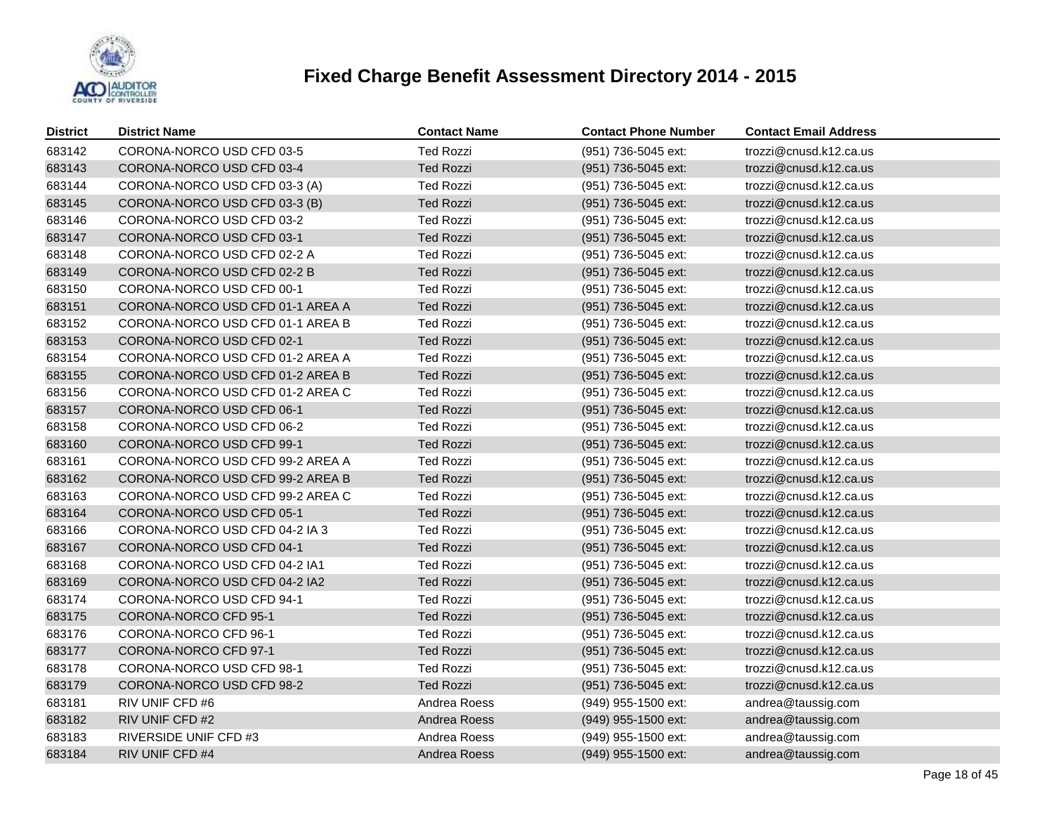# Fixed Charge Benefit Assessment Directory 2014 - 2015

| District | District Name | Contact Name | Contact Phone Number | Contact Email Address |
|---|---|---|---|---|
| 683142 | CORONA-NORCO USD CFD 03-5 | Ted Rozzi | (951) 736-5045 ext: | trozzi@cnusd.k12.ca.us |
| 683143 | CORONA-NORCO USD CFD 03-4 | Ted Rozzi | (951) 736-5045 ext: | trozzi@cnusd.k12.ca.us |
| 683144 | CORONA-NORCO USD CFD 03-3 (A) | Ted Rozzi | (951) 736-5045 ext: | trozzi@cnusd.k12.ca.us |
| 683145 | CORONA-NORCO USD CFD 03-3 (B) | Ted Rozzi | (951) 736-5045 ext: | trozzi@cnusd.k12.ca.us |
| 683146 | CORONA-NORCO USD CFD 03-2 | Ted Rozzi | (951) 736-5045 ext: | trozzi@cnusd.k12.ca.us |
| 683147 | CORONA-NORCO USD CFD 03-1 | Ted Rozzi | (951) 736-5045 ext: | trozzi@cnusd.k12.ca.us |
| 683148 | CORONA-NORCO USD CFD 02-2 A | Ted Rozzi | (951) 736-5045 ext: | trozzi@cnusd.k12.ca.us |
| 683149 | CORONA-NORCO USD CFD 02-2 B | Ted Rozzi | (951) 736-5045 ext: | trozzi@cnusd.k12.ca.us |
| 683150 | CORONA-NORCO USD CFD 00-1 | Ted Rozzi | (951) 736-5045 ext: | trozzi@cnusd.k12.ca.us |
| 683151 | CORONA-NORCO USD CFD 01-1 AREA A | Ted Rozzi | (951) 736-5045 ext: | trozzi@cnusd.k12.ca.us |
| 683152 | CORONA-NORCO USD CFD 01-1 AREA B | Ted Rozzi | (951) 736-5045 ext: | trozzi@cnusd.k12.ca.us |
| 683153 | CORONA-NORCO USD CFD 02-1 | Ted Rozzi | (951) 736-5045 ext: | trozzi@cnusd.k12.ca.us |
| 683154 | CORONA-NORCO USD CFD 01-2 AREA A | Ted Rozzi | (951) 736-5045 ext: | trozzi@cnusd.k12.ca.us |
| 683155 | CORONA-NORCO USD CFD 01-2 AREA B | Ted Rozzi | (951) 736-5045 ext: | trozzi@cnusd.k12.ca.us |
| 683156 | CORONA-NORCO USD CFD 01-2 AREA C | Ted Rozzi | (951) 736-5045 ext: | trozzi@cnusd.k12.ca.us |
| 683157 | CORONA-NORCO USD CFD 06-1 | Ted Rozzi | (951) 736-5045 ext: | trozzi@cnusd.k12.ca.us |
| 683158 | CORONA-NORCO USD CFD 06-2 | Ted Rozzi | (951) 736-5045 ext: | trozzi@cnusd.k12.ca.us |
| 683160 | CORONA-NORCO USD CFD 99-1 | Ted Rozzi | (951) 736-5045 ext: | trozzi@cnusd.k12.ca.us |
| 683161 | CORONA-NORCO USD CFD 99-2 AREA A | Ted Rozzi | (951) 736-5045 ext: | trozzi@cnusd.k12.ca.us |
| 683162 | CORONA-NORCO USD CFD 99-2 AREA B | Ted Rozzi | (951) 736-5045 ext: | trozzi@cnusd.k12.ca.us |
| 683163 | CORONA-NORCO USD CFD 99-2 AREA C | Ted Rozzi | (951) 736-5045 ext: | trozzi@cnusd.k12.ca.us |
| 683164 | CORONA-NORCO USD CFD 05-1 | Ted Rozzi | (951) 736-5045 ext: | trozzi@cnusd.k12.ca.us |
| 683166 | CORONA-NORCO USD CFD 04-2 IA 3 | Ted Rozzi | (951) 736-5045 ext: | trozzi@cnusd.k12.ca.us |
| 683167 | CORONA-NORCO USD CFD 04-1 | Ted Rozzi | (951) 736-5045 ext: | trozzi@cnusd.k12.ca.us |
| 683168 | CORONA-NORCO USD CFD 04-2 IA1 | Ted Rozzi | (951) 736-5045 ext: | trozzi@cnusd.k12.ca.us |
| 683169 | CORONA-NORCO USD CFD 04-2 IA2 | Ted Rozzi | (951) 736-5045 ext: | trozzi@cnusd.k12.ca.us |
| 683174 | CORONA-NORCO USD CFD 94-1 | Ted Rozzi | (951) 736-5045 ext: | trozzi@cnusd.k12.ca.us |
| 683175 | CORONA-NORCO CFD 95-1 | Ted Rozzi | (951) 736-5045 ext: | trozzi@cnusd.k12.ca.us |
| 683176 | CORONA-NORCO CFD 96-1 | Ted Rozzi | (951) 736-5045 ext: | trozzi@cnusd.k12.ca.us |
| 683177 | CORONA-NORCO CFD 97-1 | Ted Rozzi | (951) 736-5045 ext: | trozzi@cnusd.k12.ca.us |
| 683178 | CORONA-NORCO USD CFD 98-1 | Ted Rozzi | (951) 736-5045 ext: | trozzi@cnusd.k12.ca.us |
| 683179 | CORONA-NORCO USD CFD 98-2 | Ted Rozzi | (951) 736-5045 ext: | trozzi@cnusd.k12.ca.us |
| 683181 | RIV UNIF CFD #6 | Andrea Roess | (949) 955-1500 ext: | andrea@taussig.com |
| 683182 | RIV UNIF CFD #2 | Andrea Roess | (949) 955-1500 ext: | andrea@taussig.com |
| 683183 | RIVERSIDE UNIF CFD #3 | Andrea Roess | (949) 955-1500 ext: | andrea@taussig.com |
| 683184 | RIV UNIF CFD #4 | Andrea Roess | (949) 955-1500 ext: | andrea@taussig.com |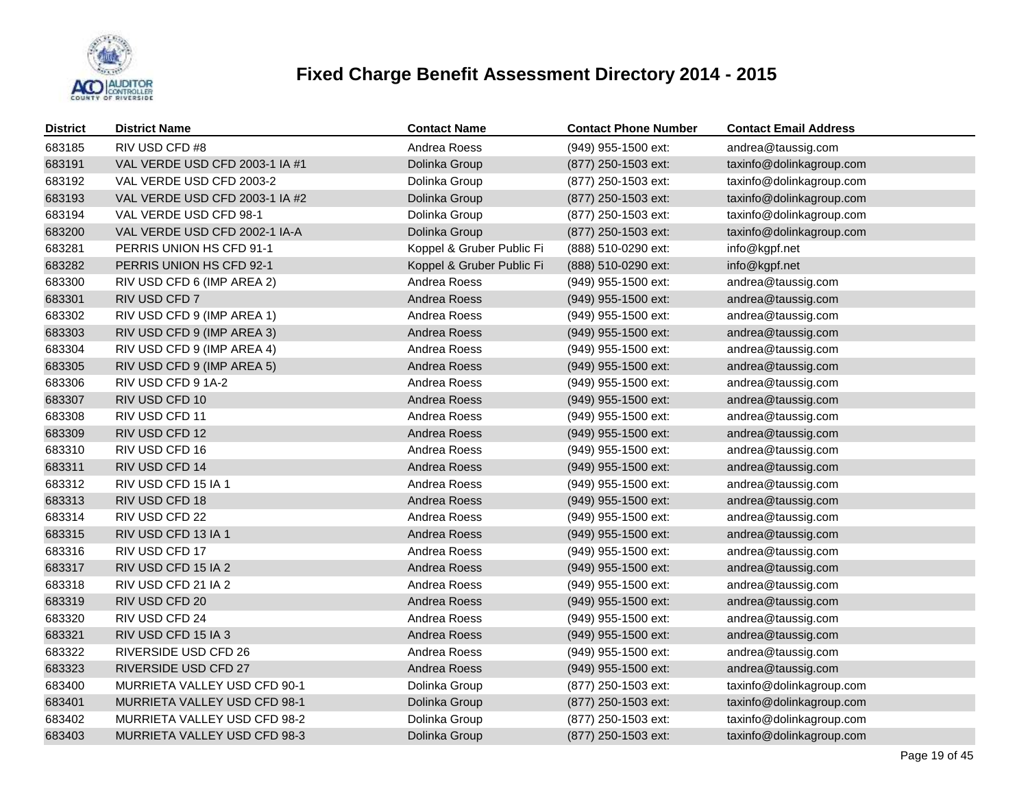# Fixed Charge Benefit Assessment Directory 2014 - 2015

| District | District Name | Contact Name | Contact Phone Number | Contact Email Address |
|---|---|---|---|---|
| 683185 | RIV USD CFD #8 | Andrea Roess | (949) 955-1500 ext: | andrea@taussig.com |
| 683191 | VAL VERDE USD CFD 2003-1 IA #1 | Dolinka Group | (877) 250-1503 ext: | taxinfo@dolinkagroup.com |
| 683192 | VAL VERDE USD CFD 2003-2 | Dolinka Group | (877) 250-1503 ext: | taxinfo@dolinkagroup.com |
| 683193 | VAL VERDE USD CFD 2003-1 IA #2 | Dolinka Group | (877) 250-1503 ext: | taxinfo@dolinkagroup.com |
| 683194 | VAL VERDE USD CFD 98-1 | Dolinka Group | (877) 250-1503 ext: | taxinfo@dolinkagroup.com |
| 683200 | VAL VERDE USD CFD 2002-1 IA-A | Dolinka Group | (877) 250-1503 ext: | taxinfo@dolinkagroup.com |
| 683281 | PERRIS UNION HS CFD 91-1 | Koppel & Gruber Public Fi | (888) 510-0290 ext: | info@kgpf.net |
| 683282 | PERRIS UNION HS CFD 92-1 | Koppel & Gruber Public Fi | (888) 510-0290 ext: | info@kgpf.net |
| 683300 | RIV USD CFD 6 (IMP AREA 2) | Andrea Roess | (949) 955-1500 ext: | andrea@taussig.com |
| 683301 | RIV USD CFD 7 | Andrea Roess | (949) 955-1500 ext: | andrea@taussig.com |
| 683302 | RIV USD CFD 9 (IMP AREA 1) | Andrea Roess | (949) 955-1500 ext: | andrea@taussig.com |
| 683303 | RIV USD CFD 9 (IMP AREA 3) | Andrea Roess | (949) 955-1500 ext: | andrea@taussig.com |
| 683304 | RIV USD CFD 9 (IMP AREA 4) | Andrea Roess | (949) 955-1500 ext: | andrea@taussig.com |
| 683305 | RIV USD CFD 9 (IMP AREA 5) | Andrea Roess | (949) 955-1500 ext: | andrea@taussig.com |
| 683306 | RIV USD CFD 9 1A-2 | Andrea Roess | (949) 955-1500 ext: | andrea@taussig.com |
| 683307 | RIV USD CFD 10 | Andrea Roess | (949) 955-1500 ext: | andrea@taussig.com |
| 683308 | RIV USD CFD 11 | Andrea Roess | (949) 955-1500 ext: | andrea@taussig.com |
| 683309 | RIV USD CFD 12 | Andrea Roess | (949) 955-1500 ext: | andrea@taussig.com |
| 683310 | RIV USD CFD 16 | Andrea Roess | (949) 955-1500 ext: | andrea@taussig.com |
| 683311 | RIV USD CFD 14 | Andrea Roess | (949) 955-1500 ext: | andrea@taussig.com |
| 683312 | RIV USD CFD 15 IA 1 | Andrea Roess | (949) 955-1500 ext: | andrea@taussig.com |
| 683313 | RIV USD CFD 18 | Andrea Roess | (949) 955-1500 ext: | andrea@taussig.com |
| 683314 | RIV USD CFD 22 | Andrea Roess | (949) 955-1500 ext: | andrea@taussig.com |
| 683315 | RIV USD CFD 13 IA 1 | Andrea Roess | (949) 955-1500 ext: | andrea@taussig.com |
| 683316 | RIV USD CFD 17 | Andrea Roess | (949) 955-1500 ext: | andrea@taussig.com |
| 683317 | RIV USD CFD 15 IA 2 | Andrea Roess | (949) 955-1500 ext: | andrea@taussig.com |
| 683318 | RIV USD CFD 21 IA 2 | Andrea Roess | (949) 955-1500 ext: | andrea@taussig.com |
| 683319 | RIV USD CFD 20 | Andrea Roess | (949) 955-1500 ext: | andrea@taussig.com |
| 683320 | RIV USD CFD 24 | Andrea Roess | (949) 955-1500 ext: | andrea@taussig.com |
| 683321 | RIV USD CFD 15 IA 3 | Andrea Roess | (949) 955-1500 ext: | andrea@taussig.com |
| 683322 | RIVERSIDE USD CFD 26 | Andrea Roess | (949) 955-1500 ext: | andrea@taussig.com |
| 683323 | RIVERSIDE USD CFD 27 | Andrea Roess | (949) 955-1500 ext: | andrea@taussig.com |
| 683400 | MURRIETA VALLEY USD CFD 90-1 | Dolinka Group | (877) 250-1503 ext: | taxinfo@dolinkagroup.com |
| 683401 | MURRIETA VALLEY USD CFD 98-1 | Dolinka Group | (877) 250-1503 ext: | taxinfo@dolinkagroup.com |
| 683402 | MURRIETA VALLEY USD CFD 98-2 | Dolinka Group | (877) 250-1503 ext: | taxinfo@dolinkagroup.com |
| 683403 | MURRIETA VALLEY USD CFD 98-3 | Dolinka Group | (877) 250-1503 ext: | taxinfo@dolinkagroup.com |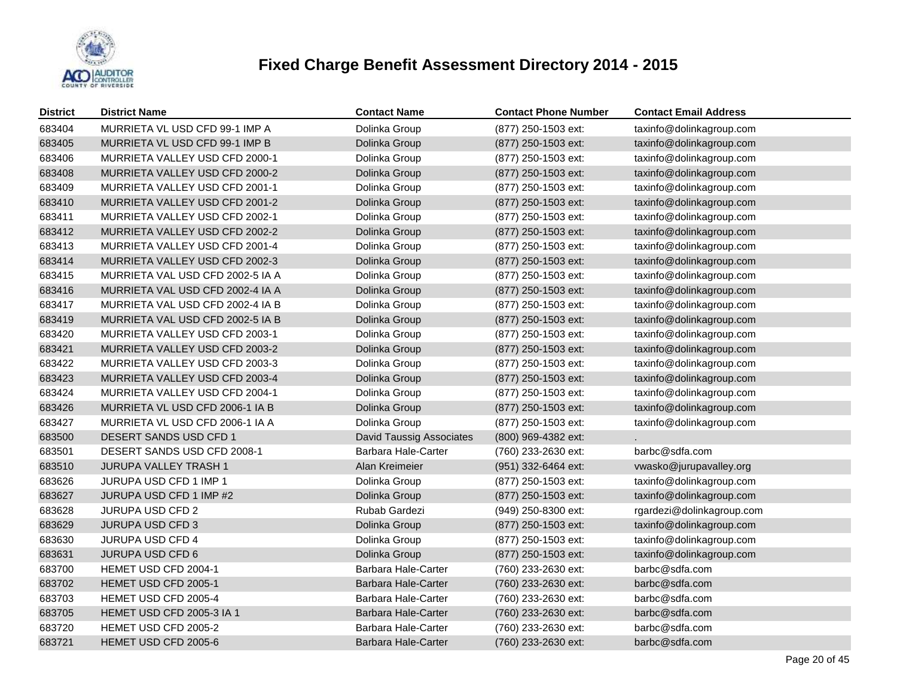# Fixed Charge Benefit Assessment Directory 2014 - 2015

| District | District Name | Contact Name | Contact Phone Number | Contact Email Address |
| --- | --- | --- | --- | --- |
| 683404 | MURRIETA VL USD CFD 99-1 IMP A | Dolinka Group | (877) 250-1503 ext: | taxinfo@dolinkagroup.com |
| 683405 | MURRIETA VL USD CFD 99-1 IMP B | Dolinka Group | (877) 250-1503 ext: | taxinfo@dolinkagroup.com |
| 683406 | MURRIETA VALLEY USD CFD 2000-1 | Dolinka Group | (877) 250-1503 ext: | taxinfo@dolinkagroup.com |
| 683408 | MURRIETA VALLEY USD CFD 2000-2 | Dolinka Group | (877) 250-1503 ext: | taxinfo@dolinkagroup.com |
| 683409 | MURRIETA VALLEY USD CFD 2001-1 | Dolinka Group | (877) 250-1503 ext: | taxinfo@dolinkagroup.com |
| 683410 | MURRIETA VALLEY USD CFD 2001-2 | Dolinka Group | (877) 250-1503 ext: | taxinfo@dolinkagroup.com |
| 683411 | MURRIETA VALLEY USD CFD 2002-1 | Dolinka Group | (877) 250-1503 ext: | taxinfo@dolinkagroup.com |
| 683412 | MURRIETA VALLEY USD CFD 2002-2 | Dolinka Group | (877) 250-1503 ext: | taxinfo@dolinkagroup.com |
| 683413 | MURRIETA VALLEY USD CFD 2001-4 | Dolinka Group | (877) 250-1503 ext: | taxinfo@dolinkagroup.com |
| 683414 | MURRIETA VALLEY USD CFD 2002-3 | Dolinka Group | (877) 250-1503 ext: | taxinfo@dolinkagroup.com |
| 683415 | MURRIETA VAL USD CFD 2002-5 IA A | Dolinka Group | (877) 250-1503 ext: | taxinfo@dolinkagroup.com |
| 683416 | MURRIETA VAL USD CFD 2002-4 IA A | Dolinka Group | (877) 250-1503 ext: | taxinfo@dolinkagroup.com |
| 683417 | MURRIETA VAL USD CFD 2002-4 IA B | Dolinka Group | (877) 250-1503 ext: | taxinfo@dolinkagroup.com |
| 683419 | MURRIETA VAL USD CFD 2002-5 IA B | Dolinka Group | (877) 250-1503 ext: | taxinfo@dolinkagroup.com |
| 683420 | MURRIETA VALLEY USD CFD 2003-1 | Dolinka Group | (877) 250-1503 ext: | taxinfo@dolinkagroup.com |
| 683421 | MURRIETA VALLEY USD CFD 2003-2 | Dolinka Group | (877) 250-1503 ext: | taxinfo@dolinkagroup.com |
| 683422 | MURRIETA VALLEY USD CFD 2003-3 | Dolinka Group | (877) 250-1503 ext: | taxinfo@dolinkagroup.com |
| 683423 | MURRIETA VALLEY USD CFD 2003-4 | Dolinka Group | (877) 250-1503 ext: | taxinfo@dolinkagroup.com |
| 683424 | MURRIETA VALLEY USD CFD 2004-1 | Dolinka Group | (877) 250-1503 ext: | taxinfo@dolinkagroup.com |
| 683426 | MURRIETA VL USD CFD 2006-1 IA B | Dolinka Group | (877) 250-1503 ext: | taxinfo@dolinkagroup.com |
| 683427 | MURRIETA VL USD CFD 2006-1 IA A | Dolinka Group | (877) 250-1503 ext: | taxinfo@dolinkagroup.com |
| 683500 | DESERT SANDS USD CFD 1 | David Taussig Associates | (800) 969-4382 ext: | . |
| 683501 | DESERT SANDS USD CFD 2008-1 | Barbara Hale-Carter | (760) 233-2630 ext: | barbc@sdfa.com |
| 683510 | JURUPA VALLEY TRASH 1 | Alan Kreimeier | (951) 332-6464 ext: | vwasko@jurupavalley.org |
| 683626 | JURUPA USD CFD 1 IMP 1 | Dolinka Group | (877) 250-1503 ext: | taxinfo@dolinkagroup.com |
| 683627 | JURUPA USD CFD 1 IMP #2 | Dolinka Group | (877) 250-1503 ext: | taxinfo@dolinkagroup.com |
| 683628 | JURUPA USD CFD 2 | Rubab Gardezi | (949) 250-8300 ext: | rgardezi@dolinkagroup.com |
| 683629 | JURUPA USD CFD 3 | Dolinka Group | (877) 250-1503 ext: | taxinfo@dolinkagroup.com |
| 683630 | JURUPA USD CFD 4 | Dolinka Group | (877) 250-1503 ext: | taxinfo@dolinkagroup.com |
| 683631 | JURUPA USD CFD 6 | Dolinka Group | (877) 250-1503 ext: | taxinfo@dolinkagroup.com |
| 683700 | HEMET USD CFD 2004-1 | Barbara Hale-Carter | (760) 233-2630 ext: | barbc@sdfa.com |
| 683702 | HEMET USD CFD 2005-1 | Barbara Hale-Carter | (760) 233-2630 ext: | barbc@sdfa.com |
| 683703 | HEMET USD CFD 2005-4 | Barbara Hale-Carter | (760) 233-2630 ext: | barbc@sdfa.com |
| 683705 | HEMET USD CFD 2005-3 IA 1 | Barbara Hale-Carter | (760) 233-2630 ext: | barbc@sdfa.com |
| 683720 | HEMET USD CFD 2005-2 | Barbara Hale-Carter | (760) 233-2630 ext: | barbc@sdfa.com |
| 683721 | HEMET USD CFD 2005-6 | Barbara Hale-Carter | (760) 233-2630 ext: | barbc@sdfa.com |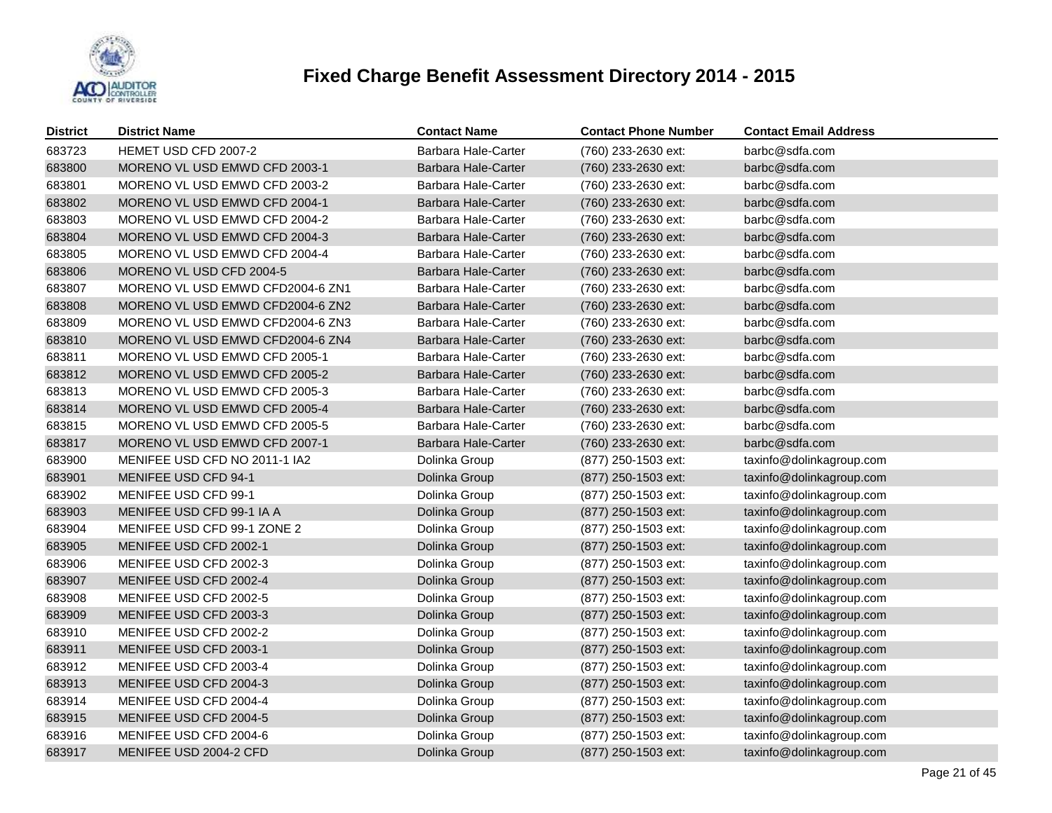# Fixed Charge Benefit Assessment Directory 2014 - 2015

| District | District Name | Contact Name | Contact Phone Number | Contact Email Address |
|---|---|---|---|---|
| 683723 | HEMET USD CFD 2007-2 | Barbara Hale-Carter | (760) 233-2630 ext: | barbc@sdfa.com |
| 683800 | MORENO VL USD EMWD CFD 2003-1 | Barbara Hale-Carter | (760) 233-2630 ext: | barbc@sdfa.com |
| 683801 | MORENO VL USD EMWD CFD 2003-2 | Barbara Hale-Carter | (760) 233-2630 ext: | barbc@sdfa.com |
| 683802 | MORENO VL USD EMWD CFD 2004-1 | Barbara Hale-Carter | (760) 233-2630 ext: | barbc@sdfa.com |
| 683803 | MORENO VL USD EMWD CFD 2004-2 | Barbara Hale-Carter | (760) 233-2630 ext: | barbc@sdfa.com |
| 683804 | MORENO VL USD EMWD CFD 2004-3 | Barbara Hale-Carter | (760) 233-2630 ext: | barbc@sdfa.com |
| 683805 | MORENO VL USD EMWD CFD 2004-4 | Barbara Hale-Carter | (760) 233-2630 ext: | barbc@sdfa.com |
| 683806 | MORENO VL USD CFD 2004-5 | Barbara Hale-Carter | (760) 233-2630 ext: | barbc@sdfa.com |
| 683807 | MORENO VL USD EMWD CFD2004-6 ZN1 | Barbara Hale-Carter | (760) 233-2630 ext: | barbc@sdfa.com |
| 683808 | MORENO VL USD EMWD CFD2004-6 ZN2 | Barbara Hale-Carter | (760) 233-2630 ext: | barbc@sdfa.com |
| 683809 | MORENO VL USD EMWD CFD2004-6 ZN3 | Barbara Hale-Carter | (760) 233-2630 ext: | barbc@sdfa.com |
| 683810 | MORENO VL USD EMWD CFD2004-6 ZN4 | Barbara Hale-Carter | (760) 233-2630 ext: | barbc@sdfa.com |
| 683811 | MORENO VL USD EMWD CFD 2005-1 | Barbara Hale-Carter | (760) 233-2630 ext: | barbc@sdfa.com |
| 683812 | MORENO VL USD EMWD CFD 2005-2 | Barbara Hale-Carter | (760) 233-2630 ext: | barbc@sdfa.com |
| 683813 | MORENO VL USD EMWD CFD 2005-3 | Barbara Hale-Carter | (760) 233-2630 ext: | barbc@sdfa.com |
| 683814 | MORENO VL USD EMWD CFD 2005-4 | Barbara Hale-Carter | (760) 233-2630 ext: | barbc@sdfa.com |
| 683815 | MORENO VL USD EMWD CFD 2005-5 | Barbara Hale-Carter | (760) 233-2630 ext: | barbc@sdfa.com |
| 683817 | MORENO VL USD EMWD CFD 2007-1 | Barbara Hale-Carter | (760) 233-2630 ext: | barbc@sdfa.com |
| 683900 | MENIFEE USD CFD NO 2011-1 IA2 | Dolinka Group | (877) 250-1503 ext: | taxinfo@dolinkagroup.com |
| 683901 | MENIFEE USD CFD 94-1 | Dolinka Group | (877) 250-1503 ext: | taxinfo@dolinkagroup.com |
| 683902 | MENIFEE USD CFD 99-1 | Dolinka Group | (877) 250-1503 ext: | taxinfo@dolinkagroup.com |
| 683903 | MENIFEE USD CFD 99-1 IA A | Dolinka Group | (877) 250-1503 ext: | taxinfo@dolinkagroup.com |
| 683904 | MENIFEE USD CFD 99-1 ZONE 2 | Dolinka Group | (877) 250-1503 ext: | taxinfo@dolinkagroup.com |
| 683905 | MENIFEE USD CFD 2002-1 | Dolinka Group | (877) 250-1503 ext: | taxinfo@dolinkagroup.com |
| 683906 | MENIFEE USD CFD 2002-3 | Dolinka Group | (877) 250-1503 ext: | taxinfo@dolinkagroup.com |
| 683907 | MENIFEE USD CFD 2002-4 | Dolinka Group | (877) 250-1503 ext: | taxinfo@dolinkagroup.com |
| 683908 | MENIFEE USD CFD 2002-5 | Dolinka Group | (877) 250-1503 ext: | taxinfo@dolinkagroup.com |
| 683909 | MENIFEE USD CFD 2003-3 | Dolinka Group | (877) 250-1503 ext: | taxinfo@dolinkagroup.com |
| 683910 | MENIFEE USD CFD 2002-2 | Dolinka Group | (877) 250-1503 ext: | taxinfo@dolinkagroup.com |
| 683911 | MENIFEE USD CFD 2003-1 | Dolinka Group | (877) 250-1503 ext: | taxinfo@dolinkagroup.com |
| 683912 | MENIFEE USD CFD 2003-4 | Dolinka Group | (877) 250-1503 ext: | taxinfo@dolinkagroup.com |
| 683913 | MENIFEE USD CFD 2004-3 | Dolinka Group | (877) 250-1503 ext: | taxinfo@dolinkagroup.com |
| 683914 | MENIFEE USD CFD 2004-4 | Dolinka Group | (877) 250-1503 ext: | taxinfo@dolinkagroup.com |
| 683915 | MENIFEE USD CFD 2004-5 | Dolinka Group | (877) 250-1503 ext: | taxinfo@dolinkagroup.com |
| 683916 | MENIFEE USD CFD 2004-6 | Dolinka Group | (877) 250-1503 ext: | taxinfo@dolinkagroup.com |
| 683917 | MENIFEE USD 2004-2 CFD | Dolinka Group | (877) 250-1503 ext: | taxinfo@dolinkagroup.com |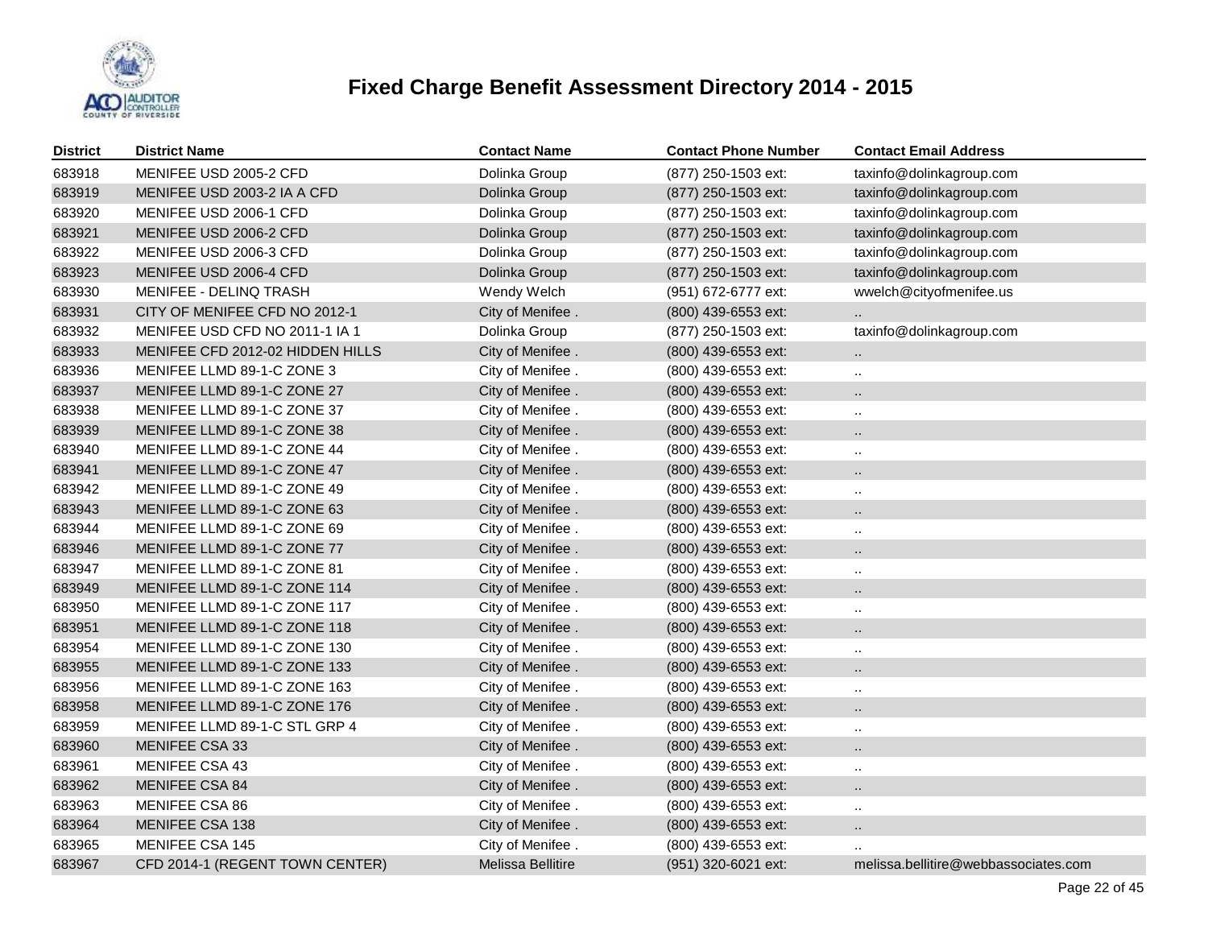# Fixed Charge Benefit Assessment Directory 2014 - 2015

| District | District Name | Contact Name | Contact Phone Number | Contact Email Address |
|---|---|---|---|---|
| 683918 | MENIFEE USD 2005-2 CFD | Dolinka Group | (877) 250-1503 ext: | taxinfo@dolinkagroup.com |
| 683919 | MENIFEE USD 2003-2 IA A CFD | Dolinka Group | (877) 250-1503 ext: | taxinfo@dolinkagroup.com |
| 683920 | MENIFEE USD 2006-1 CFD | Dolinka Group | (877) 250-1503 ext: | taxinfo@dolinkagroup.com |
| 683921 | MENIFEE USD 2006-2 CFD | Dolinka Group | (877) 250-1503 ext: | taxinfo@dolinkagroup.com |
| 683922 | MENIFEE USD 2006-3 CFD | Dolinka Group | (877) 250-1503 ext: | taxinfo@dolinkagroup.com |
| 683923 | MENIFEE USD 2006-4 CFD | Dolinka Group | (877) 250-1503 ext: | taxinfo@dolinkagroup.com |
| 683930 | MENIFEE - DELINQ TRASH | Wendy Welch | (951) 672-6777 ext: | wwelch@cityofmenifee.us |
| 683931 | CITY OF MENIFEE CFD NO 2012-1 | City of Menifee . | (800) 439-6553 ext: | .. |
| 683932 | MENIFEE USD CFD NO 2011-1 IA 1 | Dolinka Group | (877) 250-1503 ext: | taxinfo@dolinkagroup.com |
| 683933 | MENIFEE CFD 2012-02 HIDDEN HILLS | City of Menifee . | (800) 439-6553 ext: | .. |
| 683936 | MENIFEE LLMD 89-1-C ZONE 3 | City of Menifee . | (800) 439-6553 ext: | .. |
| 683937 | MENIFEE LLMD 89-1-C ZONE 27 | City of Menifee . | (800) 439-6553 ext: | .. |
| 683938 | MENIFEE LLMD 89-1-C ZONE 37 | City of Menifee . | (800) 439-6553 ext: | .. |
| 683939 | MENIFEE LLMD 89-1-C ZONE 38 | City of Menifee . | (800) 439-6553 ext: | .. |
| 683940 | MENIFEE LLMD 89-1-C ZONE 44 | City of Menifee . | (800) 439-6553 ext: | .. |
| 683941 | MENIFEE LLMD 89-1-C ZONE 47 | City of Menifee . | (800) 439-6553 ext: | .. |
| 683942 | MENIFEE LLMD 89-1-C ZONE 49 | City of Menifee . | (800) 439-6553 ext: | .. |
| 683943 | MENIFEE LLMD 89-1-C ZONE 63 | City of Menifee . | (800) 439-6553 ext: | .. |
| 683944 | MENIFEE LLMD 89-1-C ZONE 69 | City of Menifee . | (800) 439-6553 ext: | .. |
| 683946 | MENIFEE LLMD 89-1-C ZONE 77 | City of Menifee . | (800) 439-6553 ext: | .. |
| 683947 | MENIFEE LLMD 89-1-C ZONE 81 | City of Menifee . | (800) 439-6553 ext: | .. |
| 683949 | MENIFEE LLMD 89-1-C ZONE 114 | City of Menifee . | (800) 439-6553 ext: | .. |
| 683950 | MENIFEE LLMD 89-1-C ZONE 117 | City of Menifee . | (800) 439-6553 ext: | .. |
| 683951 | MENIFEE LLMD 89-1-C ZONE 118 | City of Menifee . | (800) 439-6553 ext: | .. |
| 683954 | MENIFEE LLMD 89-1-C ZONE 130 | City of Menifee . | (800) 439-6553 ext: | .. |
| 683955 | MENIFEE LLMD 89-1-C ZONE 133 | City of Menifee . | (800) 439-6553 ext: | .. |
| 683956 | MENIFEE LLMD 89-1-C ZONE 163 | City of Menifee . | (800) 439-6553 ext: | .. |
| 683958 | MENIFEE LLMD 89-1-C ZONE 176 | City of Menifee . | (800) 439-6553 ext: | .. |
| 683959 | MENIFEE LLMD 89-1-C STL GRP 4 | City of Menifee . | (800) 439-6553 ext: | .. |
| 683960 | MENIFEE CSA 33 | City of Menifee . | (800) 439-6553 ext: | .. |
| 683961 | MENIFEE CSA 43 | City of Menifee . | (800) 439-6553 ext: | .. |
| 683962 | MENIFEE CSA 84 | City of Menifee . | (800) 439-6553 ext: | .. |
| 683963 | MENIFEE CSA 86 | City of Menifee . | (800) 439-6553 ext: | .. |
| 683964 | MENIFEE CSA 138 | City of Menifee . | (800) 439-6553 ext: | .. |
| 683965 | MENIFEE CSA 145 | City of Menifee . | (800) 439-6553 ext: | .. |
| 683967 | CFD 2014-1 (REGENT TOWN CENTER) | Melissa Bellitire | (951) 320-6021 ext: | melissa.bellitire@webbassociates.com |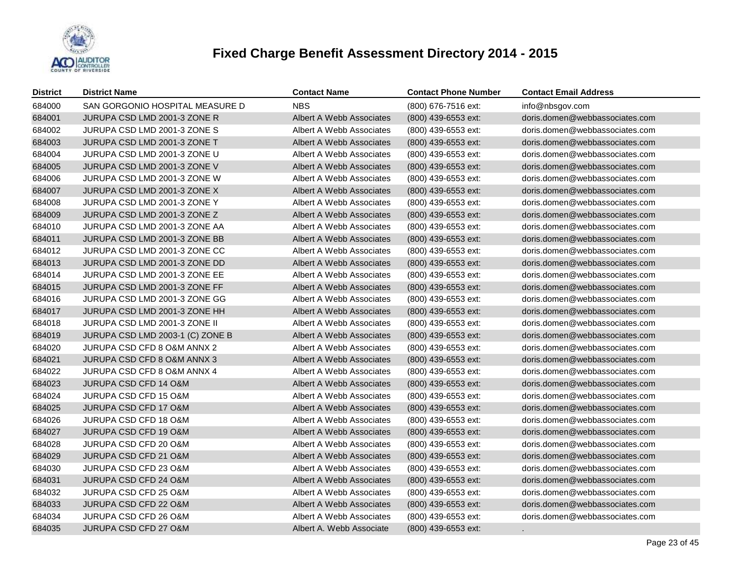# Fixed Charge Benefit Assessment Directory 2014 - 2015

| District | District Name | Contact Name | Contact Phone Number | Contact Email Address |
|---|---|---|---|---|
| 684000 | SAN GORGONIO HOSPITAL MEASURE D | NBS | (800) 676-7516 ext: | info@nbsgov.com |
| 684001 | JURUPA CSD LMD 2001-3 ZONE R | Albert A Webb Associates | (800) 439-6553 ext: | doris.domen@webbassociates.com |
| 684002 | JURUPA CSD LMD 2001-3 ZONE S | Albert A Webb Associates | (800) 439-6553 ext: | doris.domen@webbassociates.com |
| 684003 | JURUPA CSD LMD 2001-3 ZONE T | Albert A Webb Associates | (800) 439-6553 ext: | doris.domen@webbassociates.com |
| 684004 | JURUPA CSD LMD 2001-3 ZONE U | Albert A Webb Associates | (800) 439-6553 ext: | doris.domen@webbassociates.com |
| 684005 | JURUPA CSD LMD 2001-3 ZONE V | Albert A Webb Associates | (800) 439-6553 ext: | doris.domen@webbassociates.com |
| 684006 | JURUPA CSD LMD 2001-3 ZONE W | Albert A Webb Associates | (800) 439-6553 ext: | doris.domen@webbassociates.com |
| 684007 | JURUPA CSD LMD 2001-3 ZONE X | Albert A Webb Associates | (800) 439-6553 ext: | doris.domen@webbassociates.com |
| 684008 | JURUPA CSD LMD 2001-3 ZONE Y | Albert A Webb Associates | (800) 439-6553 ext: | doris.domen@webbassociates.com |
| 684009 | JURUPA CSD LMD 2001-3 ZONE Z | Albert A Webb Associates | (800) 439-6553 ext: | doris.domen@webbassociates.com |
| 684010 | JURUPA CSD LMD 2001-3 ZONE AA | Albert A Webb Associates | (800) 439-6553 ext: | doris.domen@webbassociates.com |
| 684011 | JURUPA CSD LMD 2001-3 ZONE BB | Albert A Webb Associates | (800) 439-6553 ext: | doris.domen@webbassociates.com |
| 684012 | JURUPA CSD LMD 2001-3 ZONE CC | Albert A Webb Associates | (800) 439-6553 ext: | doris.domen@webbassociates.com |
| 684013 | JURUPA CSD LMD 2001-3 ZONE DD | Albert A Webb Associates | (800) 439-6553 ext: | doris.domen@webbassociates.com |
| 684014 | JURUPA CSD LMD 2001-3 ZONE EE | Albert A Webb Associates | (800) 439-6553 ext: | doris.domen@webbassociates.com |
| 684015 | JURUPA CSD LMD 2001-3 ZONE FF | Albert A Webb Associates | (800) 439-6553 ext: | doris.domen@webbassociates.com |
| 684016 | JURUPA CSD LMD 2001-3 ZONE GG | Albert A Webb Associates | (800) 439-6553 ext: | doris.domen@webbassociates.com |
| 684017 | JURUPA CSD LMD 2001-3 ZONE HH | Albert A Webb Associates | (800) 439-6553 ext: | doris.domen@webbassociates.com |
| 684018 | JURUPA CSD LMD 2001-3 ZONE II | Albert A Webb Associates | (800) 439-6553 ext: | doris.domen@webbassociates.com |
| 684019 | JURUPA CSD LMD 2003-1 (C) ZONE B | Albert A Webb Associates | (800) 439-6553 ext: | doris.domen@webbassociates.com |
| 684020 | JURUPA CSD CFD 8 O&M ANNX 2 | Albert A Webb Associates | (800) 439-6553 ext: | doris.domen@webbassociates.com |
| 684021 | JURUPA CSD CFD 8 O&M ANNX 3 | Albert A Webb Associates | (800) 439-6553 ext: | doris.domen@webbassociates.com |
| 684022 | JURUPA CSD CFD 8 O&M ANNX 4 | Albert A Webb Associates | (800) 439-6553 ext: | doris.domen@webbassociates.com |
| 684023 | JURUPA CSD CFD 14 O&M | Albert A Webb Associates | (800) 439-6553 ext: | doris.domen@webbassociates.com |
| 684024 | JURUPA CSD CFD 15 O&M | Albert A Webb Associates | (800) 439-6553 ext: | doris.domen@webbassociates.com |
| 684025 | JURUPA CSD CFD 17 O&M | Albert A Webb Associates | (800) 439-6553 ext: | doris.domen@webbassociates.com |
| 684026 | JURUPA CSD CFD 18 O&M | Albert A Webb Associates | (800) 439-6553 ext: | doris.domen@webbassociates.com |
| 684027 | JURUPA CSD CFD 19 O&M | Albert A Webb Associates | (800) 439-6553 ext: | doris.domen@webbassociates.com |
| 684028 | JURUPA CSD CFD 20 O&M | Albert A Webb Associates | (800) 439-6553 ext: | doris.domen@webbassociates.com |
| 684029 | JURUPA CSD CFD 21 O&M | Albert A Webb Associates | (800) 439-6553 ext: | doris.domen@webbassociates.com |
| 684030 | JURUPA CSD CFD 23 O&M | Albert A Webb Associates | (800) 439-6553 ext: | doris.domen@webbassociates.com |
| 684031 | JURUPA CSD CFD 24 O&M | Albert A Webb Associates | (800) 439-6553 ext: | doris.domen@webbassociates.com |
| 684032 | JURUPA CSD CFD 25 O&M | Albert A Webb Associates | (800) 439-6553 ext: | doris.domen@webbassociates.com |
| 684033 | JURUPA CSD CFD 22 O&M | Albert A Webb Associates | (800) 439-6553 ext: | doris.domen@webbassociates.com |
| 684034 | JURUPA CSD CFD 26 O&M | Albert A Webb Associates | (800) 439-6553 ext: | doris.domen@webbassociates.com |
| 684035 | JURUPA CSD CFD 27 O&M | Albert A. Webb Associate | (800) 439-6553 ext: | . |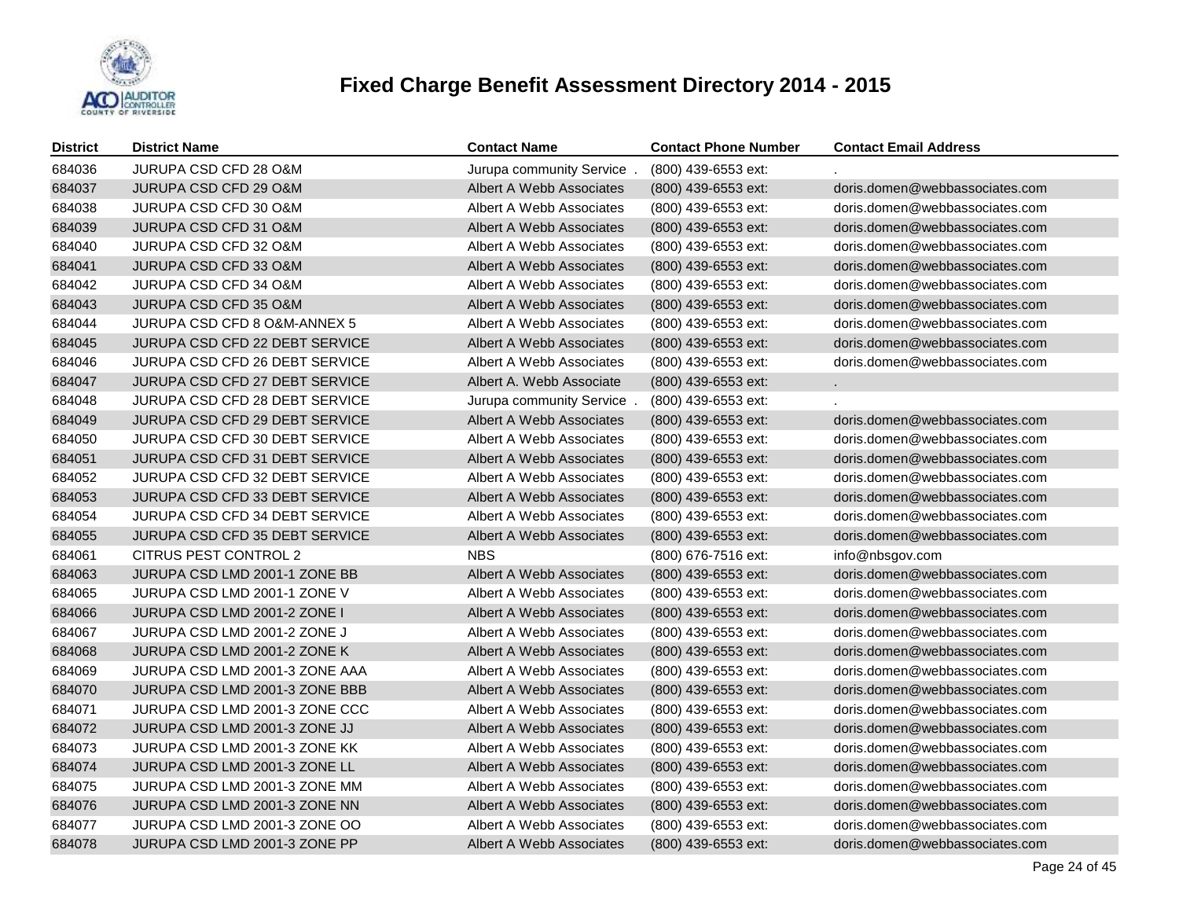# Fixed Charge Benefit Assessment Directory 2014 - 2015

| District | District Name | Contact Name | Contact Phone Number | Contact Email Address |
|---|---|---|---|---|
| 684036 | JURUPA CSD CFD 28 O&M | Jurupa community Service . | (800) 439-6553 ext: | . |
| 684037 | JURUPA CSD CFD 29 O&M | Albert A Webb Associates | (800) 439-6553 ext: | doris.domen@webbassociates.com |
| 684038 | JURUPA CSD CFD 30 O&M | Albert A Webb Associates | (800) 439-6553 ext: | doris.domen@webbassociates.com |
| 684039 | JURUPA CSD CFD 31 O&M | Albert A Webb Associates | (800) 439-6553 ext: | doris.domen@webbassociates.com |
| 684040 | JURUPA CSD CFD 32 O&M | Albert A Webb Associates | (800) 439-6553 ext: | doris.domen@webbassociates.com |
| 684041 | JURUPA CSD CFD 33 O&M | Albert A Webb Associates | (800) 439-6553 ext: | doris.domen@webbassociates.com |
| 684042 | JURUPA CSD CFD 34 O&M | Albert A Webb Associates | (800) 439-6553 ext: | doris.domen@webbassociates.com |
| 684043 | JURUPA CSD CFD 35 O&M | Albert A Webb Associates | (800) 439-6553 ext: | doris.domen@webbassociates.com |
| 684044 | JURUPA CSD CFD 8 O&M-ANNEX 5 | Albert A Webb Associates | (800) 439-6553 ext: | doris.domen@webbassociates.com |
| 684045 | JURUPA CSD CFD 22 DEBT SERVICE | Albert A Webb Associates | (800) 439-6553 ext: | doris.domen@webbassociates.com |
| 684046 | JURUPA CSD CFD 26 DEBT SERVICE | Albert A Webb Associates | (800) 439-6553 ext: | doris.domen@webbassociates.com |
| 684047 | JURUPA CSD CFD 27 DEBT SERVICE | Albert A. Webb Associate | (800) 439-6553 ext: | . |
| 684048 | JURUPA CSD CFD 28 DEBT SERVICE | Jurupa community Service . | (800) 439-6553 ext: | . |
| 684049 | JURUPA CSD CFD 29 DEBT SERVICE | Albert A Webb Associates | (800) 439-6553 ext: | doris.domen@webbassociates.com |
| 684050 | JURUPA CSD CFD 30 DEBT SERVICE | Albert A Webb Associates | (800) 439-6553 ext: | doris.domen@webbassociates.com |
| 684051 | JURUPA CSD CFD 31 DEBT SERVICE | Albert A Webb Associates | (800) 439-6553 ext: | doris.domen@webbassociates.com |
| 684052 | JURUPA CSD CFD 32 DEBT SERVICE | Albert A Webb Associates | (800) 439-6553 ext: | doris.domen@webbassociates.com |
| 684053 | JURUPA CSD CFD 33 DEBT SERVICE | Albert A Webb Associates | (800) 439-6553 ext: | doris.domen@webbassociates.com |
| 684054 | JURUPA CSD CFD 34 DEBT SERVICE | Albert A Webb Associates | (800) 439-6553 ext: | doris.domen@webbassociates.com |
| 684055 | JURUPA CSD CFD 35 DEBT SERVICE | Albert A Webb Associates | (800) 439-6553 ext: | doris.domen@webbassociates.com |
| 684061 | CITRUS PEST CONTROL 2 | NBS | (800) 676-7516 ext: | info@nbsgov.com |
| 684063 | JURUPA CSD LMD 2001-1 ZONE BB | Albert A Webb Associates | (800) 439-6553 ext: | doris.domen@webbassociates.com |
| 684065 | JURUPA CSD LMD 2001-1 ZONE V | Albert A Webb Associates | (800) 439-6553 ext: | doris.domen@webbassociates.com |
| 684066 | JURUPA CSD LMD 2001-2 ZONE I | Albert A Webb Associates | (800) 439-6553 ext: | doris.domen@webbassociates.com |
| 684067 | JURUPA CSD LMD 2001-2 ZONE J | Albert A Webb Associates | (800) 439-6553 ext: | doris.domen@webbassociates.com |
| 684068 | JURUPA CSD LMD 2001-2 ZONE K | Albert A Webb Associates | (800) 439-6553 ext: | doris.domen@webbassociates.com |
| 684069 | JURUPA CSD LMD 2001-3 ZONE AAA | Albert A Webb Associates | (800) 439-6553 ext: | doris.domen@webbassociates.com |
| 684070 | JURUPA CSD LMD 2001-3 ZONE BBB | Albert A Webb Associates | (800) 439-6553 ext: | doris.domen@webbassociates.com |
| 684071 | JURUPA CSD LMD 2001-3 ZONE CCC | Albert A Webb Associates | (800) 439-6553 ext: | doris.domen@webbassociates.com |
| 684072 | JURUPA CSD LMD 2001-3 ZONE JJ | Albert A Webb Associates | (800) 439-6553 ext: | doris.domen@webbassociates.com |
| 684073 | JURUPA CSD LMD 2001-3 ZONE KK | Albert A Webb Associates | (800) 439-6553 ext: | doris.domen@webbassociates.com |
| 684074 | JURUPA CSD LMD 2001-3 ZONE LL | Albert A Webb Associates | (800) 439-6553 ext: | doris.domen@webbassociates.com |
| 684075 | JURUPA CSD LMD 2001-3 ZONE MM | Albert A Webb Associates | (800) 439-6553 ext: | doris.domen@webbassociates.com |
| 684076 | JURUPA CSD LMD 2001-3 ZONE NN | Albert A Webb Associates | (800) 439-6553 ext: | doris.domen@webbassociates.com |
| 684077 | JURUPA CSD LMD 2001-3 ZONE OO | Albert A Webb Associates | (800) 439-6553 ext: | doris.domen@webbassociates.com |
| 684078 | JURUPA CSD LMD 2001-3 ZONE PP | Albert A Webb Associates | (800) 439-6553 ext: | doris.domen@webbassociates.com |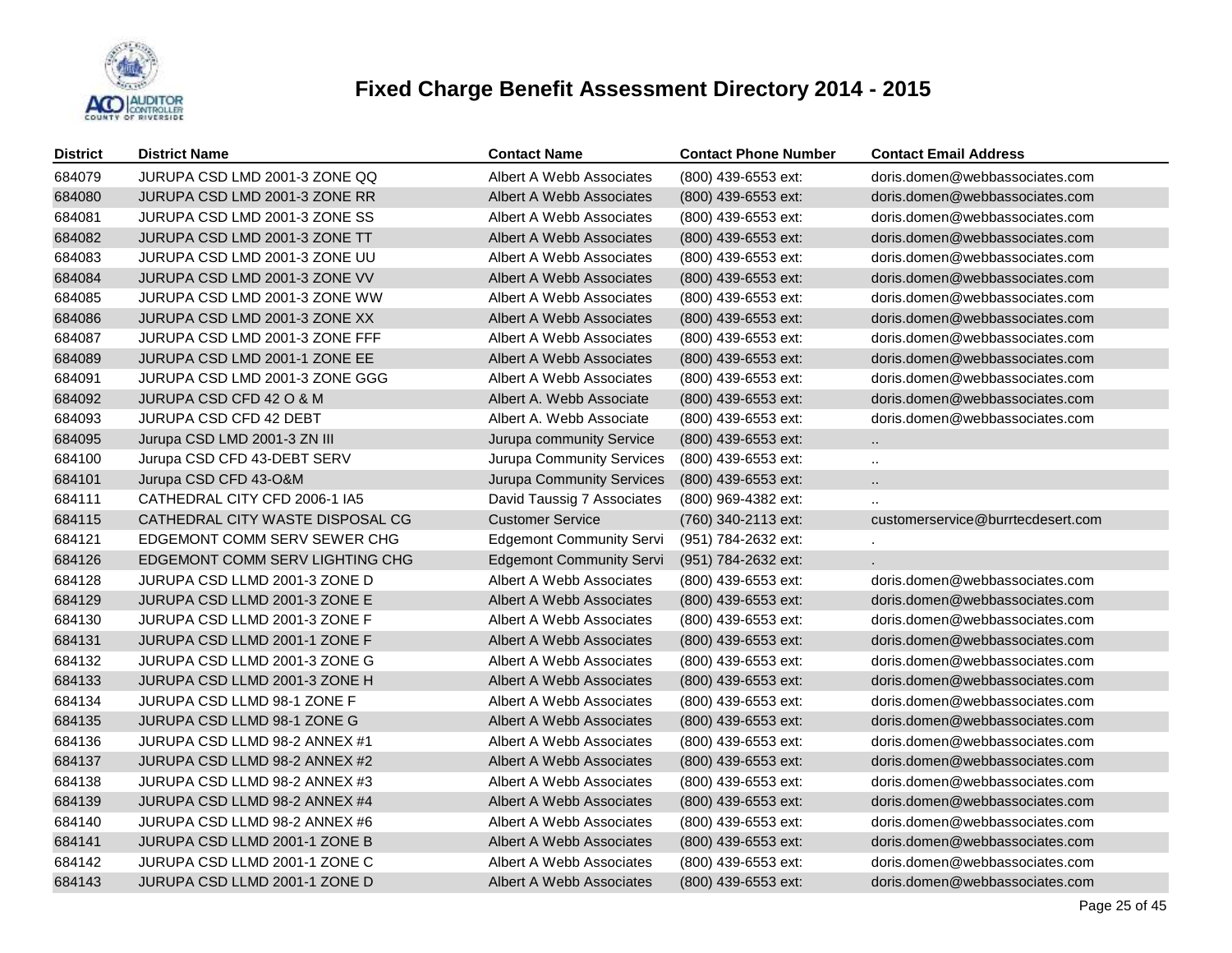# Fixed Charge Benefit Assessment Directory 2014 - 2015

| District | District Name | Contact Name | Contact Phone Number | Contact Email Address |
|---|---|---|---|---|
| 684079 | JURUPA CSD LMD 2001-3 ZONE QQ | Albert A Webb Associates | (800) 439-6553 ext: | doris.domen@webbassociates.com |
| 684080 | JURUPA CSD LMD 2001-3 ZONE RR | Albert A Webb Associates | (800) 439-6553 ext: | doris.domen@webbassociates.com |
| 684081 | JURUPA CSD LMD 2001-3 ZONE SS | Albert A Webb Associates | (800) 439-6553 ext: | doris.domen@webbassociates.com |
| 684082 | JURUPA CSD LMD 2001-3 ZONE TT | Albert A Webb Associates | (800) 439-6553 ext: | doris.domen@webbassociates.com |
| 684083 | JURUPA CSD LMD 2001-3 ZONE UU | Albert A Webb Associates | (800) 439-6553 ext: | doris.domen@webbassociates.com |
| 684084 | JURUPA CSD LMD 2001-3 ZONE VV | Albert A Webb Associates | (800) 439-6553 ext: | doris.domen@webbassociates.com |
| 684085 | JURUPA CSD LMD 2001-3 ZONE WW | Albert A Webb Associates | (800) 439-6553 ext: | doris.domen@webbassociates.com |
| 684086 | JURUPA CSD LMD 2001-3 ZONE XX | Albert A Webb Associates | (800) 439-6553 ext: | doris.domen@webbassociates.com |
| 684087 | JURUPA CSD LMD 2001-3 ZONE FFF | Albert A Webb Associates | (800) 439-6553 ext: | doris.domen@webbassociates.com |
| 684089 | JURUPA CSD LMD 2001-1 ZONE EE | Albert A Webb Associates | (800) 439-6553 ext: | doris.domen@webbassociates.com |
| 684091 | JURUPA CSD LMD 2001-3 ZONE GGG | Albert A Webb Associates | (800) 439-6553 ext: | doris.domen@webbassociates.com |
| 684092 | JURUPA CSD CFD 42 O & M | Albert A. Webb Associate | (800) 439-6553 ext: | doris.domen@webbassociates.com |
| 684093 | JURUPA CSD CFD 42 DEBT | Albert A. Webb Associate | (800) 439-6553 ext: | doris.domen@webbassociates.com |
| 684095 | Jurupa CSD LMD 2001-3 ZN III | Jurupa community Service | (800) 439-6553 ext: | .. |
| 684100 | Jurupa CSD CFD 43-DEBT SERV | Jurupa Community Services | (800) 439-6553 ext: | .. |
| 684101 | Jurupa CSD CFD 43-O&M | Jurupa Community Services | (800) 439-6553 ext: | .. |
| 684111 | CATHEDRAL CITY CFD 2006-1 IA5 | David Taussig 7 Associates | (800) 969-4382 ext: | .. |
| 684115 | CATHEDRAL CITY WASTE DISPOSAL CG | Customer Service | (760) 340-2113 ext: | customerservice@burrtecdesert.com |
| 684121 | EDGEMONT COMM SERV SEWER CHG | Edgemont Community Servi | (951) 784-2632 ext: | . |
| 684126 | EDGEMONT COMM SERV LIGHTING CHG | Edgemont Community Servi | (951) 784-2632 ext: | . |
| 684128 | JURUPA CSD LLMD 2001-3 ZONE D | Albert A Webb Associates | (800) 439-6553 ext: | doris.domen@webbassociates.com |
| 684129 | JURUPA CSD LLMD 2001-3 ZONE E | Albert A Webb Associates | (800) 439-6553 ext: | doris.domen@webbassociates.com |
| 684130 | JURUPA CSD LLMD 2001-3 ZONE F | Albert A Webb Associates | (800) 439-6553 ext: | doris.domen@webbassociates.com |
| 684131 | JURUPA CSD LLMD 2001-1 ZONE F | Albert A Webb Associates | (800) 439-6553 ext: | doris.domen@webbassociates.com |
| 684132 | JURUPA CSD LLMD 2001-3 ZONE G | Albert A Webb Associates | (800) 439-6553 ext: | doris.domen@webbassociates.com |
| 684133 | JURUPA CSD LLMD 2001-3 ZONE H | Albert A Webb Associates | (800) 439-6553 ext: | doris.domen@webbassociates.com |
| 684134 | JURUPA CSD LLMD 98-1 ZONE F | Albert A Webb Associates | (800) 439-6553 ext: | doris.domen@webbassociates.com |
| 684135 | JURUPA CSD LLMD 98-1 ZONE G | Albert A Webb Associates | (800) 439-6553 ext: | doris.domen@webbassociates.com |
| 684136 | JURUPA CSD LLMD 98-2 ANNEX #1 | Albert A Webb Associates | (800) 439-6553 ext: | doris.domen@webbassociates.com |
| 684137 | JURUPA CSD LLMD 98-2 ANNEX #2 | Albert A Webb Associates | (800) 439-6553 ext: | doris.domen@webbassociates.com |
| 684138 | JURUPA CSD LLMD 98-2 ANNEX #3 | Albert A Webb Associates | (800) 439-6553 ext: | doris.domen@webbassociates.com |
| 684139 | JURUPA CSD LLMD 98-2 ANNEX #4 | Albert A Webb Associates | (800) 439-6553 ext: | doris.domen@webbassociates.com |
| 684140 | JURUPA CSD LLMD 98-2 ANNEX #6 | Albert A Webb Associates | (800) 439-6553 ext: | doris.domen@webbassociates.com |
| 684141 | JURUPA CSD LLMD 2001-1 ZONE B | Albert A Webb Associates | (800) 439-6553 ext: | doris.domen@webbassociates.com |
| 684142 | JURUPA CSD LLMD 2001-1 ZONE C | Albert A Webb Associates | (800) 439-6553 ext: | doris.domen@webbassociates.com |
| 684143 | JURUPA CSD LLMD 2001-1 ZONE D | Albert A Webb Associates | (800) 439-6553 ext: | doris.domen@webbassociates.com |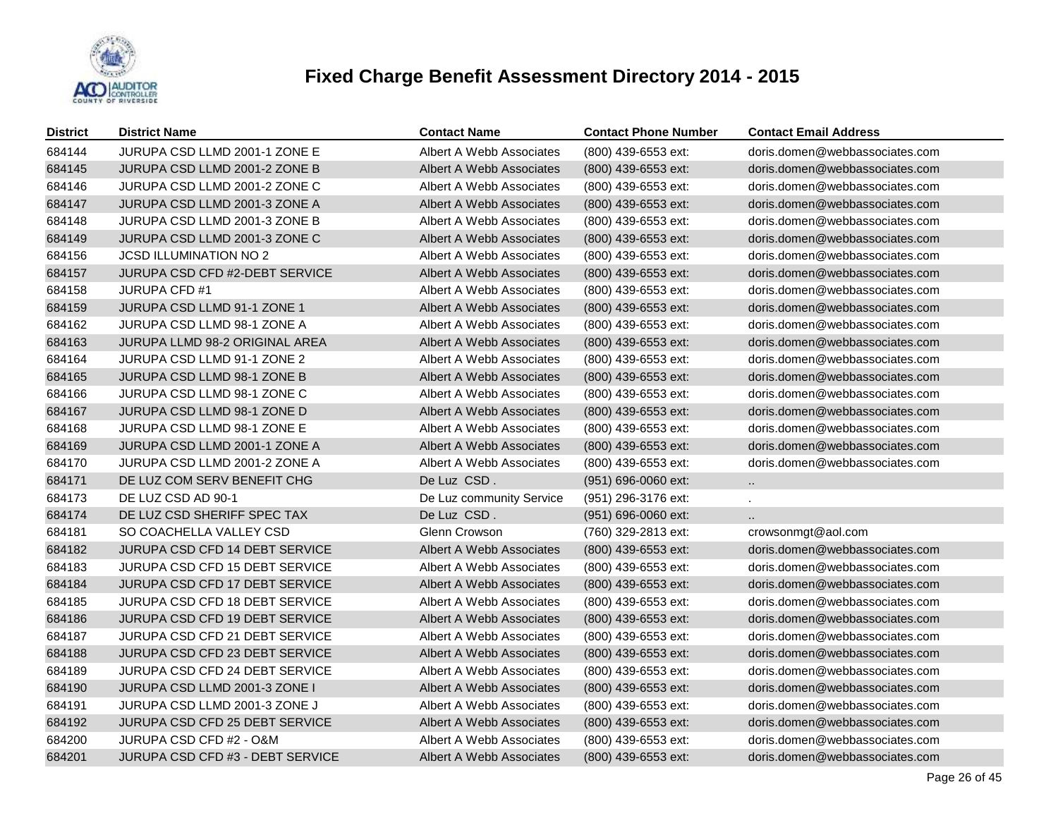# Fixed Charge Benefit Assessment Directory 2014 - 2015

| District | District Name | Contact Name | Contact Phone Number | Contact Email Address |
|---|---|---|---|---|
| 684144 | JURUPA CSD LLMD 2001-1 ZONE E | Albert A Webb Associates | (800) 439-6553 ext: | doris.domen@webbassociates.com |
| 684145 | JURUPA CSD LLMD 2001-2 ZONE B | Albert A Webb Associates | (800) 439-6553 ext: | doris.domen@webbassociates.com |
| 684146 | JURUPA CSD LLMD 2001-2 ZONE C | Albert A Webb Associates | (800) 439-6553 ext: | doris.domen@webbassociates.com |
| 684147 | JURUPA CSD LLMD 2001-3 ZONE A | Albert A Webb Associates | (800) 439-6553 ext: | doris.domen@webbassociates.com |
| 684148 | JURUPA CSD LLMD 2001-3 ZONE B | Albert A Webb Associates | (800) 439-6553 ext: | doris.domen@webbassociates.com |
| 684149 | JURUPA CSD LLMD 2001-3 ZONE C | Albert A Webb Associates | (800) 439-6553 ext: | doris.domen@webbassociates.com |
| 684156 | JCSD ILLUMINATION NO 2 | Albert A Webb Associates | (800) 439-6553 ext: | doris.domen@webbassociates.com |
| 684157 | JURUPA CSD CFD #2-DEBT SERVICE | Albert A Webb Associates | (800) 439-6553 ext: | doris.domen@webbassociates.com |
| 684158 | JURUPA CFD #1 | Albert A Webb Associates | (800) 439-6553 ext: | doris.domen@webbassociates.com |
| 684159 | JURUPA CSD LLMD 91-1 ZONE 1 | Albert A Webb Associates | (800) 439-6553 ext: | doris.domen@webbassociates.com |
| 684162 | JURUPA CSD LLMD 98-1 ZONE A | Albert A Webb Associates | (800) 439-6553 ext: | doris.domen@webbassociates.com |
| 684163 | JURUPA LLMD 98-2 ORIGINAL AREA | Albert A Webb Associates | (800) 439-6553 ext: | doris.domen@webbassociates.com |
| 684164 | JURUPA CSD LLMD 91-1 ZONE 2 | Albert A Webb Associates | (800) 439-6553 ext: | doris.domen@webbassociates.com |
| 684165 | JURUPA CSD LLMD 98-1 ZONE B | Albert A Webb Associates | (800) 439-6553 ext: | doris.domen@webbassociates.com |
| 684166 | JURUPA CSD LLMD 98-1 ZONE C | Albert A Webb Associates | (800) 439-6553 ext: | doris.domen@webbassociates.com |
| 684167 | JURUPA CSD LLMD 98-1 ZONE D | Albert A Webb Associates | (800) 439-6553 ext: | doris.domen@webbassociates.com |
| 684168 | JURUPA CSD LLMD 98-1 ZONE E | Albert A Webb Associates | (800) 439-6553 ext: | doris.domen@webbassociates.com |
| 684169 | JURUPA CSD LLMD 2001-1 ZONE A | Albert A Webb Associates | (800) 439-6553 ext: | doris.domen@webbassociates.com |
| 684170 | JURUPA CSD LLMD 2001-2 ZONE A | Albert A Webb Associates | (800) 439-6553 ext: | doris.domen@webbassociates.com |
| 684171 | DE LUZ COM SERV BENEFIT CHG | De Luz CSD . | (951) 696-0060 ext: | .. |
| 684173 | DE LUZ CSD AD 90-1 | De Luz community Service | (951) 296-3176 ext: | . |
| 684174 | DE LUZ CSD SHERIFF SPEC TAX | De Luz CSD . | (951) 696-0060 ext: | .. |
| 684181 | SO COACHELLA VALLEY CSD | Glenn Crowson | (760) 329-2813 ext: | crowsonmgt@aol.com |
| 684182 | JURUPA CSD CFD 14 DEBT SERVICE | Albert A Webb Associates | (800) 439-6553 ext: | doris.domen@webbassociates.com |
| 684183 | JURUPA CSD CFD 15 DEBT SERVICE | Albert A Webb Associates | (800) 439-6553 ext: | doris.domen@webbassociates.com |
| 684184 | JURUPA CSD CFD 17 DEBT SERVICE | Albert A Webb Associates | (800) 439-6553 ext: | doris.domen@webbassociates.com |
| 684185 | JURUPA CSD CFD 18 DEBT SERVICE | Albert A Webb Associates | (800) 439-6553 ext: | doris.domen@webbassociates.com |
| 684186 | JURUPA CSD CFD 19 DEBT SERVICE | Albert A Webb Associates | (800) 439-6553 ext: | doris.domen@webbassociates.com |
| 684187 | JURUPA CSD CFD 21 DEBT SERVICE | Albert A Webb Associates | (800) 439-6553 ext: | doris.domen@webbassociates.com |
| 684188 | JURUPA CSD CFD 23 DEBT SERVICE | Albert A Webb Associates | (800) 439-6553 ext: | doris.domen@webbassociates.com |
| 684189 | JURUPA CSD CFD 24 DEBT SERVICE | Albert A Webb Associates | (800) 439-6553 ext: | doris.domen@webbassociates.com |
| 684190 | JURUPA CSD LLMD 2001-3 ZONE I | Albert A Webb Associates | (800) 439-6553 ext: | doris.domen@webbassociates.com |
| 684191 | JURUPA CSD LLMD 2001-3 ZONE J | Albert A Webb Associates | (800) 439-6553 ext: | doris.domen@webbassociates.com |
| 684192 | JURUPA CSD CFD 25 DEBT SERVICE | Albert A Webb Associates | (800) 439-6553 ext: | doris.domen@webbassociates.com |
| 684200 | JURUPA CSD CFD #2 - O&M | Albert A Webb Associates | (800) 439-6553 ext: | doris.domen@webbassociates.com |
| 684201 | JURUPA CSD CFD #3 - DEBT SERVICE | Albert A Webb Associates | (800) 439-6553 ext: | doris.domen@webbassociates.com |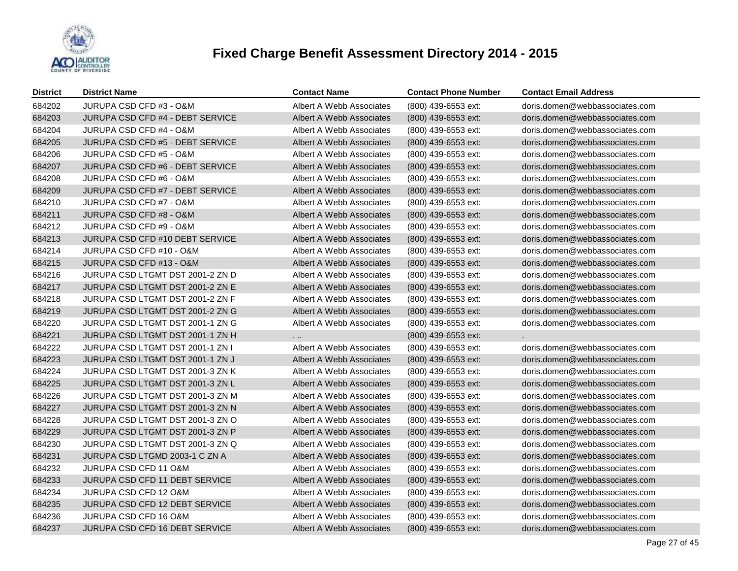# Fixed Charge Benefit Assessment Directory 2014 - 2015

| District | District Name | Contact Name | Contact Phone Number | Contact Email Address |
|---|---|---|---|---|
| 684202 | JURUPA CSD CFD #3 - O&M | Albert A Webb Associates | (800) 439-6553 ext: | doris.domen@webbassociates.com |
| 684203 | JURUPA CSD CFD #4 - DEBT SERVICE | Albert A Webb Associates | (800) 439-6553 ext: | doris.domen@webbassociates.com |
| 684204 | JURUPA CSD CFD #4 - O&M | Albert A Webb Associates | (800) 439-6553 ext: | doris.domen@webbassociates.com |
| 684205 | JURUPA CSD CFD #5 - DEBT SERVICE | Albert A Webb Associates | (800) 439-6553 ext: | doris.domen@webbassociates.com |
| 684206 | JURUPA CSD CFD #5 - O&M | Albert A Webb Associates | (800) 439-6553 ext: | doris.domen@webbassociates.com |
| 684207 | JURUPA CSD CFD #6 - DEBT SERVICE | Albert A Webb Associates | (800) 439-6553 ext: | doris.domen@webbassociates.com |
| 684208 | JURUPA CSD CFD #6 - O&M | Albert A Webb Associates | (800) 439-6553 ext: | doris.domen@webbassociates.com |
| 684209 | JURUPA CSD CFD #7 - DEBT SERVICE | Albert A Webb Associates | (800) 439-6553 ext: | doris.domen@webbassociates.com |
| 684210 | JURUPA CSD CFD #7 - O&M | Albert A Webb Associates | (800) 439-6553 ext: | doris.domen@webbassociates.com |
| 684211 | JURUPA CSD CFD #8 - O&M | Albert A Webb Associates | (800) 439-6553 ext: | doris.domen@webbassociates.com |
| 684212 | JURUPA CSD CFD #9 - O&M | Albert A Webb Associates | (800) 439-6553 ext: | doris.domen@webbassociates.com |
| 684213 | JURUPA CSD CFD #10 DEBT SERVICE | Albert A Webb Associates | (800) 439-6553 ext: | doris.domen@webbassociates.com |
| 684214 | JURUPA CSD CFD #10 - O&M | Albert A Webb Associates | (800) 439-6553 ext: | doris.domen@webbassociates.com |
| 684215 | JURUPA CSD CFD #13 - O&M | Albert A Webb Associates | (800) 439-6553 ext: | doris.domen@webbassociates.com |
| 684216 | JURUPA CSD LTGMT DST 2001-2 ZN D | Albert A Webb Associates | (800) 439-6553 ext: | doris.domen@webbassociates.com |
| 684217 | JURUPA CSD LTGMT DST 2001-2 ZN E | Albert A Webb Associates | (800) 439-6553 ext: | doris.domen@webbassociates.com |
| 684218 | JURUPA CSD LTGMT DST 2001-2 ZN F | Albert A Webb Associates | (800) 439-6553 ext: | doris.domen@webbassociates.com |
| 684219 | JURUPA CSD LTGMT DST 2001-2 ZN G | Albert A Webb Associates | (800) 439-6553 ext: | doris.domen@webbassociates.com |
| 684220 | JURUPA CSD LTGMT DST 2001-1 ZN G | Albert A Webb Associates | (800) 439-6553 ext: | doris.domen@webbassociates.com |
| 684221 | JURUPA CSD LTGMT DST 2001-1 ZN H | . .. | (800) 439-6553 ext: | . |
| 684222 | JURUPA CSD LTGMT DST 2001-1 ZN I | Albert A Webb Associates | (800) 439-6553 ext: | doris.domen@webbassociates.com |
| 684223 | JURUPA CSD LTGMT DST 2001-1 ZN J | Albert A Webb Associates | (800) 439-6553 ext: | doris.domen@webbassociates.com |
| 684224 | JURUPA CSD LTGMT DST 2001-3 ZN K | Albert A Webb Associates | (800) 439-6553 ext: | doris.domen@webbassociates.com |
| 684225 | JURUPA CSD LTGMT DST 2001-3 ZN L | Albert A Webb Associates | (800) 439-6553 ext: | doris.domen@webbassociates.com |
| 684226 | JURUPA CSD LTGMT DST 2001-3 ZN M | Albert A Webb Associates | (800) 439-6553 ext: | doris.domen@webbassociates.com |
| 684227 | JURUPA CSD LTGMT DST 2001-3 ZN N | Albert A Webb Associates | (800) 439-6553 ext: | doris.domen@webbassociates.com |
| 684228 | JURUPA CSD LTGMT DST 2001-3 ZN O | Albert A Webb Associates | (800) 439-6553 ext: | doris.domen@webbassociates.com |
| 684229 | JURUPA CSD LTGMT DST 2001-3 ZN P | Albert A Webb Associates | (800) 439-6553 ext: | doris.domen@webbassociates.com |
| 684230 | JURUPA CSD LTGMT DST 2001-3 ZN Q | Albert A Webb Associates | (800) 439-6553 ext: | doris.domen@webbassociates.com |
| 684231 | JURUPA CSD LTGMD 2003-1 C ZN A | Albert A Webb Associates | (800) 439-6553 ext: | doris.domen@webbassociates.com |
| 684232 | JURUPA CSD CFD 11 O&M | Albert A Webb Associates | (800) 439-6553 ext: | doris.domen@webbassociates.com |
| 684233 | JURUPA CSD CFD 11 DEBT SERVICE | Albert A Webb Associates | (800) 439-6553 ext: | doris.domen@webbassociates.com |
| 684234 | JURUPA CSD CFD 12 O&M | Albert A Webb Associates | (800) 439-6553 ext: | doris.domen@webbassociates.com |
| 684235 | JURUPA CSD CFD 12 DEBT SERVICE | Albert A Webb Associates | (800) 439-6553 ext: | doris.domen@webbassociates.com |
| 684236 | JURUPA CSD CFD 16 O&M | Albert A Webb Associates | (800) 439-6553 ext: | doris.domen@webbassociates.com |
| 684237 | JURUPA CSD CFD 16 DEBT SERVICE | Albert A Webb Associates | (800) 439-6553 ext: | doris.domen@webbassociates.com |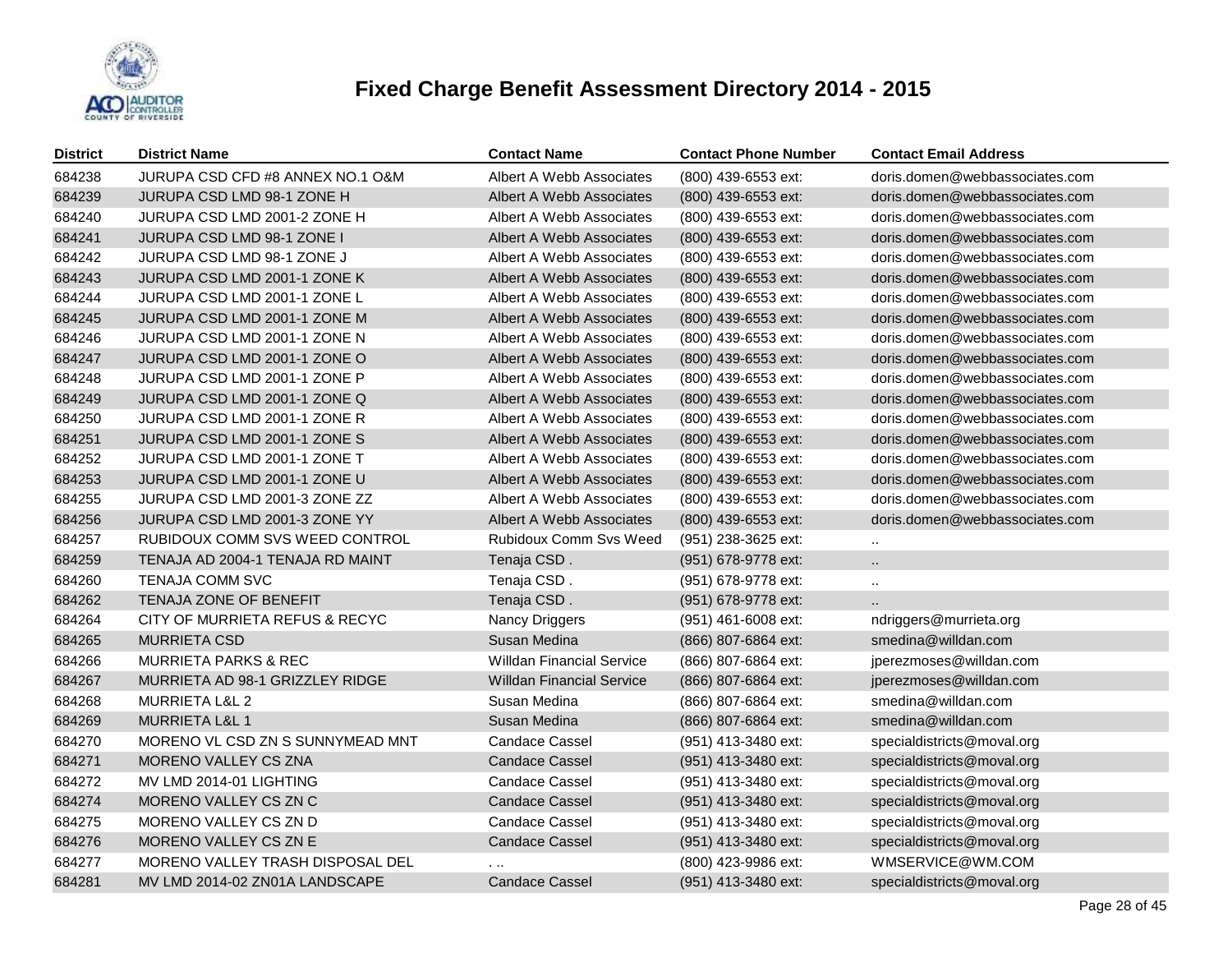# Fixed Charge Benefit Assessment Directory 2014 - 2015

| District | District Name | Contact Name | Contact Phone Number | Contact Email Address |
|---|---|---|---|---|
| 684238 | JURUPA CSD CFD #8 ANNEX NO.1 O&M | Albert A Webb Associates | (800) 439-6553 ext: | doris.domen@webbassociates.com |
| 684239 | JURUPA CSD LMD 98-1 ZONE H | Albert A Webb Associates | (800) 439-6553 ext: | doris.domen@webbassociates.com |
| 684240 | JURUPA CSD LMD 2001-2 ZONE H | Albert A Webb Associates | (800) 439-6553 ext: | doris.domen@webbassociates.com |
| 684241 | JURUPA CSD LMD 98-1 ZONE I | Albert A Webb Associates | (800) 439-6553 ext: | doris.domen@webbassociates.com |
| 684242 | JURUPA CSD LMD 98-1 ZONE J | Albert A Webb Associates | (800) 439-6553 ext: | doris.domen@webbassociates.com |
| 684243 | JURUPA CSD LMD 2001-1 ZONE K | Albert A Webb Associates | (800) 439-6553 ext: | doris.domen@webbassociates.com |
| 684244 | JURUPA CSD LMD 2001-1 ZONE L | Albert A Webb Associates | (800) 439-6553 ext: | doris.domen@webbassociates.com |
| 684245 | JURUPA CSD LMD 2001-1 ZONE M | Albert A Webb Associates | (800) 439-6553 ext: | doris.domen@webbassociates.com |
| 684246 | JURUPA CSD LMD 2001-1 ZONE N | Albert A Webb Associates | (800) 439-6553 ext: | doris.domen@webbassociates.com |
| 684247 | JURUPA CSD LMD 2001-1 ZONE O | Albert A Webb Associates | (800) 439-6553 ext: | doris.domen@webbassociates.com |
| 684248 | JURUPA CSD LMD 2001-1 ZONE P | Albert A Webb Associates | (800) 439-6553 ext: | doris.domen@webbassociates.com |
| 684249 | JURUPA CSD LMD 2001-1 ZONE Q | Albert A Webb Associates | (800) 439-6553 ext: | doris.domen@webbassociates.com |
| 684250 | JURUPA CSD LMD 2001-1 ZONE R | Albert A Webb Associates | (800) 439-6553 ext: | doris.domen@webbassociates.com |
| 684251 | JURUPA CSD LMD 2001-1 ZONE S | Albert A Webb Associates | (800) 439-6553 ext: | doris.domen@webbassociates.com |
| 684252 | JURUPA CSD LMD 2001-1 ZONE T | Albert A Webb Associates | (800) 439-6553 ext: | doris.domen@webbassociates.com |
| 684253 | JURUPA CSD LMD 2001-1 ZONE U | Albert A Webb Associates | (800) 439-6553 ext: | doris.domen@webbassociates.com |
| 684255 | JURUPA CSD LMD 2001-3 ZONE ZZ | Albert A Webb Associates | (800) 439-6553 ext: | doris.domen@webbassociates.com |
| 684256 | JURUPA CSD LMD 2001-3 ZONE YY | Albert A Webb Associates | (800) 439-6553 ext: | doris.domen@webbassociates.com |
| 684257 | RUBIDOUX COMM SVS WEED CONTROL | Rubidoux Comm Svs Weed | (951) 238-3625 ext: | .. |
| 684259 | TENAJA AD 2004-1 TENAJA RD MAINT | Tenaja CSD . | (951) 678-9778 ext: | .. |
| 684260 | TENAJA COMM SVC | Tenaja CSD . | (951) 678-9778 ext: | .. |
| 684262 | TENAJA ZONE OF BENEFIT | Tenaja CSD . | (951) 678-9778 ext: | .. |
| 684264 | CITY OF MURRIETA REFUS & RECYC | Nancy Driggers | (951) 461-6008 ext: | ndriggers@murrieta.org |
| 684265 | MURRIETA CSD | Susan Medina | (866) 807-6864 ext: | smedina@willdan.com |
| 684266 | MURRIETA PARKS & REC | Willdan Financial Service | (866) 807-6864 ext: | jperezmoses@willdan.com |
| 684267 | MURRIETA AD 98-1 GRIZZLEY RIDGE | Willdan Financial Service | (866) 807-6864 ext: | jperezmoses@willdan.com |
| 684268 | MURRIETA L&L 2 | Susan Medina | (866) 807-6864 ext: | smedina@willdan.com |
| 684269 | MURRIETA L&L 1 | Susan Medina | (866) 807-6864 ext: | smedina@willdan.com |
| 684270 | MORENO VL CSD ZN S SUNNYMEAD MNT | Candace Cassel | (951) 413-3480 ext: | specialdistricts@moval.org |
| 684271 | MORENO VALLEY CS ZNA | Candace Cassel | (951) 413-3480 ext: | specialdistricts@moval.org |
| 684272 | MV LMD 2014-01 LIGHTING | Candace Cassel | (951) 413-3480 ext: | specialdistricts@moval.org |
| 684274 | MORENO VALLEY CS ZN C | Candace Cassel | (951) 413-3480 ext: | specialdistricts@moval.org |
| 684275 | MORENO VALLEY CS ZN D | Candace Cassel | (951) 413-3480 ext: | specialdistricts@moval.org |
| 684276 | MORENO VALLEY CS ZN E | Candace Cassel | (951) 413-3480 ext: | specialdistricts@moval.org |
| 684277 | MORENO VALLEY TRASH DISPOSAL DEL | . .. | (800) 423-9986 ext: | WMSERVICE@WM.COM |
| 684281 | MV LMD 2014-02 ZN01A LANDSCAPE | Candace Cassel | (951) 413-3480 ext: | specialdistricts@moval.org |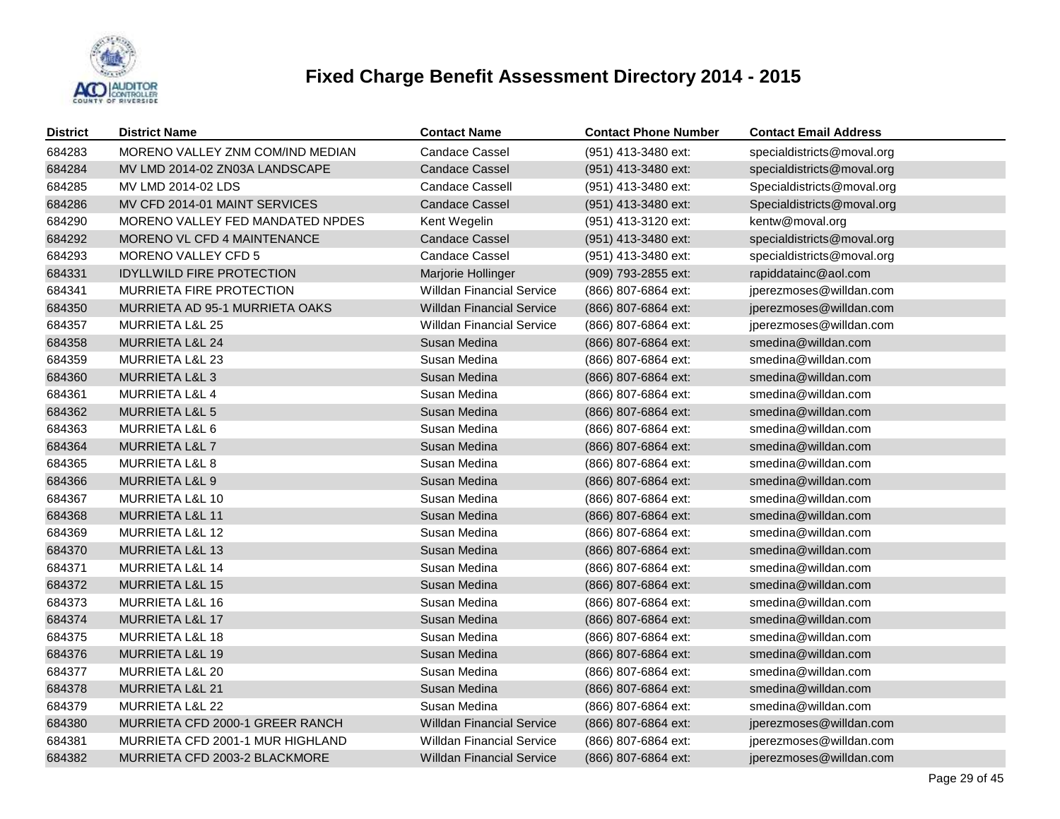# Fixed Charge Benefit Assessment Directory 2014 - 2015

| District | District Name | Contact Name | Contact Phone Number | Contact Email Address |
|---|---|---|---|---|
| 684283 | MORENO VALLEY ZNM COM/IND MEDIAN | Candace Cassel | (951) 413-3480 ext: | specialdistricts@moval.org |
| 684284 | MV LMD 2014-02 ZN03A LANDSCAPE | Candace Cassel | (951) 413-3480 ext: | specialdistricts@moval.org |
| 684285 | MV LMD 2014-02 LDS | Candace Cassell | (951) 413-3480 ext: | Specialdistricts@moval.org |
| 684286 | MV CFD 2014-01 MAINT SERVICES | Candace Cassel | (951) 413-3480 ext: | Specialdistricts@moval.org |
| 684290 | MORENO VALLEY FED MANDATED NPDES | Kent Wegelin | (951) 413-3120 ext: | kentw@moval.org |
| 684292 | MORENO VL CFD 4 MAINTENANCE | Candace Cassel | (951) 413-3480 ext: | specialdistricts@moval.org |
| 684293 | MORENO VALLEY CFD 5 | Candace Cassel | (951) 413-3480 ext: | specialdistricts@moval.org |
| 684331 | IDYLLWILD FIRE PROTECTION | Marjorie Hollinger | (909) 793-2855 ext: | rapiddatainc@aol.com |
| 684341 | MURRIETA FIRE PROTECTION | Willdan Financial Service | (866) 807-6864 ext: | jperezmoses@willdan.com |
| 684350 | MURRIETA AD 95-1 MURRIETA OAKS | Willdan Financial Service | (866) 807-6864 ext: | jperezmoses@willdan.com |
| 684357 | MURRIETA L&L 25 | Willdan Financial Service | (866) 807-6864 ext: | jperezmoses@willdan.com |
| 684358 | MURRIETA L&L 24 | Susan Medina | (866) 807-6864 ext: | smedina@willdan.com |
| 684359 | MURRIETA L&L 23 | Susan Medina | (866) 807-6864 ext: | smedina@willdan.com |
| 684360 | MURRIETA L&L 3 | Susan Medina | (866) 807-6864 ext: | smedina@willdan.com |
| 684361 | MURRIETA L&L 4 | Susan Medina | (866) 807-6864 ext: | smedina@willdan.com |
| 684362 | MURRIETA L&L 5 | Susan Medina | (866) 807-6864 ext: | smedina@willdan.com |
| 684363 | MURRIETA L&L 6 | Susan Medina | (866) 807-6864 ext: | smedina@willdan.com |
| 684364 | MURRIETA L&L 7 | Susan Medina | (866) 807-6864 ext: | smedina@willdan.com |
| 684365 | MURRIETA L&L 8 | Susan Medina | (866) 807-6864 ext: | smedina@willdan.com |
| 684366 | MURRIETA L&L 9 | Susan Medina | (866) 807-6864 ext: | smedina@willdan.com |
| 684367 | MURRIETA L&L 10 | Susan Medina | (866) 807-6864 ext: | smedina@willdan.com |
| 684368 | MURRIETA L&L 11 | Susan Medina | (866) 807-6864 ext: | smedina@willdan.com |
| 684369 | MURRIETA L&L 12 | Susan Medina | (866) 807-6864 ext: | smedina@willdan.com |
| 684370 | MURRIETA L&L 13 | Susan Medina | (866) 807-6864 ext: | smedina@willdan.com |
| 684371 | MURRIETA L&L 14 | Susan Medina | (866) 807-6864 ext: | smedina@willdan.com |
| 684372 | MURRIETA L&L 15 | Susan Medina | (866) 807-6864 ext: | smedina@willdan.com |
| 684373 | MURRIETA L&L 16 | Susan Medina | (866) 807-6864 ext: | smedina@willdan.com |
| 684374 | MURRIETA L&L 17 | Susan Medina | (866) 807-6864 ext: | smedina@willdan.com |
| 684375 | MURRIETA L&L 18 | Susan Medina | (866) 807-6864 ext: | smedina@willdan.com |
| 684376 | MURRIETA L&L 19 | Susan Medina | (866) 807-6864 ext: | smedina@willdan.com |
| 684377 | MURRIETA L&L 20 | Susan Medina | (866) 807-6864 ext: | smedina@willdan.com |
| 684378 | MURRIETA L&L 21 | Susan Medina | (866) 807-6864 ext: | smedina@willdan.com |
| 684379 | MURRIETA L&L 22 | Susan Medina | (866) 807-6864 ext: | smedina@willdan.com |
| 684380 | MURRIETA CFD 2000-1 GREER RANCH | Willdan Financial Service | (866) 807-6864 ext: | jperezmoses@willdan.com |
| 684381 | MURRIETA CFD 2001-1 MUR HIGHLAND | Willdan Financial Service | (866) 807-6864 ext: | jperezmoses@willdan.com |
| 684382 | MURRIETA CFD 2003-2 BLACKMORE | Willdan Financial Service | (866) 807-6864 ext: | jperezmoses@willdan.com |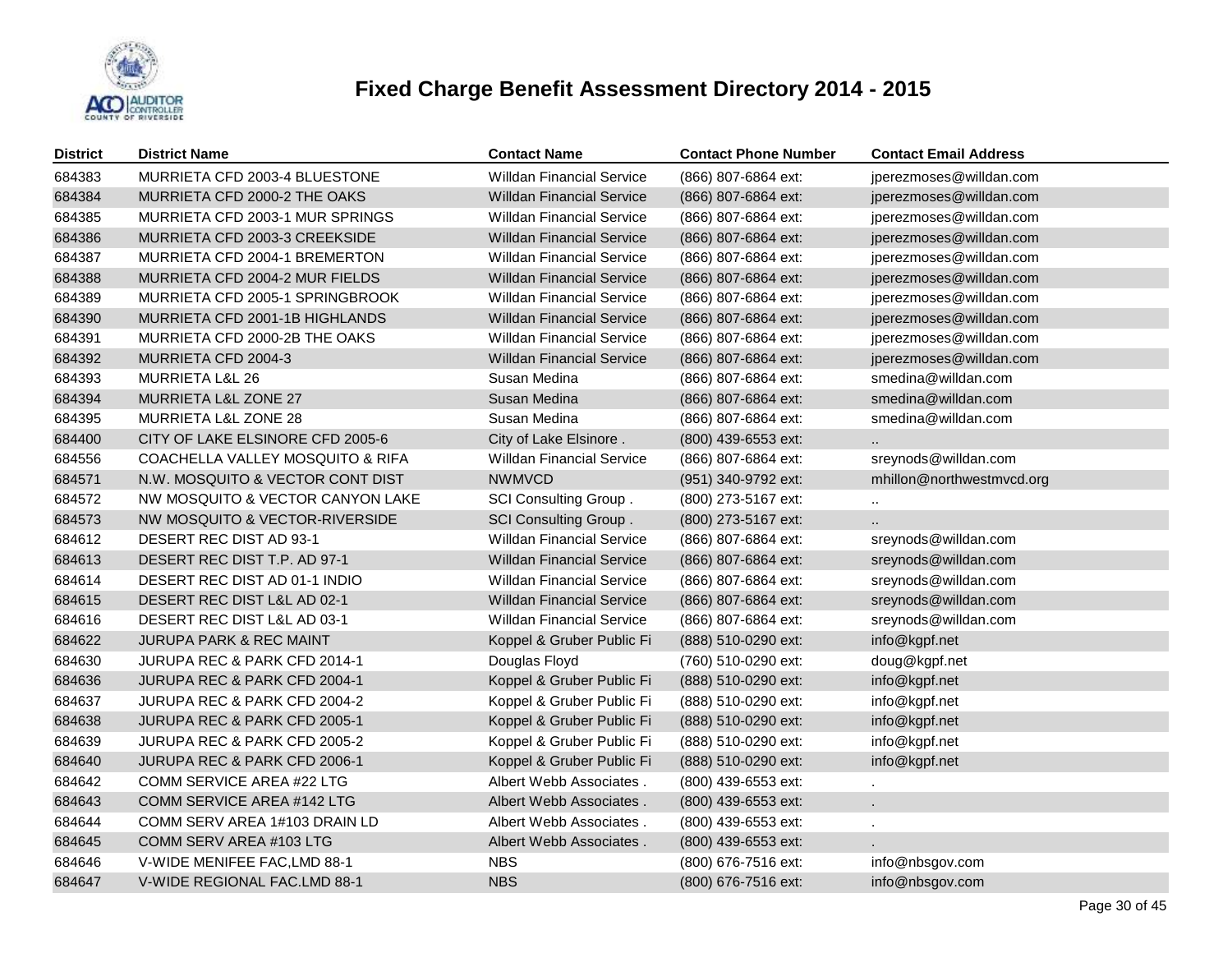# Fixed Charge Benefit Assessment Directory 2014 - 2015

| District | District Name | Contact Name | Contact Phone Number | Contact Email Address |
|---|---|---|---|---|
| 684383 | MURRIETA CFD 2003-4 BLUESTONE | Willdan Financial Service | (866) 807-6864 ext: | jperezmoses@willdan.com |
| 684384 | MURRIETA CFD 2000-2 THE OAKS | Willdan Financial Service | (866) 807-6864 ext: | jperezmoses@willdan.com |
| 684385 | MURRIETA CFD 2003-1 MUR SPRINGS | Willdan Financial Service | (866) 807-6864 ext: | jperezmoses@willdan.com |
| 684386 | MURRIETA CFD 2003-3 CREEKSIDE | Willdan Financial Service | (866) 807-6864 ext: | jperezmoses@willdan.com |
| 684387 | MURRIETA CFD 2004-1 BREMERTON | Willdan Financial Service | (866) 807-6864 ext: | jperezmoses@willdan.com |
| 684388 | MURRIETA CFD 2004-2 MUR FIELDS | Willdan Financial Service | (866) 807-6864 ext: | jperezmoses@willdan.com |
| 684389 | MURRIETA CFD 2005-1 SPRINGBROOK | Willdan Financial Service | (866) 807-6864 ext: | jperezmoses@willdan.com |
| 684390 | MURRIETA CFD 2001-1B HIGHLANDS | Willdan Financial Service | (866) 807-6864 ext: | jperezmoses@willdan.com |
| 684391 | MURRIETA CFD 2000-2B THE OAKS | Willdan Financial Service | (866) 807-6864 ext: | jperezmoses@willdan.com |
| 684392 | MURRIETA CFD 2004-3 | Willdan Financial Service | (866) 807-6864 ext: | jperezmoses@willdan.com |
| 684393 | MURRIETA L&L 26 | Susan Medina | (866) 807-6864 ext: | smedina@willdan.com |
| 684394 | MURRIETA L&L ZONE 27 | Susan Medina | (866) 807-6864 ext: | smedina@willdan.com |
| 684395 | MURRIETA L&L ZONE 28 | Susan Medina | (866) 807-6864 ext: | smedina@willdan.com |
| 684400 | CITY OF LAKE ELSINORE CFD 2005-6 | City of Lake Elsinore . | (800) 439-6553 ext: | .. |
| 684556 | COACHELLA VALLEY MOSQUITO & RIFA | Willdan Financial Service | (866) 807-6864 ext: | sreynods@willdan.com |
| 684571 | N.W. MOSQUITO & VECTOR CONT DIST | NWMVCD | (951) 340-9792 ext: | mhillon@northwestmvcd.org |
| 684572 | NW MOSQUITO & VECTOR CANYON LAKE | SCI Consulting Group . | (800) 273-5167 ext: | .. |
| 684573 | NW MOSQUITO & VECTOR-RIVERSIDE | SCI Consulting Group . | (800) 273-5167 ext: | .. |
| 684612 | DESERT REC DIST AD 93-1 | Willdan Financial Service | (866) 807-6864 ext: | sreynods@willdan.com |
| 684613 | DESERT REC DIST T.P. AD 97-1 | Willdan Financial Service | (866) 807-6864 ext: | sreynods@willdan.com |
| 684614 | DESERT REC DIST AD 01-1 INDIO | Willdan Financial Service | (866) 807-6864 ext: | sreynods@willdan.com |
| 684615 | DESERT REC DIST L&L AD 02-1 | Willdan Financial Service | (866) 807-6864 ext: | sreynods@willdan.com |
| 684616 | DESERT REC DIST L&L AD 03-1 | Willdan Financial Service | (866) 807-6864 ext: | sreynods@willdan.com |
| 684622 | JURUPA PARK & REC MAINT | Koppel & Gruber Public Fi | (888) 510-0290 ext: | info@kgpf.net |
| 684630 | JURUPA REC & PARK CFD 2014-1 | Douglas Floyd | (760) 510-0290 ext: | doug@kgpf.net |
| 684636 | JURUPA REC & PARK CFD 2004-1 | Koppel & Gruber Public Fi | (888) 510-0290 ext: | info@kgpf.net |
| 684637 | JURUPA REC & PARK CFD 2004-2 | Koppel & Gruber Public Fi | (888) 510-0290 ext: | info@kgpf.net |
| 684638 | JURUPA REC & PARK CFD 2005-1 | Koppel & Gruber Public Fi | (888) 510-0290 ext: | info@kgpf.net |
| 684639 | JURUPA REC & PARK CFD 2005-2 | Koppel & Gruber Public Fi | (888) 510-0290 ext: | info@kgpf.net |
| 684640 | JURUPA REC & PARK CFD 2006-1 | Koppel & Gruber Public Fi | (888) 510-0290 ext: | info@kgpf.net |
| 684642 | COMM SERVICE AREA #22 LTG | Albert Webb Associates . | (800) 439-6553 ext: | . |
| 684643 | COMM SERVICE AREA #142 LTG | Albert Webb Associates . | (800) 439-6553 ext: | . |
| 684644 | COMM SERV AREA 1#103 DRAIN LD | Albert Webb Associates . | (800) 439-6553 ext: | . |
| 684645 | COMM SERV AREA #103 LTG | Albert Webb Associates . | (800) 439-6553 ext: | . |
| 684646 | V-WIDE MENIFEE FAC,LMD 88-1 | NBS | (800) 676-7516 ext: | info@nbsgov.com |
| 684647 | V-WIDE REGIONAL FAC.LMD 88-1 | NBS | (800) 676-7516 ext: | info@nbsgov.com |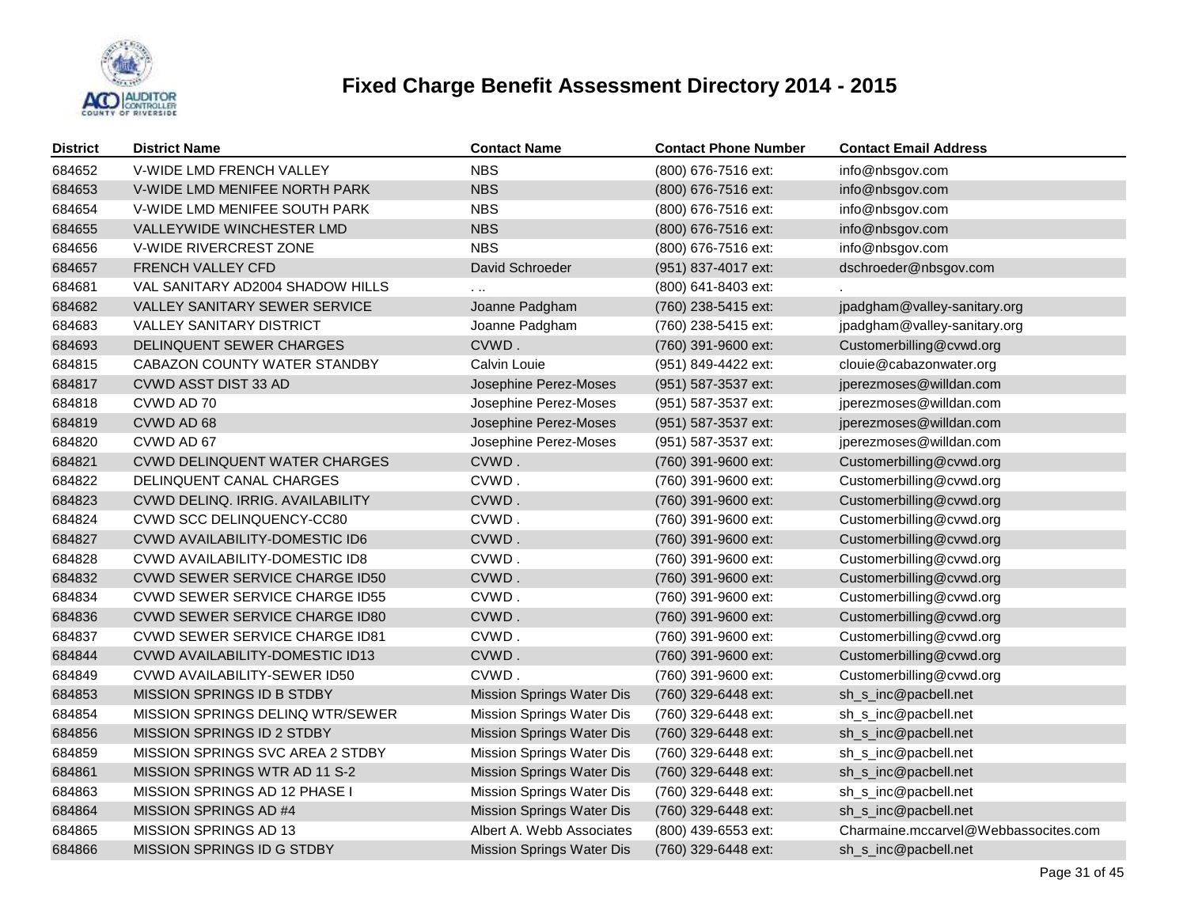# Fixed Charge Benefit Assessment Directory 2014 - 2015

| District | District Name | Contact Name | Contact Phone Number | Contact Email Address |
|---|---|---|---|---|
| 684652 | V-WIDE LMD FRENCH VALLEY | NBS | (800) 676-7516 ext: | info@nbsgov.com |
| 684653 | V-WIDE LMD MENIFEE NORTH PARK | NBS | (800) 676-7516 ext: | info@nbsgov.com |
| 684654 | V-WIDE LMD MENIFEE SOUTH PARK | NBS | (800) 676-7516 ext: | info@nbsgov.com |
| 684655 | VALLEYWIDE WINCHESTER LMD | NBS | (800) 676-7516 ext: | info@nbsgov.com |
| 684656 | V-WIDE RIVERCREST ZONE | NBS | (800) 676-7516 ext: | info@nbsgov.com |
| 684657 | FRENCH VALLEY CFD | David Schroeder | (951) 837-4017 ext: | dschroeder@nbsgov.com |
| 684681 | VAL SANITARY AD2004 SHADOW HILLS | . .. | (800) 641-8403 ext: | . |
| 684682 | VALLEY SANITARY SEWER SERVICE | Joanne Padgham | (760) 238-5415 ext: | jpadgham@valley-sanitary.org |
| 684683 | VALLEY SANITARY DISTRICT | Joanne Padgham | (760) 238-5415 ext: | jpadgham@valley-sanitary.org |
| 684693 | DELINQUENT SEWER CHARGES | CVWD . | (760) 391-9600 ext: | Customerbilling@cvwd.org |
| 684815 | CABAZON COUNTY WATER STANDBY | Calvin Louie | (951) 849-4422 ext: | clouie@cabazonwater.org |
| 684817 | CVWD ASST DIST 33 AD | Josephine Perez-Moses | (951) 587-3537 ext: | jperezmoses@willdan.com |
| 684818 | CVWD AD 70 | Josephine Perez-Moses | (951) 587-3537 ext: | jperezmoses@willdan.com |
| 684819 | CVWD AD 68 | Josephine Perez-Moses | (951) 587-3537 ext: | jperezmoses@willdan.com |
| 684820 | CVWD AD 67 | Josephine Perez-Moses | (951) 587-3537 ext: | jperezmoses@willdan.com |
| 684821 | CVWD DELINQUENT WATER CHARGES | CVWD . | (760) 391-9600 ext: | Customerbilling@cvwd.org |
| 684822 | DELINQUENT CANAL CHARGES | CVWD . | (760) 391-9600 ext: | Customerbilling@cvwd.org |
| 684823 | CVWD DELINQ. IRRIG. AVAILABILITY | CVWD . | (760) 391-9600 ext: | Customerbilling@cvwd.org |
| 684824 | CVWD SCC DELINQUENCY-CC80 | CVWD . | (760) 391-9600 ext: | Customerbilling@cvwd.org |
| 684827 | CVWD AVAILABILITY-DOMESTIC ID6 | CVWD . | (760) 391-9600 ext: | Customerbilling@cvwd.org |
| 684828 | CVWD AVAILABILITY-DOMESTIC ID8 | CVWD . | (760) 391-9600 ext: | Customerbilling@cvwd.org |
| 684832 | CVWD SEWER SERVICE CHARGE ID50 | CVWD . | (760) 391-9600 ext: | Customerbilling@cvwd.org |
| 684834 | CVWD SEWER SERVICE CHARGE ID55 | CVWD . | (760) 391-9600 ext: | Customerbilling@cvwd.org |
| 684836 | CVWD SEWER SERVICE CHARGE ID80 | CVWD . | (760) 391-9600 ext: | Customerbilling@cvwd.org |
| 684837 | CVWD SEWER SERVICE CHARGE ID81 | CVWD . | (760) 391-9600 ext: | Customerbilling@cvwd.org |
| 684844 | CVWD AVAILABILITY-DOMESTIC ID13 | CVWD . | (760) 391-9600 ext: | Customerbilling@cvwd.org |
| 684849 | CVWD AVAILABILITY-SEWER ID50 | CVWD . | (760) 391-9600 ext: | Customerbilling@cvwd.org |
| 684853 | MISSION SPRINGS ID B STDBY | Mission Springs Water Dis | (760) 329-6448 ext: | sh_s_inc@pacbell.net |
| 684854 | MISSION SPRINGS DELINQ WTR/SEWER | Mission Springs Water Dis | (760) 329-6448 ext: | sh_s_inc@pacbell.net |
| 684856 | MISSION SPRINGS ID 2 STDBY | Mission Springs Water Dis | (760) 329-6448 ext: | sh_s_inc@pacbell.net |
| 684859 | MISSION SPRINGS SVC AREA 2 STDBY | Mission Springs Water Dis | (760) 329-6448 ext: | sh_s_inc@pacbell.net |
| 684861 | MISSION SPRINGS WTR AD 11 S-2 | Mission Springs Water Dis | (760) 329-6448 ext: | sh_s_inc@pacbell.net |
| 684863 | MISSION SPRINGS AD 12 PHASE I | Mission Springs Water Dis | (760) 329-6448 ext: | sh_s_inc@pacbell.net |
| 684864 | MISSION SPRINGS AD #4 | Mission Springs Water Dis | (760) 329-6448 ext: | sh_s_inc@pacbell.net |
| 684865 | MISSION SPRINGS AD 13 | Albert A. Webb Associates | (800) 439-6553 ext: | Charmaine.mccarvel@Webbassocites.com |
| 684866 | MISSION SPRINGS ID G STDBY | Mission Springs Water Dis | (760) 329-6448 ext: | sh_s_inc@pacbell.net |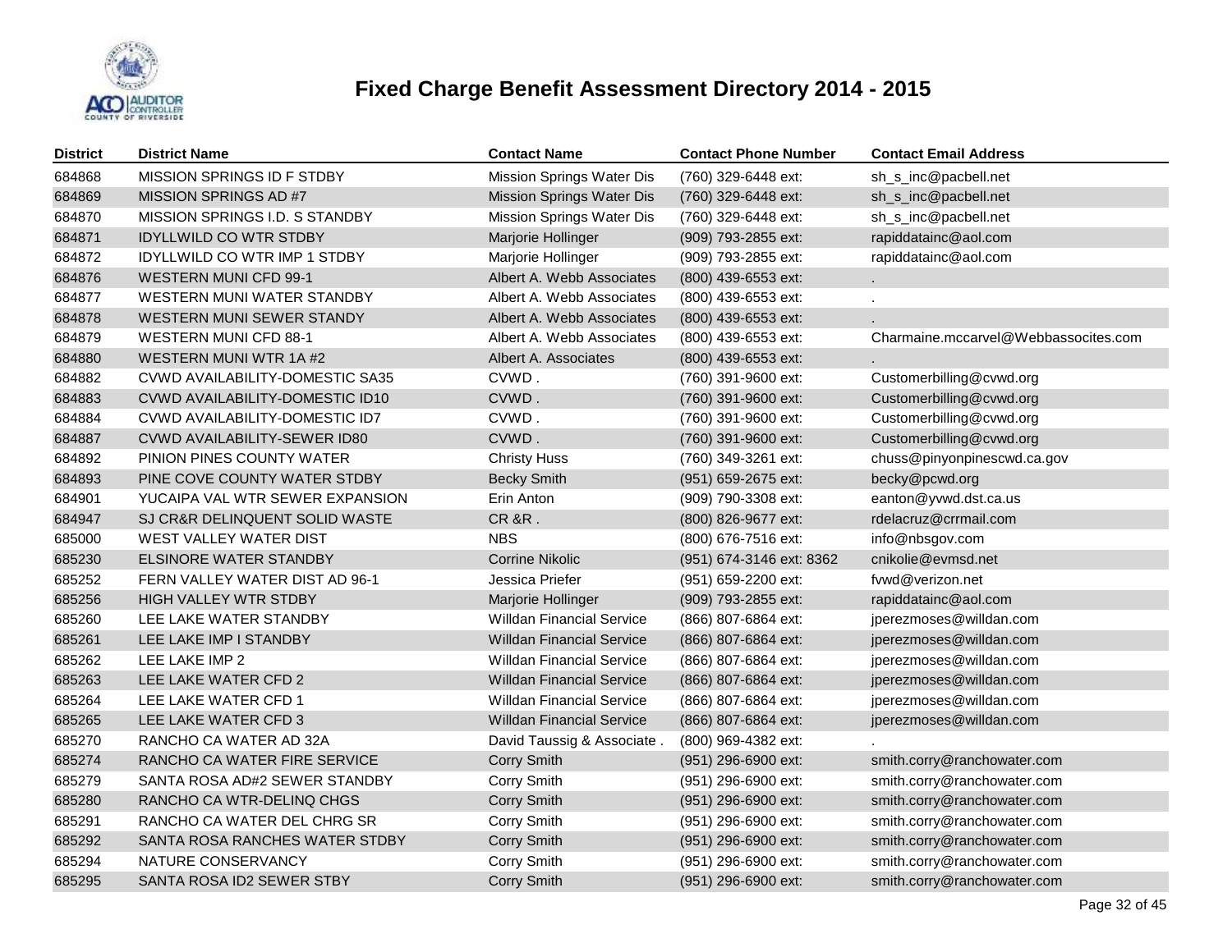# Fixed Charge Benefit Assessment Directory 2014 - 2015

| District | District Name | Contact Name | Contact Phone Number | Contact Email Address |
|---|---|---|---|---|
| 684868 | MISSION SPRINGS ID F STDBY | Mission Springs Water Dis | (760) 329-6448 ext: | sh_s_inc@pacbell.net |
| 684869 | MISSION SPRINGS AD #7 | Mission Springs Water Dis | (760) 329-6448 ext: | sh_s_inc@pacbell.net |
| 684870 | MISSION SPRINGS I.D. S STANDBY | Mission Springs Water Dis | (760) 329-6448 ext: | sh_s_inc@pacbell.net |
| 684871 | IDYLLWILD CO WTR STDBY | Marjorie Hollinger | (909) 793-2855 ext: | rapiddatainc@aol.com |
| 684872 | IDYLLWILD CO WTR IMP 1 STDBY | Marjorie Hollinger | (909) 793-2855 ext: | rapiddatainc@aol.com |
| 684876 | WESTERN MUNI CFD 99-1 | Albert A. Webb Associates | (800) 439-6553 ext: | . |
| 684877 | WESTERN MUNI WATER STANDBY | Albert A. Webb Associates | (800) 439-6553 ext: | . |
| 684878 | WESTERN MUNI SEWER STANDY | Albert A. Webb Associates | (800) 439-6553 ext: | . |
| 684879 | WESTERN MUNI CFD 88-1 | Albert A. Webb Associates | (800) 439-6553 ext: | Charmaine.mccarvel@Webbassocites.com |
| 684880 | WESTERN MUNI WTR 1A #2 | Albert A. Associates | (800) 439-6553 ext: | . |
| 684882 | CVWD AVAILABILITY-DOMESTIC SA35 | CVWD . | (760) 391-9600 ext: | Customerbilling@cvwd.org |
| 684883 | CVWD AVAILABILITY-DOMESTIC ID10 | CVWD . | (760) 391-9600 ext: | Customerbilling@cvwd.org |
| 684884 | CVWD AVAILABILITY-DOMESTIC ID7 | CVWD . | (760) 391-9600 ext: | Customerbilling@cvwd.org |
| 684887 | CVWD AVAILABILITY-SEWER ID80 | CVWD . | (760) 391-9600 ext: | Customerbilling@cvwd.org |
| 684892 | PINION PINES COUNTY WATER | Christy Huss | (760) 349-3261 ext: | chuss@pinyonpinescwd.ca.gov |
| 684893 | PINE COVE COUNTY WATER STDBY | Becky Smith | (951) 659-2675 ext: | becky@pcwd.org |
| 684901 | YUCAIPA VAL WTR SEWER EXPANSION | Erin Anton | (909) 790-3308 ext: | eanton@yvwd.dst.ca.us |
| 684947 | SJ CR&R DELINQUENT SOLID WASTE | CR &R . | (800) 826-9677 ext: | rdelacruz@crrmail.com |
| 685000 | WEST VALLEY WATER DIST | NBS | (800) 676-7516 ext: | info@nbsgov.com |
| 685230 | ELSINORE WATER STANDBY | Corrine Nikolic | (951) 674-3146 ext: 8362 | cnikolie@evmsd.net |
| 685252 | FERN VALLEY WATER DIST AD 96-1 | Jessica Priefer | (951) 659-2200 ext: | fvwd@verizon.net |
| 685256 | HIGH VALLEY WTR STDBY | Marjorie Hollinger | (909) 793-2855 ext: | rapiddatainc@aol.com |
| 685260 | LEE LAKE WATER STANDBY | Willdan Financial Service | (866) 807-6864 ext: | jperezmoses@willdan.com |
| 685261 | LEE LAKE IMP I STANDBY | Willdan Financial Service | (866) 807-6864 ext: | jperezmoses@willdan.com |
| 685262 | LEE LAKE IMP 2 | Willdan Financial Service | (866) 807-6864 ext: | jperezmoses@willdan.com |
| 685263 | LEE LAKE WATER CFD 2 | Willdan Financial Service | (866) 807-6864 ext: | jperezmoses@willdan.com |
| 685264 | LEE LAKE WATER CFD 1 | Willdan Financial Service | (866) 807-6864 ext: | jperezmoses@willdan.com |
| 685265 | LEE LAKE WATER CFD 3 | Willdan Financial Service | (866) 807-6864 ext: | jperezmoses@willdan.com |
| 685270 | RANCHO CA WATER AD 32A | David Taussig & Associate . | (800) 969-4382 ext: | . |
| 685274 | RANCHO CA WATER FIRE SERVICE | Corry Smith | (951) 296-6900 ext: | smith.corry@ranchowater.com |
| 685279 | SANTA ROSA AD#2 SEWER STANDBY | Corry Smith | (951) 296-6900 ext: | smith.corry@ranchowater.com |
| 685280 | RANCHO CA WTR-DELINQ CHGS | Corry Smith | (951) 296-6900 ext: | smith.corry@ranchowater.com |
| 685291 | RANCHO CA WATER DEL CHRG SR | Corry Smith | (951) 296-6900 ext: | smith.corry@ranchowater.com |
| 685292 | SANTA ROSA RANCHES WATER STDBY | Corry Smith | (951) 296-6900 ext: | smith.corry@ranchowater.com |
| 685294 | NATURE CONSERVANCY | Corry Smith | (951) 296-6900 ext: | smith.corry@ranchowater.com |
| 685295 | SANTA ROSA ID2 SEWER STBY | Corry Smith | (951) 296-6900 ext: | smith.corry@ranchowater.com |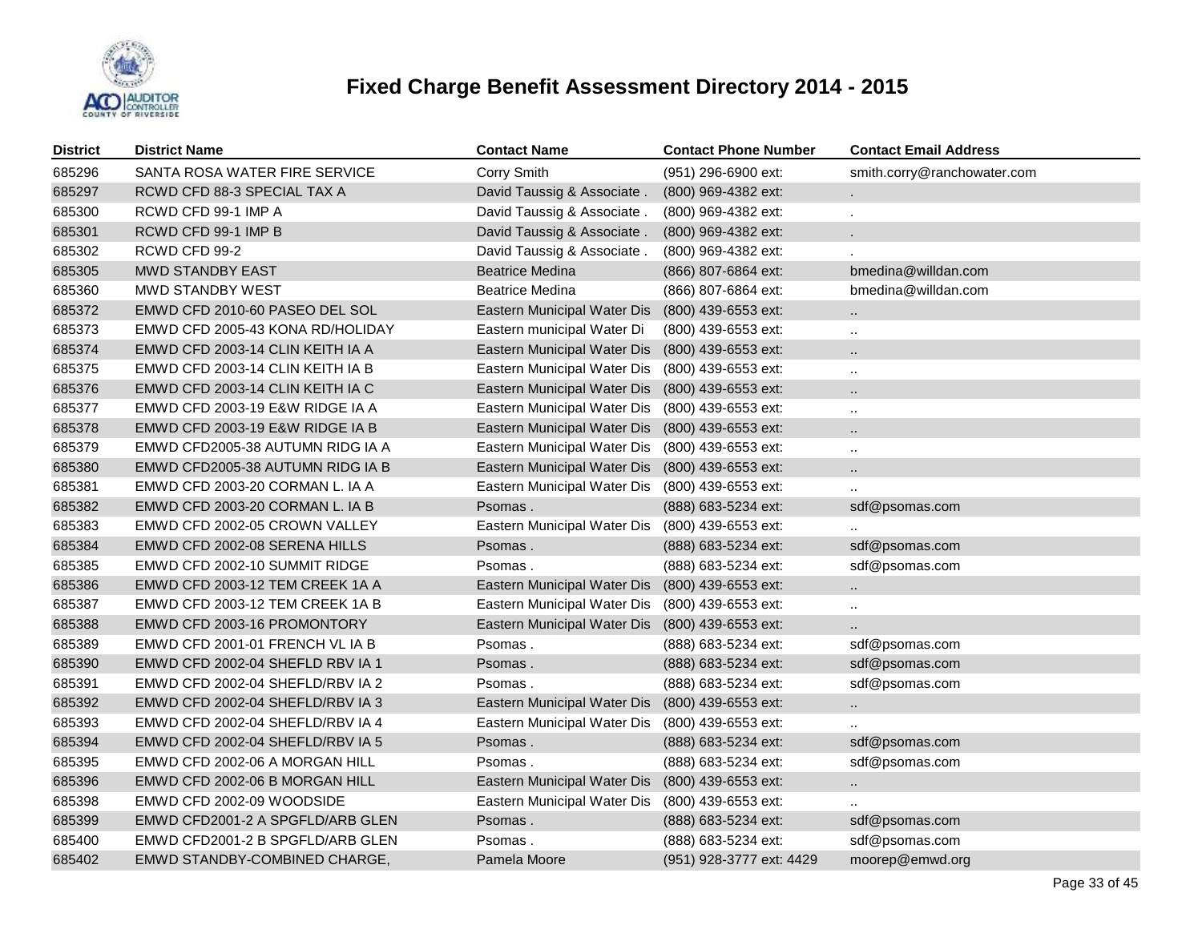# Fixed Charge Benefit Assessment Directory 2014 - 2015

| District | District Name | Contact Name | Contact Phone Number | Contact Email Address |
|---|---|---|---|---|
| 685296 | SANTA ROSA WATER FIRE SERVICE | Corry Smith | (951) 296-6900 ext: | smith.corry@ranchowater.com |
| 685297 | RCWD CFD 88-3 SPECIAL TAX A | David Taussig & Associate . | (800) 969-4382 ext: | . |
| 685300 | RCWD CFD 99-1 IMP A | David Taussig & Associate . | (800) 969-4382 ext: | . |
| 685301 | RCWD CFD 99-1 IMP B | David Taussig & Associate . | (800) 969-4382 ext: | . |
| 685302 | RCWD CFD 99-2 | David Taussig & Associate . | (800) 969-4382 ext: | . |
| 685305 | MWD STANDBY EAST | Beatrice Medina | (866) 807-6864 ext: | bmedina@willdan.com |
| 685360 | MWD STANDBY WEST | Beatrice Medina | (866) 807-6864 ext: | bmedina@willdan.com |
| 685372 | EMWD CFD 2010-60 PASEO DEL SOL | Eastern Municipal Water Dis | (800) 439-6553 ext: | .. |
| 685373 | EMWD CFD 2005-43 KONA RD/HOLIDAY | Eastern municipal Water Di | (800) 439-6553 ext: | .. |
| 685374 | EMWD CFD 2003-14 CLIN KEITH IA A | Eastern Municipal Water Dis | (800) 439-6553 ext: | .. |
| 685375 | EMWD CFD 2003-14 CLIN KEITH IA B | Eastern Municipal Water Dis | (800) 439-6553 ext: | .. |
| 685376 | EMWD CFD 2003-14 CLIN KEITH IA C | Eastern Municipal Water Dis | (800) 439-6553 ext: | .. |
| 685377 | EMWD CFD 2003-19 E&W RIDGE IA A | Eastern Municipal Water Dis | (800) 439-6553 ext: | .. |
| 685378 | EMWD CFD 2003-19 E&W RIDGE IA B | Eastern Municipal Water Dis | (800) 439-6553 ext: | .. |
| 685379 | EMWD CFD2005-38 AUTUMN RIDG IA A | Eastern Municipal Water Dis | (800) 439-6553 ext: | .. |
| 685380 | EMWD CFD2005-38 AUTUMN RIDG IA B | Eastern Municipal Water Dis | (800) 439-6553 ext: | .. |
| 685381 | EMWD CFD 2003-20 CORMAN L. IA A | Eastern Municipal Water Dis | (800) 439-6553 ext: | .. |
| 685382 | EMWD CFD 2003-20 CORMAN L. IA B | Psomas . | (888) 683-5234 ext: | sdf@psomas.com |
| 685383 | EMWD CFD 2002-05 CROWN VALLEY | Eastern Municipal Water Dis | (800) 439-6553 ext: | .. |
| 685384 | EMWD CFD 2002-08 SERENA HILLS | Psomas . | (888) 683-5234 ext: | sdf@psomas.com |
| 685385 | EMWD CFD 2002-10 SUMMIT RIDGE | Psomas . | (888) 683-5234 ext: | sdf@psomas.com |
| 685386 | EMWD CFD 2003-12 TEM CREEK 1A A | Eastern Municipal Water Dis | (800) 439-6553 ext: | .. |
| 685387 | EMWD CFD 2003-12 TEM CREEK 1A B | Eastern Municipal Water Dis | (800) 439-6553 ext: | .. |
| 685388 | EMWD CFD 2003-16 PROMONTORY | Eastern Municipal Water Dis | (800) 439-6553 ext: | .. |
| 685389 | EMWD CFD 2001-01 FRENCH VL IA B | Psomas . | (888) 683-5234 ext: | sdf@psomas.com |
| 685390 | EMWD CFD 2002-04 SHEFLD RBV IA 1 | Psomas . | (888) 683-5234 ext: | sdf@psomas.com |
| 685391 | EMWD CFD 2002-04 SHEFLD/RBV IA 2 | Psomas . | (888) 683-5234 ext: | sdf@psomas.com |
| 685392 | EMWD CFD 2002-04 SHEFLD/RBV IA 3 | Eastern Municipal Water Dis | (800) 439-6553 ext: | .. |
| 685393 | EMWD CFD 2002-04 SHEFLD/RBV IA 4 | Eastern Municipal Water Dis | (800) 439-6553 ext: | .. |
| 685394 | EMWD CFD 2002-04 SHEFLD/RBV IA 5 | Psomas . | (888) 683-5234 ext: | sdf@psomas.com |
| 685395 | EMWD CFD 2002-06 A MORGAN HILL | Psomas . | (888) 683-5234 ext: | sdf@psomas.com |
| 685396 | EMWD CFD 2002-06 B MORGAN HILL | Eastern Municipal Water Dis | (800) 439-6553 ext: | .. |
| 685398 | EMWD CFD 2002-09 WOODSIDE | Eastern Municipal Water Dis | (800) 439-6553 ext: | .. |
| 685399 | EMWD CFD2001-2 A SPGFLD/ARB GLEN | Psomas . | (888) 683-5234 ext: | sdf@psomas.com |
| 685400 | EMWD CFD2001-2 B SPGFLD/ARB GLEN | Psomas . | (888) 683-5234 ext: | sdf@psomas.com |
| 685402 | EMWD STANDBY-COMBINED CHARGE, | Pamela Moore | (951) 928-3777 ext: 4429 | moorep@emwd.org |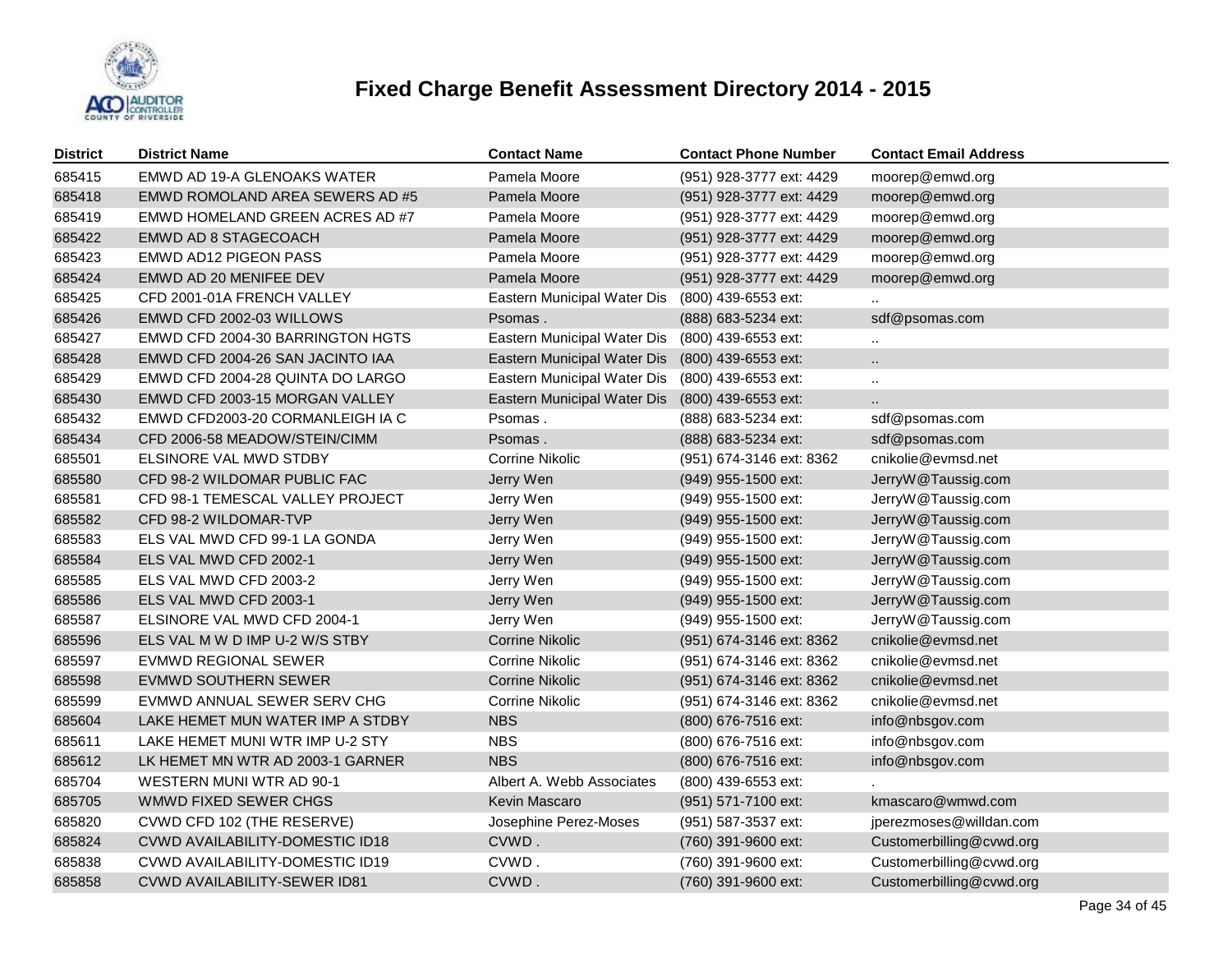# Fixed Charge Benefit Assessment Directory 2014 - 2015

| District | District Name | Contact Name | Contact Phone Number | Contact Email Address |
|---|---|---|---|---|
| 685415 | EMWD AD 19-A GLENOAKS WATER | Pamela Moore | (951) 928-3777 ext: 4429 | moorep@emwd.org |
| 685418 | EMWD ROMOLAND AREA SEWERS AD #5 | Pamela Moore | (951) 928-3777 ext: 4429 | moorep@emwd.org |
| 685419 | EMWD HOMELAND GREEN ACRES AD #7 | Pamela Moore | (951) 928-3777 ext: 4429 | moorep@emwd.org |
| 685422 | EMWD AD 8 STAGECOACH | Pamela Moore | (951) 928-3777 ext: 4429 | moorep@emwd.org |
| 685423 | EMWD AD12 PIGEON PASS | Pamela Moore | (951) 928-3777 ext: 4429 | moorep@emwd.org |
| 685424 | EMWD AD 20 MENIFEE DEV | Pamela Moore | (951) 928-3777 ext: 4429 | moorep@emwd.org |
| 685425 | CFD 2001-01A FRENCH VALLEY | Eastern Municipal Water Dis | (800) 439-6553 ext: | .. |
| 685426 | EMWD CFD 2002-03 WILLOWS | Psomas . | (888) 683-5234 ext: | sdf@psomas.com |
| 685427 | EMWD CFD 2004-30 BARRINGTON HGTS | Eastern Municipal Water Dis | (800) 439-6553 ext: | .. |
| 685428 | EMWD CFD 2004-26 SAN JACINTO IAA | Eastern Municipal Water Dis | (800) 439-6553 ext: | .. |
| 685429 | EMWD CFD 2004-28 QUINTA DO LARGO | Eastern Municipal Water Dis | (800) 439-6553 ext: | .. |
| 685430 | EMWD CFD 2003-15 MORGAN VALLEY | Eastern Municipal Water Dis | (800) 439-6553 ext: | .. |
| 685432 | EMWD CFD2003-20 CORMANLEIGH IA C | Psomas . | (888) 683-5234 ext: | sdf@psomas.com |
| 685434 | CFD 2006-58 MEADOW/STEIN/CIMM | Psomas . | (888) 683-5234 ext: | sdf@psomas.com |
| 685501 | ELSINORE VAL MWD STDBY | Corrine Nikolic | (951) 674-3146 ext: 8362 | cnikolie@evmsd.net |
| 685580 | CFD 98-2 WILDOMAR PUBLIC FAC | Jerry Wen | (949) 955-1500 ext: | JerryW@Taussig.com |
| 685581 | CFD 98-1 TEMESCAL VALLEY PROJECT | Jerry Wen | (949) 955-1500 ext: | JerryW@Taussig.com |
| 685582 | CFD 98-2 WILDOMAR-TVP | Jerry Wen | (949) 955-1500 ext: | JerryW@Taussig.com |
| 685583 | ELS VAL MWD CFD 99-1 LA GONDA | Jerry Wen | (949) 955-1500 ext: | JerryW@Taussig.com |
| 685584 | ELS VAL MWD CFD 2002-1 | Jerry Wen | (949) 955-1500 ext: | JerryW@Taussig.com |
| 685585 | ELS VAL MWD CFD 2003-2 | Jerry Wen | (949) 955-1500 ext: | JerryW@Taussig.com |
| 685586 | ELS VAL MWD CFD 2003-1 | Jerry Wen | (949) 955-1500 ext: | JerryW@Taussig.com |
| 685587 | ELSINORE VAL MWD CFD 2004-1 | Jerry Wen | (949) 955-1500 ext: | JerryW@Taussig.com |
| 685596 | ELS VAL M W D IMP U-2 W/S STBY | Corrine Nikolic | (951) 674-3146 ext: 8362 | cnikolie@evmsd.net |
| 685597 | EVMWD REGIONAL SEWER | Corrine Nikolic | (951) 674-3146 ext: 8362 | cnikolie@evmsd.net |
| 685598 | EVMWD SOUTHERN SEWER | Corrine Nikolic | (951) 674-3146 ext: 8362 | cnikolie@evmsd.net |
| 685599 | EVMWD ANNUAL SEWER SERV CHG | Corrine Nikolic | (951) 674-3146 ext: 8362 | cnikolie@evmsd.net |
| 685604 | LAKE HEMET MUN WATER IMP A STDBY | NBS | (800) 676-7516 ext: | info@nbsgov.com |
| 685611 | LAKE HEMET MUNI WTR IMP U-2 STY | NBS | (800) 676-7516 ext: | info@nbsgov.com |
| 685612 | LK HEMET MN WTR AD 2003-1 GARNER | NBS | (800) 676-7516 ext: | info@nbsgov.com |
| 685704 | WESTERN MUNI WTR AD 90-1 | Albert A. Webb Associates | (800) 439-6553 ext: | . |
| 685705 | WMWD FIXED SEWER CHGS | Kevin Mascaro | (951) 571-7100 ext: | kmascaro@wmwd.com |
| 685820 | CVWD CFD 102 (THE RESERVE) | Josephine Perez-Moses | (951) 587-3537 ext: | jperezmoses@willdan.com |
| 685824 | CVWD AVAILABILITY-DOMESTIC ID18 | CVWD . | (760) 391-9600 ext: | Customerbilling@cvwd.org |
| 685838 | CVWD AVAILABILITY-DOMESTIC ID19 | CVWD . | (760) 391-9600 ext: | Customerbilling@cvwd.org |
| 685858 | CVWD AVAILABILITY-SEWER ID81 | CVWD . | (760) 391-9600 ext: | Customerbilling@cvwd.org |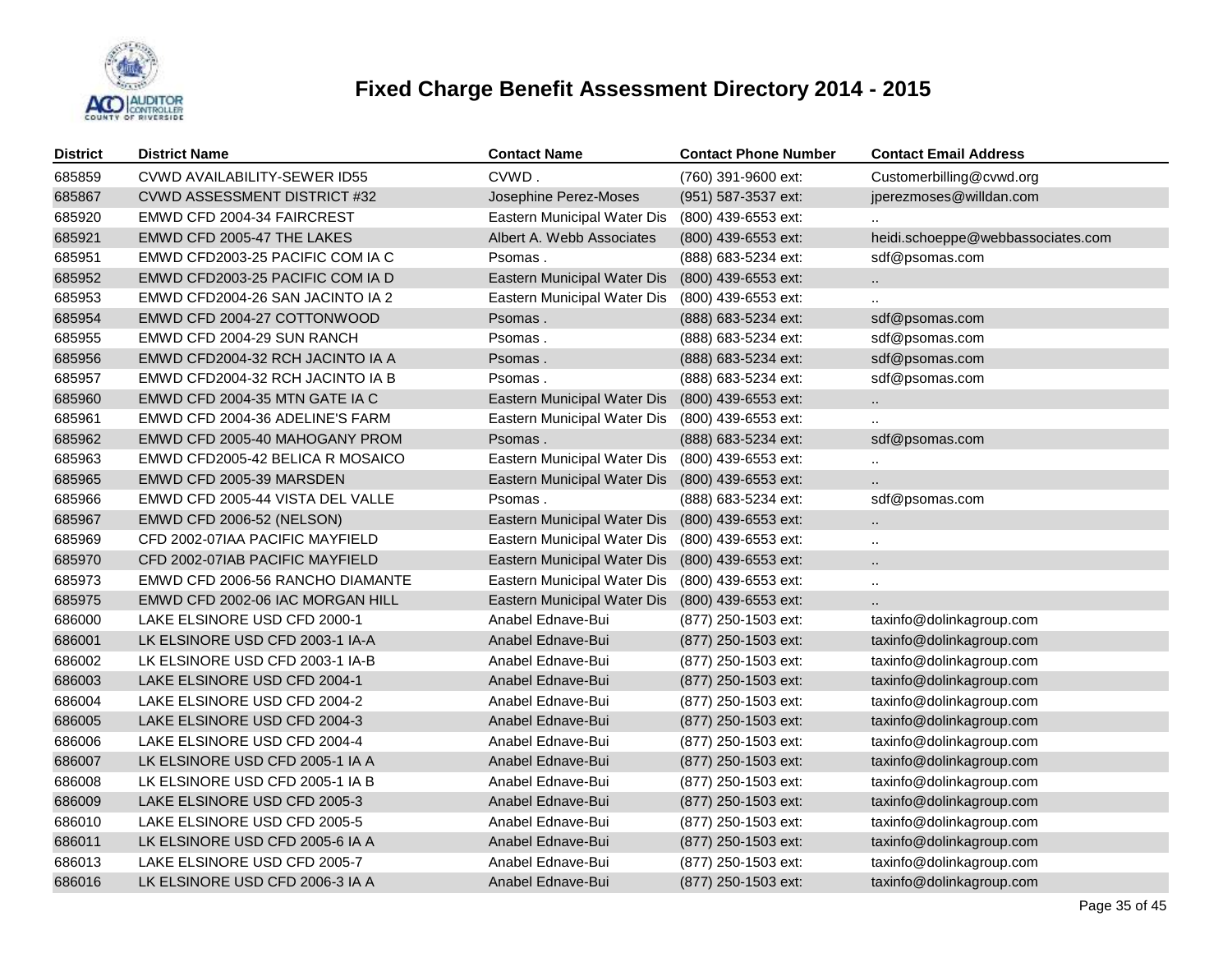# Fixed Charge Benefit Assessment Directory 2014 - 2015

| District | District Name | Contact Name | Contact Phone Number | Contact Email Address |
|---|---|---|---|---|
| 685859 | CVWD AVAILABILITY-SEWER ID55 | CVWD . | (760) 391-9600 ext: | Customerbilling@cvwd.org |
| 685867 | CVWD ASSESSMENT DISTRICT #32 | Josephine Perez-Moses | (951) 587-3537 ext: | jperezmoses@willdan.com |
| 685920 | EMWD CFD 2004-34 FAIRCREST | Eastern Municipal Water Dis | (800) 439-6553 ext: | .. |
| 685921 | EMWD CFD 2005-47 THE LAKES | Albert A. Webb Associates | (800) 439-6553 ext: | heidi.schoeppe@webbassociates.com |
| 685951 | EMWD CFD2003-25 PACIFIC COM IA C | Psomas . | (888) 683-5234 ext: | sdf@psomas.com |
| 685952 | EMWD CFD2003-25 PACIFIC COM IA D | Eastern Municipal Water Dis | (800) 439-6553 ext: | .. |
| 685953 | EMWD CFD2004-26 SAN JACINTO IA 2 | Eastern Municipal Water Dis | (800) 439-6553 ext: | .. |
| 685954 | EMWD CFD 2004-27 COTTONWOOD | Psomas . | (888) 683-5234 ext: | sdf@psomas.com |
| 685955 | EMWD CFD 2004-29 SUN RANCH | Psomas . | (888) 683-5234 ext: | sdf@psomas.com |
| 685956 | EMWD CFD2004-32 RCH JACINTO IA A | Psomas . | (888) 683-5234 ext: | sdf@psomas.com |
| 685957 | EMWD CFD2004-32 RCH JACINTO IA B | Psomas . | (888) 683-5234 ext: | sdf@psomas.com |
| 685960 | EMWD CFD 2004-35 MTN GATE IA C | Eastern Municipal Water Dis | (800) 439-6553 ext: | .. |
| 685961 | EMWD CFD 2004-36 ADELINE'S FARM | Eastern Municipal Water Dis | (800) 439-6553 ext: | .. |
| 685962 | EMWD CFD 2005-40 MAHOGANY PROM | Psomas . | (888) 683-5234 ext: | sdf@psomas.com |
| 685963 | EMWD CFD2005-42 BELICA R MOSAICO | Eastern Municipal Water Dis | (800) 439-6553 ext: | .. |
| 685965 | EMWD CFD 2005-39 MARSDEN | Eastern Municipal Water Dis | (800) 439-6553 ext: | .. |
| 685966 | EMWD CFD 2005-44 VISTA DEL VALLE | Psomas . | (888) 683-5234 ext: | sdf@psomas.com |
| 685967 | EMWD CFD 2006-52 (NELSON) | Eastern Municipal Water Dis | (800) 439-6553 ext: | .. |
| 685969 | CFD 2002-07IAA PACIFIC MAYFIELD | Eastern Municipal Water Dis | (800) 439-6553 ext: | .. |
| 685970 | CFD 2002-07IAB PACIFIC MAYFIELD | Eastern Municipal Water Dis | (800) 439-6553 ext: | .. |
| 685973 | EMWD CFD 2006-56 RANCHO DIAMANTE | Eastern Municipal Water Dis | (800) 439-6553 ext: | .. |
| 685975 | EMWD CFD 2002-06 IAC MORGAN HILL | Eastern Municipal Water Dis | (800) 439-6553 ext: | .. |
| 686000 | LAKE ELSINORE USD CFD 2000-1 | Anabel Ednave-Bui | (877) 250-1503 ext: | taxinfo@dolinkagroup.com |
| 686001 | LK ELSINORE USD CFD 2003-1 IA-A | Anabel Ednave-Bui | (877) 250-1503 ext: | taxinfo@dolinkagroup.com |
| 686002 | LK ELSINORE USD CFD 2003-1 IA-B | Anabel Ednave-Bui | (877) 250-1503 ext: | taxinfo@dolinkagroup.com |
| 686003 | LAKE ELSINORE USD CFD 2004-1 | Anabel Ednave-Bui | (877) 250-1503 ext: | taxinfo@dolinkagroup.com |
| 686004 | LAKE ELSINORE USD CFD 2004-2 | Anabel Ednave-Bui | (877) 250-1503 ext: | taxinfo@dolinkagroup.com |
| 686005 | LAKE ELSINORE USD CFD 2004-3 | Anabel Ednave-Bui | (877) 250-1503 ext: | taxinfo@dolinkagroup.com |
| 686006 | LAKE ELSINORE USD CFD 2004-4 | Anabel Ednave-Bui | (877) 250-1503 ext: | taxinfo@dolinkagroup.com |
| 686007 | LK ELSINORE USD CFD 2005-1 IA A | Anabel Ednave-Bui | (877) 250-1503 ext: | taxinfo@dolinkagroup.com |
| 686008 | LK ELSINORE USD CFD 2005-1 IA B | Anabel Ednave-Bui | (877) 250-1503 ext: | taxinfo@dolinkagroup.com |
| 686009 | LAKE ELSINORE USD CFD 2005-3 | Anabel Ednave-Bui | (877) 250-1503 ext: | taxinfo@dolinkagroup.com |
| 686010 | LAKE ELSINORE USD CFD 2005-5 | Anabel Ednave-Bui | (877) 250-1503 ext: | taxinfo@dolinkagroup.com |
| 686011 | LK ELSINORE USD CFD 2005-6 IA A | Anabel Ednave-Bui | (877) 250-1503 ext: | taxinfo@dolinkagroup.com |
| 686013 | LAKE ELSINORE USD CFD 2005-7 | Anabel Ednave-Bui | (877) 250-1503 ext: | taxinfo@dolinkagroup.com |
| 686016 | LK ELSINORE USD CFD 2006-3 IA A | Anabel Ednave-Bui | (877) 250-1503 ext: | taxinfo@dolinkagroup.com |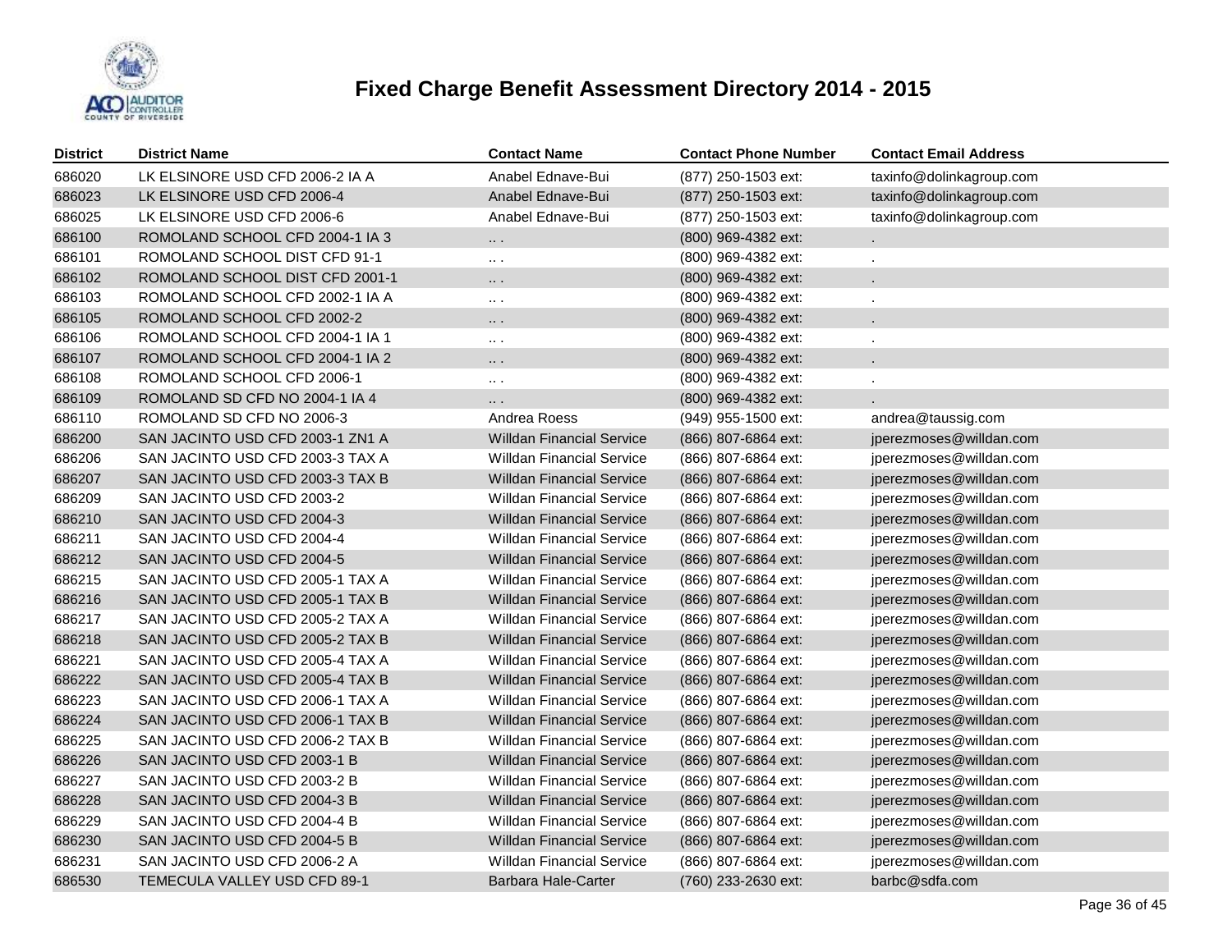# Fixed Charge Benefit Assessment Directory 2014 - 2015

| District | District Name | Contact Name | Contact Phone Number | Contact Email Address |
|---|---|---|---|---|
| 686020 | LK ELSINORE USD CFD 2006-2 IA A | Anabel Ednave-Bui | (877) 250-1503 ext: | taxinfo@dolinkagroup.com |
| 686023 | LK ELSINORE USD CFD 2006-4 | Anabel Ednave-Bui | (877) 250-1503 ext: | taxinfo@dolinkagroup.com |
| 686025 | LK ELSINORE USD CFD 2006-6 | Anabel Ednave-Bui | (877) 250-1503 ext: | taxinfo@dolinkagroup.com |
| 686100 | ROMOLAND SCHOOL CFD 2004-1 IA 3 | .. . | (800) 969-4382 ext: | . |
| 686101 | ROMOLAND SCHOOL DIST CFD 91-1 | .. . | (800) 969-4382 ext: | . |
| 686102 | ROMOLAND SCHOOL DIST CFD 2001-1 | .. . | (800) 969-4382 ext: | . |
| 686103 | ROMOLAND SCHOOL CFD 2002-1 IA A | .. . | (800) 969-4382 ext: | . |
| 686105 | ROMOLAND SCHOOL CFD 2002-2 | .. . | (800) 969-4382 ext: | . |
| 686106 | ROMOLAND SCHOOL CFD 2004-1 IA 1 | .. . | (800) 969-4382 ext: | . |
| 686107 | ROMOLAND SCHOOL CFD 2004-1 IA 2 | .. . | (800) 969-4382 ext: | . |
| 686108 | ROMOLAND SCHOOL CFD 2006-1 | .. . | (800) 969-4382 ext: | . |
| 686109 | ROMOLAND SD CFD NO 2004-1 IA 4 | .. . | (800) 969-4382 ext: | . |
| 686110 | ROMOLAND SD CFD NO 2006-3 | Andrea Roess | (949) 955-1500 ext: | andrea@taussig.com |
| 686200 | SAN JACINTO USD CFD 2003-1 ZN1 A | Willdan Financial Service | (866) 807-6864 ext: | jperezmoses@willdan.com |
| 686206 | SAN JACINTO USD CFD 2003-3 TAX A | Willdan Financial Service | (866) 807-6864 ext: | jperezmoses@willdan.com |
| 686207 | SAN JACINTO USD CFD 2003-3 TAX B | Willdan Financial Service | (866) 807-6864 ext: | jperezmoses@willdan.com |
| 686209 | SAN JACINTO USD CFD 2003-2 | Willdan Financial Service | (866) 807-6864 ext: | jperezmoses@willdan.com |
| 686210 | SAN JACINTO USD CFD 2004-3 | Willdan Financial Service | (866) 807-6864 ext: | jperezmoses@willdan.com |
| 686211 | SAN JACINTO USD CFD 2004-4 | Willdan Financial Service | (866) 807-6864 ext: | jperezmoses@willdan.com |
| 686212 | SAN JACINTO USD CFD 2004-5 | Willdan Financial Service | (866) 807-6864 ext: | jperezmoses@willdan.com |
| 686215 | SAN JACINTO USD CFD 2005-1 TAX A | Willdan Financial Service | (866) 807-6864 ext: | jperezmoses@willdan.com |
| 686216 | SAN JACINTO USD CFD 2005-1 TAX B | Willdan Financial Service | (866) 807-6864 ext: | jperezmoses@willdan.com |
| 686217 | SAN JACINTO USD CFD 2005-2 TAX A | Willdan Financial Service | (866) 807-6864 ext: | jperezmoses@willdan.com |
| 686218 | SAN JACINTO USD CFD 2005-2 TAX B | Willdan Financial Service | (866) 807-6864 ext: | jperezmoses@willdan.com |
| 686221 | SAN JACINTO USD CFD 2005-4 TAX A | Willdan Financial Service | (866) 807-6864 ext: | jperezmoses@willdan.com |
| 686222 | SAN JACINTO USD CFD 2005-4 TAX B | Willdan Financial Service | (866) 807-6864 ext: | jperezmoses@willdan.com |
| 686223 | SAN JACINTO USD CFD 2006-1 TAX A | Willdan Financial Service | (866) 807-6864 ext: | jperezmoses@willdan.com |
| 686224 | SAN JACINTO USD CFD 2006-1 TAX B | Willdan Financial Service | (866) 807-6864 ext: | jperezmoses@willdan.com |
| 686225 | SAN JACINTO USD CFD 2006-2 TAX B | Willdan Financial Service | (866) 807-6864 ext: | jperezmoses@willdan.com |
| 686226 | SAN JACINTO USD CFD 2003-1 B | Willdan Financial Service | (866) 807-6864 ext: | jperezmoses@willdan.com |
| 686227 | SAN JACINTO USD CFD 2003-2 B | Willdan Financial Service | (866) 807-6864 ext: | jperezmoses@willdan.com |
| 686228 | SAN JACINTO USD CFD 2004-3 B | Willdan Financial Service | (866) 807-6864 ext: | jperezmoses@willdan.com |
| 686229 | SAN JACINTO USD CFD 2004-4 B | Willdan Financial Service | (866) 807-6864 ext: | jperezmoses@willdan.com |
| 686230 | SAN JACINTO USD CFD 2004-5 B | Willdan Financial Service | (866) 807-6864 ext: | jperezmoses@willdan.com |
| 686231 | SAN JACINTO USD CFD 2006-2 A | Willdan Financial Service | (866) 807-6864 ext: | jperezmoses@willdan.com |
| 686530 | TEMECULA VALLEY USD CFD 89-1 | Barbara Hale-Carter | (760) 233-2630 ext: | barbc@sdfa.com |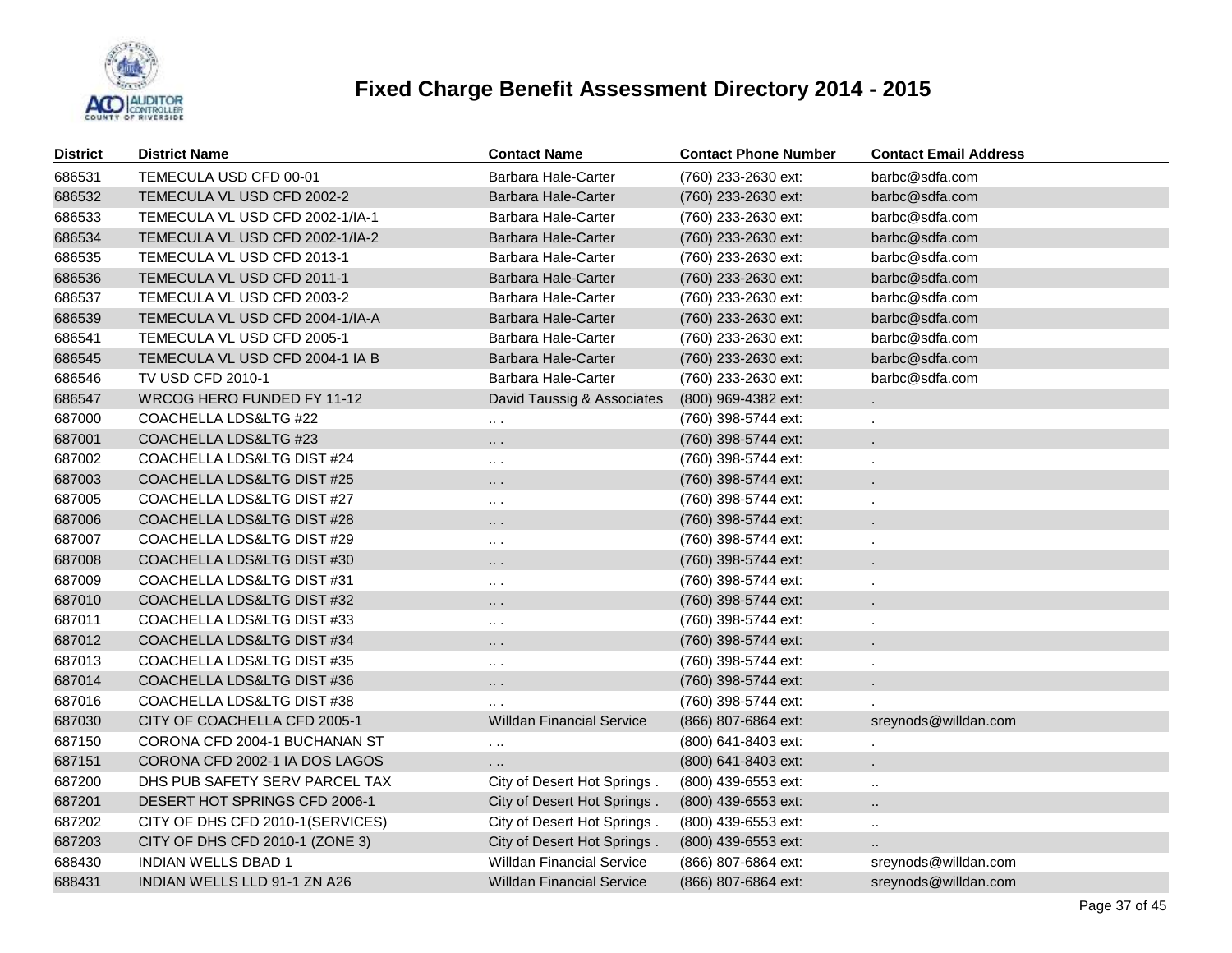# Fixed Charge Benefit Assessment Directory 2014 - 2015

| District | District Name | Contact Name | Contact Phone Number | Contact Email Address |
|---|---|---|---|---|
| 686531 | TEMECULA USD CFD 00-01 | Barbara Hale-Carter | (760) 233-2630 ext: | barbc@sdfa.com |
| 686532 | TEMECULA VL USD CFD 2002-2 | Barbara Hale-Carter | (760) 233-2630 ext: | barbc@sdfa.com |
| 686533 | TEMECULA VL USD CFD 2002-1/IA-1 | Barbara Hale-Carter | (760) 233-2630 ext: | barbc@sdfa.com |
| 686534 | TEMECULA VL USD CFD 2002-1/IA-2 | Barbara Hale-Carter | (760) 233-2630 ext: | barbc@sdfa.com |
| 686535 | TEMECULA VL USD CFD 2013-1 | Barbara Hale-Carter | (760) 233-2630 ext: | barbc@sdfa.com |
| 686536 | TEMECULA VL USD CFD 2011-1 | Barbara Hale-Carter | (760) 233-2630 ext: | barbc@sdfa.com |
| 686537 | TEMECULA VL USD CFD 2003-2 | Barbara Hale-Carter | (760) 233-2630 ext: | barbc@sdfa.com |
| 686539 | TEMECULA VL USD CFD 2004-1/IA-A | Barbara Hale-Carter | (760) 233-2630 ext: | barbc@sdfa.com |
| 686541 | TEMECULA VL USD CFD 2005-1 | Barbara Hale-Carter | (760) 233-2630 ext: | barbc@sdfa.com |
| 686545 | TEMECULA VL USD CFD 2004-1 IA B | Barbara Hale-Carter | (760) 233-2630 ext: | barbc@sdfa.com |
| 686546 | TV USD CFD 2010-1 | Barbara Hale-Carter | (760) 233-2630 ext: | barbc@sdfa.com |
| 686547 | WRCOG HERO FUNDED FY 11-12 | David Taussig & Associates | (800) 969-4382 ext: | . |
| 687000 | COACHELLA LDS&LTG #22 | .. . | (760) 398-5744 ext: | . |
| 687001 | COACHELLA LDS&LTG #23 | .. . | (760) 398-5744 ext: | . |
| 687002 | COACHELLA LDS&LTG DIST #24 | .. . | (760) 398-5744 ext: | . |
| 687003 | COACHELLA LDS&LTG DIST #25 | .. . | (760) 398-5744 ext: | . |
| 687005 | COACHELLA LDS&LTG DIST #27 | .. . | (760) 398-5744 ext: | . |
| 687006 | COACHELLA LDS&LTG DIST #28 | .. . | (760) 398-5744 ext: | . |
| 687007 | COACHELLA LDS&LTG DIST #29 | .. . | (760) 398-5744 ext: | . |
| 687008 | COACHELLA LDS&LTG DIST #30 | .. . | (760) 398-5744 ext: | . |
| 687009 | COACHELLA LDS&LTG DIST #31 | .. . | (760) 398-5744 ext: | . |
| 687010 | COACHELLA LDS&LTG DIST #32 | .. . | (760) 398-5744 ext: | . |
| 687011 | COACHELLA LDS&LTG DIST #33 | .. . | (760) 398-5744 ext: | . |
| 687012 | COACHELLA LDS&LTG DIST #34 | .. . | (760) 398-5744 ext: | . |
| 687013 | COACHELLA LDS&LTG DIST #35 | .. . | (760) 398-5744 ext: | . |
| 687014 | COACHELLA LDS&LTG DIST #36 | .. . | (760) 398-5744 ext: | . |
| 687016 | COACHELLA LDS&LTG DIST #38 | .. . | (760) 398-5744 ext: | . |
| 687030 | CITY OF COACHELLA CFD 2005-1 | Willdan Financial Service | (866) 807-6864 ext: | sreynods@willdan.com |
| 687150 | CORONA CFD 2004-1 BUCHANAN ST | . .. | (800) 641-8403 ext: | . |
| 687151 | CORONA CFD 2002-1 IA DOS LAGOS | . .. | (800) 641-8403 ext: | . |
| 687200 | DHS PUB SAFETY SERV PARCEL TAX | City of Desert Hot Springs . | (800) 439-6553 ext: | .. |
| 687201 | DESERT HOT SPRINGS CFD 2006-1 | City of Desert Hot Springs . | (800) 439-6553 ext: | .. |
| 687202 | CITY OF DHS CFD 2010-1(SERVICES) | City of Desert Hot Springs . | (800) 439-6553 ext: | .. |
| 687203 | CITY OF DHS CFD 2010-1 (ZONE 3) | City of Desert Hot Springs . | (800) 439-6553 ext: | .. |
| 688430 | INDIAN WELLS DBAD 1 | Willdan Financial Service | (866) 807-6864 ext: | sreynods@willdan.com |
| 688431 | INDIAN WELLS LLD 91-1 ZN A26 | Willdan Financial Service | (866) 807-6864 ext: | sreynods@willdan.com |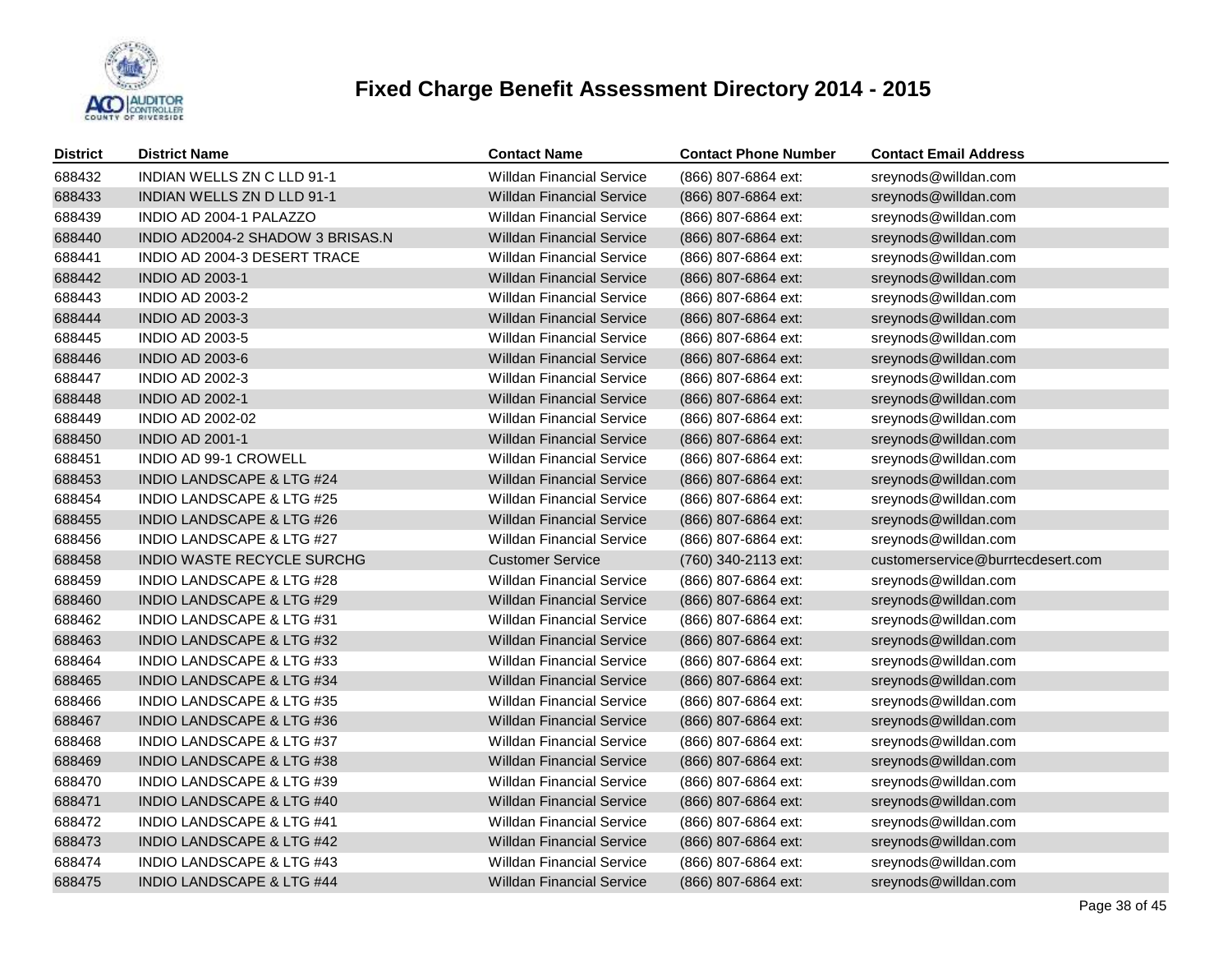# Fixed Charge Benefit Assessment Directory 2014 - 2015

| District | District Name | Contact Name | Contact Phone Number | Contact Email Address |
|---|---|---|---|---|
| 688432 | INDIAN WELLS ZN C LLD 91-1 | Willdan Financial Service | (866) 807-6864 ext: | sreynods@willdan.com |
| 688433 | INDIAN WELLS ZN D LLD 91-1 | Willdan Financial Service | (866) 807-6864 ext: | sreynods@willdan.com |
| 688439 | INDIO AD 2004-1 PALAZZO | Willdan Financial Service | (866) 807-6864 ext: | sreynods@willdan.com |
| 688440 | INDIO AD2004-2 SHADOW 3 BRISAS.N | Willdan Financial Service | (866) 807-6864 ext: | sreynods@willdan.com |
| 688441 | INDIO AD 2004-3 DESERT TRACE | Willdan Financial Service | (866) 807-6864 ext: | sreynods@willdan.com |
| 688442 | INDIO AD 2003-1 | Willdan Financial Service | (866) 807-6864 ext: | sreynods@willdan.com |
| 688443 | INDIO AD 2003-2 | Willdan Financial Service | (866) 807-6864 ext: | sreynods@willdan.com |
| 688444 | INDIO AD 2003-3 | Willdan Financial Service | (866) 807-6864 ext: | sreynods@willdan.com |
| 688445 | INDIO AD 2003-5 | Willdan Financial Service | (866) 807-6864 ext: | sreynods@willdan.com |
| 688446 | INDIO AD 2003-6 | Willdan Financial Service | (866) 807-6864 ext: | sreynods@willdan.com |
| 688447 | INDIO AD 2002-3 | Willdan Financial Service | (866) 807-6864 ext: | sreynods@willdan.com |
| 688448 | INDIO AD 2002-1 | Willdan Financial Service | (866) 807-6864 ext: | sreynods@willdan.com |
| 688449 | INDIO AD 2002-02 | Willdan Financial Service | (866) 807-6864 ext: | sreynods@willdan.com |
| 688450 | INDIO AD 2001-1 | Willdan Financial Service | (866) 807-6864 ext: | sreynods@willdan.com |
| 688451 | INDIO AD 99-1 CROWELL | Willdan Financial Service | (866) 807-6864 ext: | sreynods@willdan.com |
| 688453 | INDIO LANDSCAPE & LTG #24 | Willdan Financial Service | (866) 807-6864 ext: | sreynods@willdan.com |
| 688454 | INDIO LANDSCAPE & LTG #25 | Willdan Financial Service | (866) 807-6864 ext: | sreynods@willdan.com |
| 688455 | INDIO LANDSCAPE & LTG #26 | Willdan Financial Service | (866) 807-6864 ext: | sreynods@willdan.com |
| 688456 | INDIO LANDSCAPE & LTG #27 | Willdan Financial Service | (866) 807-6864 ext: | sreynods@willdan.com |
| 688458 | INDIO WASTE RECYCLE SURCHG | Customer Service | (760) 340-2113 ext: | customerservice@burrtecdesert.com |
| 688459 | INDIO LANDSCAPE & LTG #28 | Willdan Financial Service | (866) 807-6864 ext: | sreynods@willdan.com |
| 688460 | INDIO LANDSCAPE & LTG #29 | Willdan Financial Service | (866) 807-6864 ext: | sreynods@willdan.com |
| 688462 | INDIO LANDSCAPE & LTG #31 | Willdan Financial Service | (866) 807-6864 ext: | sreynods@willdan.com |
| 688463 | INDIO LANDSCAPE & LTG #32 | Willdan Financial Service | (866) 807-6864 ext: | sreynods@willdan.com |
| 688464 | INDIO LANDSCAPE & LTG #33 | Willdan Financial Service | (866) 807-6864 ext: | sreynods@willdan.com |
| 688465 | INDIO LANDSCAPE & LTG #34 | Willdan Financial Service | (866) 807-6864 ext: | sreynods@willdan.com |
| 688466 | INDIO LANDSCAPE & LTG #35 | Willdan Financial Service | (866) 807-6864 ext: | sreynods@willdan.com |
| 688467 | INDIO LANDSCAPE & LTG #36 | Willdan Financial Service | (866) 807-6864 ext: | sreynods@willdan.com |
| 688468 | INDIO LANDSCAPE & LTG #37 | Willdan Financial Service | (866) 807-6864 ext: | sreynods@willdan.com |
| 688469 | INDIO LANDSCAPE & LTG #38 | Willdan Financial Service | (866) 807-6864 ext: | sreynods@willdan.com |
| 688470 | INDIO LANDSCAPE & LTG #39 | Willdan Financial Service | (866) 807-6864 ext: | sreynods@willdan.com |
| 688471 | INDIO LANDSCAPE & LTG #40 | Willdan Financial Service | (866) 807-6864 ext: | sreynods@willdan.com |
| 688472 | INDIO LANDSCAPE & LTG #41 | Willdan Financial Service | (866) 807-6864 ext: | sreynods@willdan.com |
| 688473 | INDIO LANDSCAPE & LTG #42 | Willdan Financial Service | (866) 807-6864 ext: | sreynods@willdan.com |
| 688474 | INDIO LANDSCAPE & LTG #43 | Willdan Financial Service | (866) 807-6864 ext: | sreynods@willdan.com |
| 688475 | INDIO LANDSCAPE & LTG #44 | Willdan Financial Service | (866) 807-6864 ext: | sreynods@willdan.com |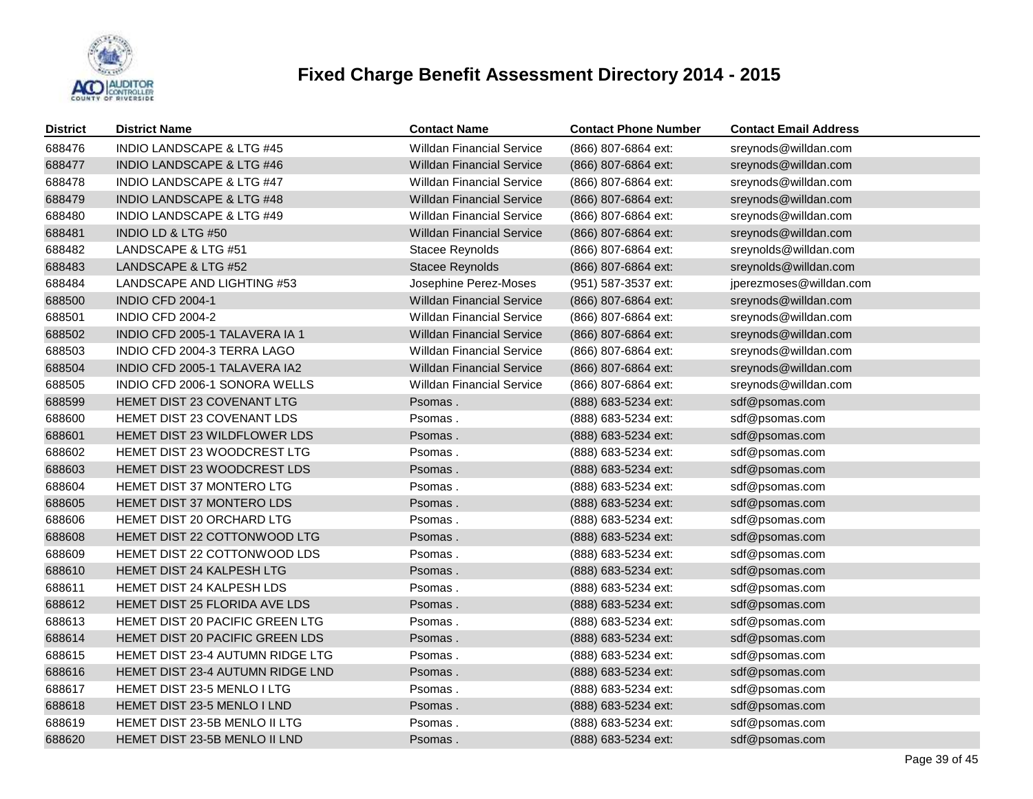# Fixed Charge Benefit Assessment Directory 2014 - 2015

| District | District Name | Contact Name | Contact Phone Number | Contact Email Address |
|---|---|---|---|---|
| 688476 | INDIO LANDSCAPE & LTG #45 | Willdan Financial Service | (866) 807-6864 ext: | sreynods@willdan.com |
| 688477 | INDIO LANDSCAPE & LTG #46 | Willdan Financial Service | (866) 807-6864 ext: | sreynods@willdan.com |
| 688478 | INDIO LANDSCAPE & LTG #47 | Willdan Financial Service | (866) 807-6864 ext: | sreynods@willdan.com |
| 688479 | INDIO LANDSCAPE & LTG #48 | Willdan Financial Service | (866) 807-6864 ext: | sreynods@willdan.com |
| 688480 | INDIO LANDSCAPE & LTG #49 | Willdan Financial Service | (866) 807-6864 ext: | sreynods@willdan.com |
| 688481 | INDIO LD & LTG #50 | Willdan Financial Service | (866) 807-6864 ext: | sreynods@willdan.com |
| 688482 | LANDSCAPE & LTG #51 | Stacee Reynolds | (866) 807-6864 ext: | sreynolds@willdan.com |
| 688483 | LANDSCAPE & LTG #52 | Stacee Reynolds | (866) 807-6864 ext: | sreynolds@willdan.com |
| 688484 | LANDSCAPE AND LIGHTING #53 | Josephine Perez-Moses | (951) 587-3537 ext: | jperezmoses@willdan.com |
| 688500 | INDIO CFD 2004-1 | Willdan Financial Service | (866) 807-6864 ext: | sreynods@willdan.com |
| 688501 | INDIO CFD 2004-2 | Willdan Financial Service | (866) 807-6864 ext: | sreynods@willdan.com |
| 688502 | INDIO CFD 2005-1 TALAVERA IA 1 | Willdan Financial Service | (866) 807-6864 ext: | sreynods@willdan.com |
| 688503 | INDIO CFD 2004-3 TERRA LAGO | Willdan Financial Service | (866) 807-6864 ext: | sreynods@willdan.com |
| 688504 | INDIO CFD 2005-1 TALAVERA IA2 | Willdan Financial Service | (866) 807-6864 ext: | sreynods@willdan.com |
| 688505 | INDIO CFD 2006-1 SONORA WELLS | Willdan Financial Service | (866) 807-6864 ext: | sreynods@willdan.com |
| 688599 | HEMET DIST 23 COVENANT LTG | Psomas . | (888) 683-5234 ext: | sdf@psomas.com |
| 688600 | HEMET DIST 23 COVENANT LDS | Psomas . | (888) 683-5234 ext: | sdf@psomas.com |
| 688601 | HEMET DIST 23 WILDFLOWER LDS | Psomas . | (888) 683-5234 ext: | sdf@psomas.com |
| 688602 | HEMET DIST 23 WOODCREST LTG | Psomas . | (888) 683-5234 ext: | sdf@psomas.com |
| 688603 | HEMET DIST 23 WOODCREST LDS | Psomas . | (888) 683-5234 ext: | sdf@psomas.com |
| 688604 | HEMET DIST 37 MONTERO LTG | Psomas . | (888) 683-5234 ext: | sdf@psomas.com |
| 688605 | HEMET DIST 37 MONTERO LDS | Psomas . | (888) 683-5234 ext: | sdf@psomas.com |
| 688606 | HEMET DIST 20 ORCHARD LTG | Psomas . | (888) 683-5234 ext: | sdf@psomas.com |
| 688608 | HEMET DIST 22 COTTONWOOD LTG | Psomas . | (888) 683-5234 ext: | sdf@psomas.com |
| 688609 | HEMET DIST 22 COTTONWOOD LDS | Psomas . | (888) 683-5234 ext: | sdf@psomas.com |
| 688610 | HEMET DIST 24 KALPESH LTG | Psomas . | (888) 683-5234 ext: | sdf@psomas.com |
| 688611 | HEMET DIST 24 KALPESH LDS | Psomas . | (888) 683-5234 ext: | sdf@psomas.com |
| 688612 | HEMET DIST 25 FLORIDA AVE LDS | Psomas . | (888) 683-5234 ext: | sdf@psomas.com |
| 688613 | HEMET DIST 20 PACIFIC GREEN LTG | Psomas . | (888) 683-5234 ext: | sdf@psomas.com |
| 688614 | HEMET DIST 20 PACIFIC GREEN LDS | Psomas . | (888) 683-5234 ext: | sdf@psomas.com |
| 688615 | HEMET DIST 23-4 AUTUMN RIDGE LTG | Psomas . | (888) 683-5234 ext: | sdf@psomas.com |
| 688616 | HEMET DIST 23-4 AUTUMN RIDGE LND | Psomas . | (888) 683-5234 ext: | sdf@psomas.com |
| 688617 | HEMET DIST 23-5 MENLO I LTG | Psomas . | (888) 683-5234 ext: | sdf@psomas.com |
| 688618 | HEMET DIST 23-5 MENLO I LND | Psomas . | (888) 683-5234 ext: | sdf@psomas.com |
| 688619 | HEMET DIST 23-5B MENLO II LTG | Psomas . | (888) 683-5234 ext: | sdf@psomas.com |
| 688620 | HEMET DIST 23-5B MENLO II LND | Psomas . | (888) 683-5234 ext: | sdf@psomas.com |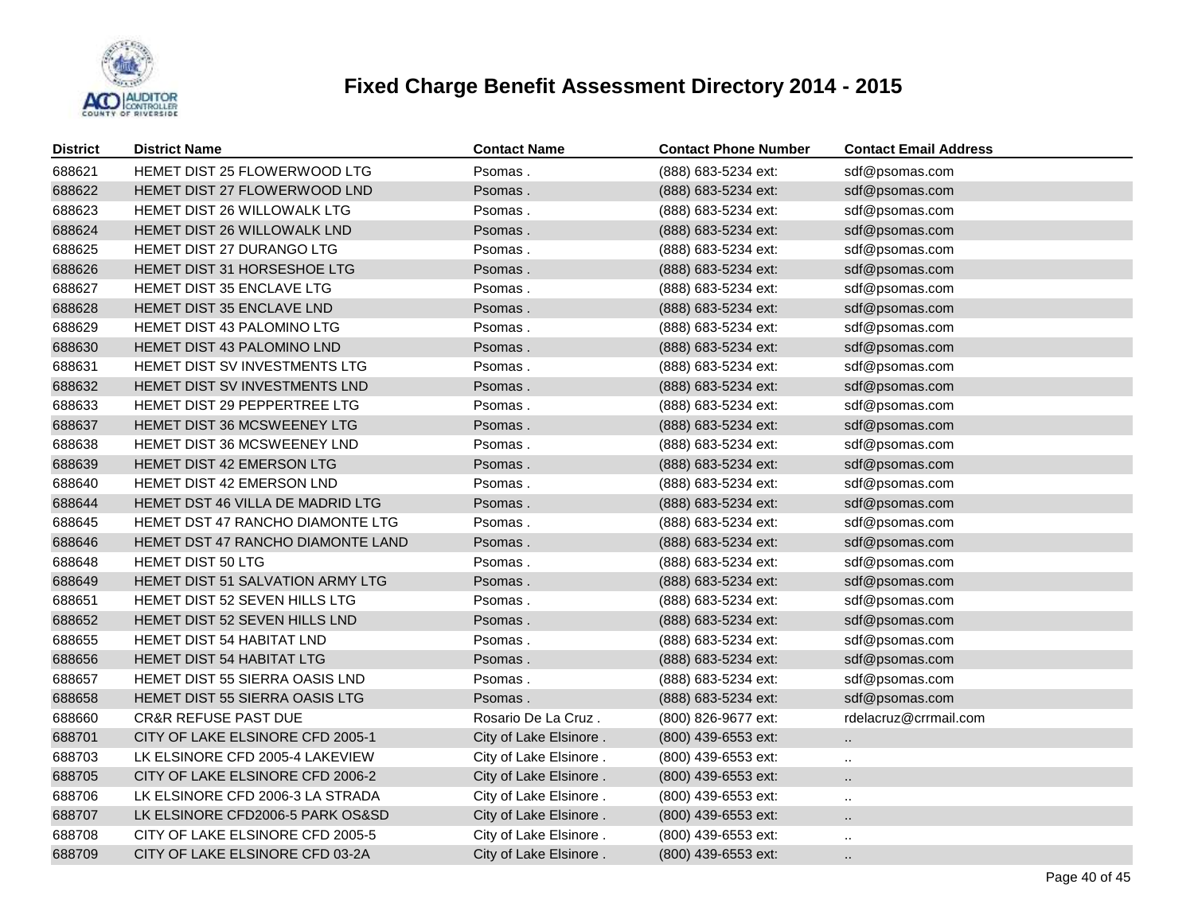# Fixed Charge Benefit Assessment Directory 2014 - 2015

| District | District Name | Contact Name | Contact Phone Number | Contact Email Address |
|---|---|---|---|---|
| 688621 | HEMET DIST 25 FLOWERWOOD LTG | Psomas . | (888) 683-5234 ext: | sdf@psomas.com |
| 688622 | HEMET DIST 27 FLOWERWOOD LND | Psomas . | (888) 683-5234 ext: | sdf@psomas.com |
| 688623 | HEMET DIST 26 WILLOWALK LTG | Psomas . | (888) 683-5234 ext: | sdf@psomas.com |
| 688624 | HEMET DIST 26 WILLOWALK LND | Psomas . | (888) 683-5234 ext: | sdf@psomas.com |
| 688625 | HEMET DIST 27 DURANGO LTG | Psomas . | (888) 683-5234 ext: | sdf@psomas.com |
| 688626 | HEMET DIST 31 HORSESHOE LTG | Psomas . | (888) 683-5234 ext: | sdf@psomas.com |
| 688627 | HEMET DIST 35 ENCLAVE LTG | Psomas . | (888) 683-5234 ext: | sdf@psomas.com |
| 688628 | HEMET DIST 35 ENCLAVE LND | Psomas . | (888) 683-5234 ext: | sdf@psomas.com |
| 688629 | HEMET DIST 43 PALOMINO LTG | Psomas . | (888) 683-5234 ext: | sdf@psomas.com |
| 688630 | HEMET DIST 43 PALOMINO LND | Psomas . | (888) 683-5234 ext: | sdf@psomas.com |
| 688631 | HEMET DIST SV INVESTMENTS LTG | Psomas . | (888) 683-5234 ext: | sdf@psomas.com |
| 688632 | HEMET DIST SV INVESTMENTS LND | Psomas . | (888) 683-5234 ext: | sdf@psomas.com |
| 688633 | HEMET DIST 29 PEPPERTREE LTG | Psomas . | (888) 683-5234 ext: | sdf@psomas.com |
| 688637 | HEMET DIST 36 MCSWEENEY LTG | Psomas . | (888) 683-5234 ext: | sdf@psomas.com |
| 688638 | HEMET DIST 36 MCSWEENEY LND | Psomas . | (888) 683-5234 ext: | sdf@psomas.com |
| 688639 | HEMET DIST 42 EMERSON LTG | Psomas . | (888) 683-5234 ext: | sdf@psomas.com |
| 688640 | HEMET DIST 42 EMERSON LND | Psomas . | (888) 683-5234 ext: | sdf@psomas.com |
| 688644 | HEMET DST 46 VILLA DE MADRID LTG | Psomas . | (888) 683-5234 ext: | sdf@psomas.com |
| 688645 | HEMET DST 47 RANCHO DIAMONTE LTG | Psomas . | (888) 683-5234 ext: | sdf@psomas.com |
| 688646 | HEMET DST 47 RANCHO DIAMONTE LAND | Psomas . | (888) 683-5234 ext: | sdf@psomas.com |
| 688648 | HEMET DIST 50 LTG | Psomas . | (888) 683-5234 ext: | sdf@psomas.com |
| 688649 | HEMET DIST 51 SALVATION ARMY LTG | Psomas . | (888) 683-5234 ext: | sdf@psomas.com |
| 688651 | HEMET DIST 52 SEVEN HILLS LTG | Psomas . | (888) 683-5234 ext: | sdf@psomas.com |
| 688652 | HEMET DIST 52 SEVEN HILLS LND | Psomas . | (888) 683-5234 ext: | sdf@psomas.com |
| 688655 | HEMET DIST 54 HABITAT LND | Psomas . | (888) 683-5234 ext: | sdf@psomas.com |
| 688656 | HEMET DIST 54 HABITAT LTG | Psomas . | (888) 683-5234 ext: | sdf@psomas.com |
| 688657 | HEMET DIST 55 SIERRA OASIS LND | Psomas . | (888) 683-5234 ext: | sdf@psomas.com |
| 688658 | HEMET DIST 55 SIERRA OASIS LTG | Psomas . | (888) 683-5234 ext: | sdf@psomas.com |
| 688660 | CR&R REFUSE PAST DUE | Rosario De La Cruz . | (800) 826-9677 ext: | rdelacruz@crrmail.com |
| 688701 | CITY OF LAKE ELSINORE CFD 2005-1 | City of Lake Elsinore . | (800) 439-6553 ext: | .. |
| 688703 | LK ELSINORE CFD 2005-4 LAKEVIEW | City of Lake Elsinore . | (800) 439-6553 ext: | .. |
| 688705 | CITY OF LAKE ELSINORE CFD 2006-2 | City of Lake Elsinore . | (800) 439-6553 ext: | .. |
| 688706 | LK ELSINORE CFD 2006-3 LA STRADA | City of Lake Elsinore . | (800) 439-6553 ext: | .. |
| 688707 | LK ELSINORE CFD2006-5 PARK OS&SD | City of Lake Elsinore . | (800) 439-6553 ext: | .. |
| 688708 | CITY OF LAKE ELSINORE CFD 2005-5 | City of Lake Elsinore . | (800) 439-6553 ext: | .. |
| 688709 | CITY OF LAKE ELSINORE CFD 03-2A | City of Lake Elsinore . | (800) 439-6553 ext: | .. |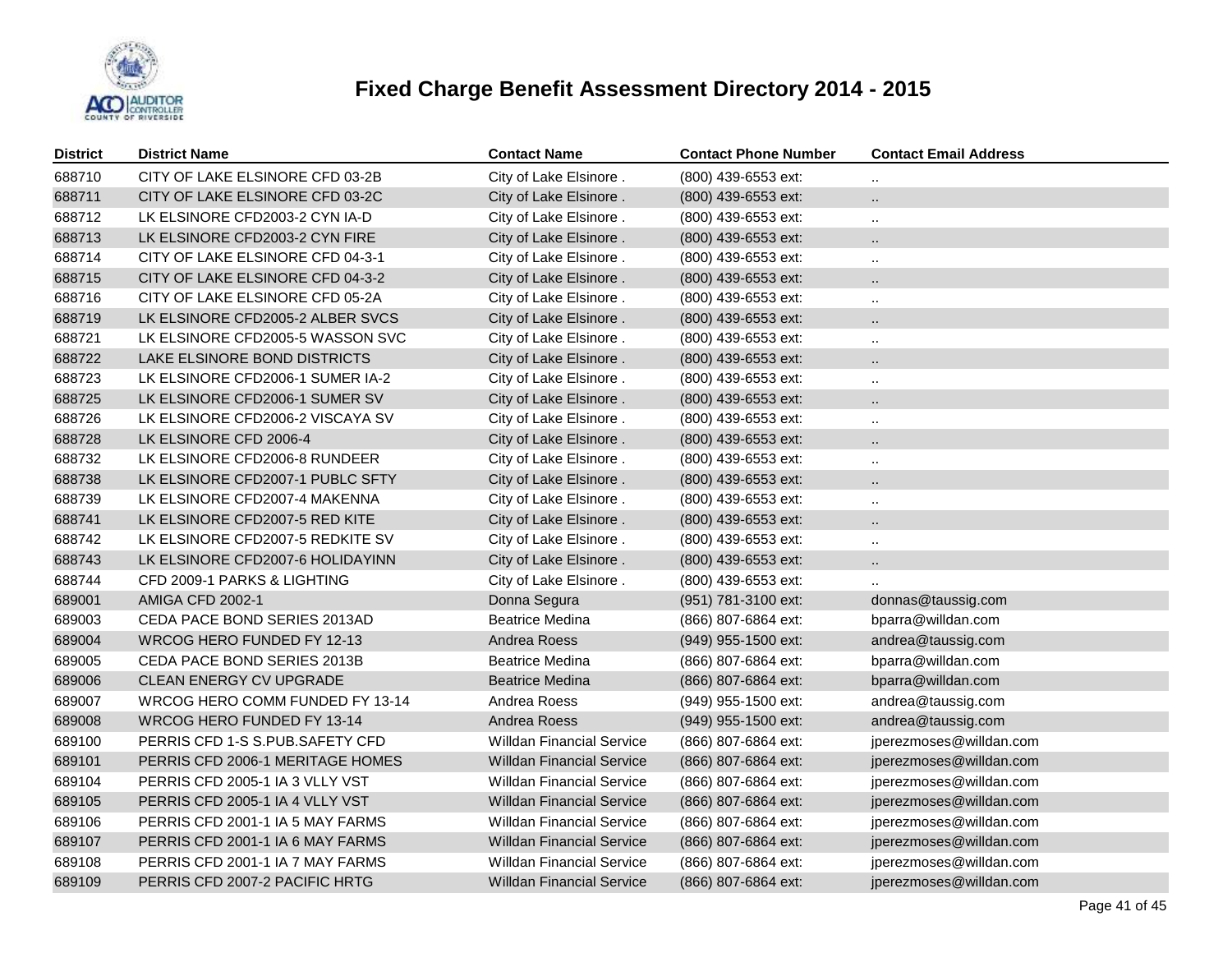# Fixed Charge Benefit Assessment Directory 2014 - 2015

| District | District Name | Contact Name | Contact Phone Number | Contact Email Address |
|---|---|---|---|---|
| 688710 | CITY OF LAKE ELSINORE CFD 03-2B | City of Lake Elsinore . | (800) 439-6553 ext: | .. |
| 688711 | CITY OF LAKE ELSINORE CFD 03-2C | City of Lake Elsinore . | (800) 439-6553 ext: | .. |
| 688712 | LK ELSINORE CFD2003-2 CYN IA-D | City of Lake Elsinore . | (800) 439-6553 ext: | .. |
| 688713 | LK ELSINORE CFD2003-2 CYN FIRE | City of Lake Elsinore . | (800) 439-6553 ext: | .. |
| 688714 | CITY OF LAKE ELSINORE CFD 04-3-1 | City of Lake Elsinore . | (800) 439-6553 ext: | .. |
| 688715 | CITY OF LAKE ELSINORE CFD 04-3-2 | City of Lake Elsinore . | (800) 439-6553 ext: | .. |
| 688716 | CITY OF LAKE ELSINORE CFD 05-2A | City of Lake Elsinore . | (800) 439-6553 ext: | .. |
| 688719 | LK ELSINORE CFD2005-2 ALBER SVCS | City of Lake Elsinore . | (800) 439-6553 ext: | .. |
| 688721 | LK ELSINORE CFD2005-5 WASSON SVC | City of Lake Elsinore . | (800) 439-6553 ext: | .. |
| 688722 | LAKE ELSINORE BOND DISTRICTS | City of Lake Elsinore . | (800) 439-6553 ext: | .. |
| 688723 | LK ELSINORE CFD2006-1 SUMER IA-2 | City of Lake Elsinore . | (800) 439-6553 ext: | .. |
| 688725 | LK ELSINORE CFD2006-1 SUMER SV | City of Lake Elsinore . | (800) 439-6553 ext: | .. |
| 688726 | LK ELSINORE CFD2006-2 VISCAYA SV | City of Lake Elsinore . | (800) 439-6553 ext: | .. |
| 688728 | LK ELSINORE CFD 2006-4 | City of Lake Elsinore . | (800) 439-6553 ext: | .. |
| 688732 | LK ELSINORE CFD2006-8 RUNDEER | City of Lake Elsinore . | (800) 439-6553 ext: | .. |
| 688738 | LK ELSINORE CFD2007-1 PUBLC SFTY | City of Lake Elsinore . | (800) 439-6553 ext: | .. |
| 688739 | LK ELSINORE CFD2007-4 MAKENNA | City of Lake Elsinore . | (800) 439-6553 ext: | .. |
| 688741 | LK ELSINORE CFD2007-5 RED KITE | City of Lake Elsinore . | (800) 439-6553 ext: | .. |
| 688742 | LK ELSINORE CFD2007-5 REDKITE SV | City of Lake Elsinore . | (800) 439-6553 ext: | .. |
| 688743 | LK ELSINORE CFD2007-6 HOLIDAYINN | City of Lake Elsinore . | (800) 439-6553 ext: | .. |
| 688744 | CFD 2009-1 PARKS & LIGHTING | City of Lake Elsinore . | (800) 439-6553 ext: | .. |
| 689001 | AMIGA CFD 2002-1 | Donna Segura | (951) 781-3100 ext: | donnas@taussig.com |
| 689003 | CEDA PACE BOND SERIES 2013AD | Beatrice Medina | (866) 807-6864 ext: | bparra@willdan.com |
| 689004 | WRCOG HERO FUNDED FY 12-13 | Andrea Roess | (949) 955-1500 ext: | andrea@taussig.com |
| 689005 | CEDA PACE BOND SERIES 2013B | Beatrice Medina | (866) 807-6864 ext: | bparra@willdan.com |
| 689006 | CLEAN ENERGY CV UPGRADE | Beatrice Medina | (866) 807-6864 ext: | bparra@willdan.com |
| 689007 | WRCOG HERO COMM FUNDED FY 13-14 | Andrea Roess | (949) 955-1500 ext: | andrea@taussig.com |
| 689008 | WRCOG HERO FUNDED FY 13-14 | Andrea Roess | (949) 955-1500 ext: | andrea@taussig.com |
| 689100 | PERRIS CFD 1-S S.PUB.SAFETY CFD | Willdan Financial Service | (866) 807-6864 ext: | jperezmoses@willdan.com |
| 689101 | PERRIS CFD 2006-1 MERITAGE HOMES | Willdan Financial Service | (866) 807-6864 ext: | jperezmoses@willdan.com |
| 689104 | PERRIS CFD 2005-1 IA 3 VLLY VST | Willdan Financial Service | (866) 807-6864 ext: | jperezmoses@willdan.com |
| 689105 | PERRIS CFD 2005-1 IA 4 VLLY VST | Willdan Financial Service | (866) 807-6864 ext: | jperezmoses@willdan.com |
| 689106 | PERRIS CFD 2001-1 IA 5 MAY FARMS | Willdan Financial Service | (866) 807-6864 ext: | jperezmoses@willdan.com |
| 689107 | PERRIS CFD 2001-1 IA 6 MAY FARMS | Willdan Financial Service | (866) 807-6864 ext: | jperezmoses@willdan.com |
| 689108 | PERRIS CFD 2001-1 IA 7 MAY FARMS | Willdan Financial Service | (866) 807-6864 ext: | jperezmoses@willdan.com |
| 689109 | PERRIS CFD 2007-2 PACIFIC HRTG | Willdan Financial Service | (866) 807-6864 ext: | jperezmoses@willdan.com |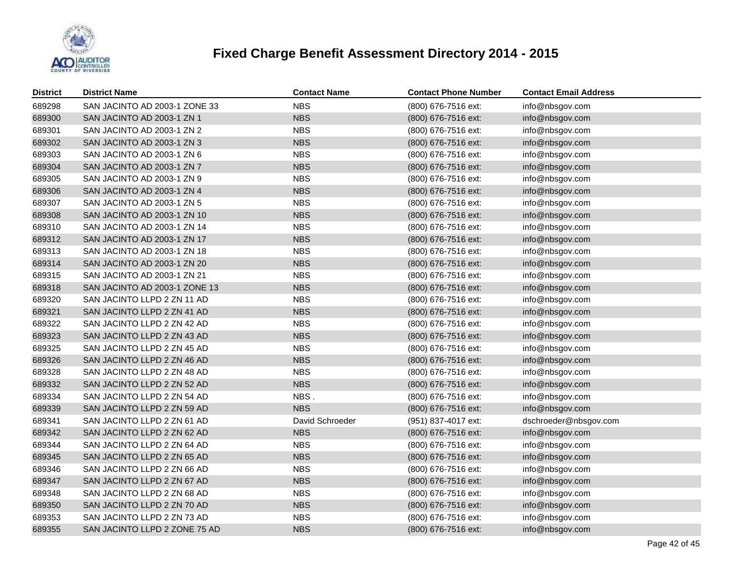# Fixed Charge Benefit Assessment Directory 2014 - 2015

| District | District Name | Contact Name | Contact Phone Number | Contact Email Address |
|---|---|---|---|---|
| 689298 | SAN JACINTO AD 2003-1 ZONE 33 | NBS | (800) 676-7516 ext: | info@nbsgov.com |
| 689300 | SAN JACINTO AD 2003-1 ZN 1 | NBS | (800) 676-7516 ext: | info@nbsgov.com |
| 689301 | SAN JACINTO AD 2003-1 ZN 2 | NBS | (800) 676-7516 ext: | info@nbsgov.com |
| 689302 | SAN JACINTO AD 2003-1 ZN 3 | NBS | (800) 676-7516 ext: | info@nbsgov.com |
| 689303 | SAN JACINTO AD 2003-1 ZN 6 | NBS | (800) 676-7516 ext: | info@nbsgov.com |
| 689304 | SAN JACINTO AD 2003-1 ZN 7 | NBS | (800) 676-7516 ext: | info@nbsgov.com |
| 689305 | SAN JACINTO AD 2003-1 ZN 9 | NBS | (800) 676-7516 ext: | info@nbsgov.com |
| 689306 | SAN JACINTO AD 2003-1 ZN 4 | NBS | (800) 676-7516 ext: | info@nbsgov.com |
| 689307 | SAN JACINTO AD 2003-1 ZN 5 | NBS | (800) 676-7516 ext: | info@nbsgov.com |
| 689308 | SAN JACINTO AD 2003-1 ZN 10 | NBS | (800) 676-7516 ext: | info@nbsgov.com |
| 689310 | SAN JACINTO AD 2003-1 ZN 14 | NBS | (800) 676-7516 ext: | info@nbsgov.com |
| 689312 | SAN JACINTO AD 2003-1 ZN 17 | NBS | (800) 676-7516 ext: | info@nbsgov.com |
| 689313 | SAN JACINTO AD 2003-1 ZN 18 | NBS | (800) 676-7516 ext: | info@nbsgov.com |
| 689314 | SAN JACINTO AD 2003-1 ZN 20 | NBS | (800) 676-7516 ext: | info@nbsgov.com |
| 689315 | SAN JACINTO AD 2003-1 ZN 21 | NBS | (800) 676-7516 ext: | info@nbsgov.com |
| 689318 | SAN JACINTO AD 2003-1 ZONE 13 | NBS | (800) 676-7516 ext: | info@nbsgov.com |
| 689320 | SAN JACINTO LLPD 2 ZN 11 AD | NBS | (800) 676-7516 ext: | info@nbsgov.com |
| 689321 | SAN JACINTO LLPD 2 ZN 41 AD | NBS | (800) 676-7516 ext: | info@nbsgov.com |
| 689322 | SAN JACINTO LLPD 2 ZN 42 AD | NBS | (800) 676-7516 ext: | info@nbsgov.com |
| 689323 | SAN JACINTO LLPD 2 ZN 43 AD | NBS | (800) 676-7516 ext: | info@nbsgov.com |
| 689325 | SAN JACINTO LLPD 2 ZN 45 AD | NBS | (800) 676-7516 ext: | info@nbsgov.com |
| 689326 | SAN JACINTO LLPD 2 ZN 46 AD | NBS | (800) 676-7516 ext: | info@nbsgov.com |
| 689328 | SAN JACINTO LLPD 2 ZN 48 AD | NBS | (800) 676-7516 ext: | info@nbsgov.com |
| 689332 | SAN JACINTO LLPD 2 ZN 52 AD | NBS | (800) 676-7516 ext: | info@nbsgov.com |
| 689334 | SAN JACINTO LLPD 2 ZN 54 AD | NBS . | (800) 676-7516 ext: | info@nbsgov.com |
| 689339 | SAN JACINTO LLPD 2 ZN 59 AD | NBS | (800) 676-7516 ext: | info@nbsgov.com |
| 689341 | SAN JACINTO LLPD 2 ZN 61 AD | David Schroeder | (951) 837-4017 ext: | dschroeder@nbsgov.com |
| 689342 | SAN JACINTO LLPD 2 ZN 62 AD | NBS | (800) 676-7516 ext: | info@nbsgov.com |
| 689344 | SAN JACINTO LLPD 2 ZN 64 AD | NBS | (800) 676-7516 ext: | info@nbsgov.com |
| 689345 | SAN JACINTO LLPD 2 ZN 65 AD | NBS | (800) 676-7516 ext: | info@nbsgov.com |
| 689346 | SAN JACINTO LLPD 2 ZN 66 AD | NBS | (800) 676-7516 ext: | info@nbsgov.com |
| 689347 | SAN JACINTO LLPD 2 ZN 67 AD | NBS | (800) 676-7516 ext: | info@nbsgov.com |
| 689348 | SAN JACINTO LLPD 2 ZN 68 AD | NBS | (800) 676-7516 ext: | info@nbsgov.com |
| 689350 | SAN JACINTO LLPD 2 ZN 70 AD | NBS | (800) 676-7516 ext: | info@nbsgov.com |
| 689353 | SAN JACINTO LLPD 2 ZN 73 AD | NBS | (800) 676-7516 ext: | info@nbsgov.com |
| 689355 | SAN JACINTO LLPD 2 ZONE 75 AD | NBS | (800) 676-7516 ext: | info@nbsgov.com |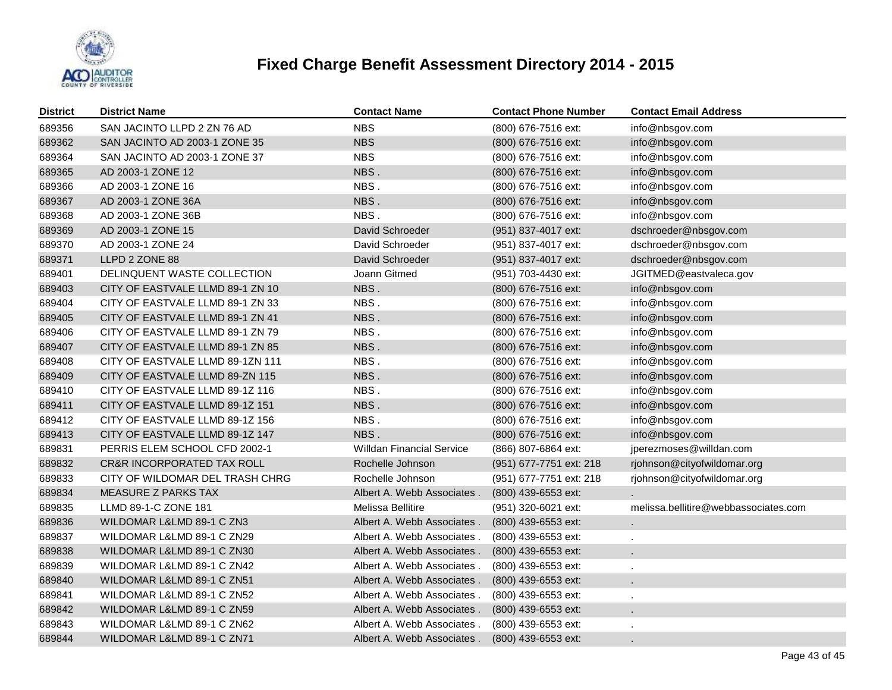# Fixed Charge Benefit Assessment Directory 2014 - 2015

| District | District Name | Contact Name | Contact Phone Number | Contact Email Address |
|---|---|---|---|---|
| 689356 | SAN JACINTO LLPD 2 ZN 76 AD | NBS | (800) 676-7516 ext: | info@nbsgov.com |
| 689362 | SAN JACINTO AD 2003-1 ZONE 35 | NBS | (800) 676-7516 ext: | info@nbsgov.com |
| 689364 | SAN JACINTO AD 2003-1 ZONE 37 | NBS | (800) 676-7516 ext: | info@nbsgov.com |
| 689365 | AD 2003-1 ZONE 12 | NBS . | (800) 676-7516 ext: | info@nbsgov.com |
| 689366 | AD 2003-1 ZONE 16 | NBS . | (800) 676-7516 ext: | info@nbsgov.com |
| 689367 | AD 2003-1 ZONE 36A | NBS . | (800) 676-7516 ext: | info@nbsgov.com |
| 689368 | AD 2003-1 ZONE 36B | NBS . | (800) 676-7516 ext: | info@nbsgov.com |
| 689369 | AD 2003-1 ZONE 15 | David Schroeder | (951) 837-4017 ext: | dschroeder@nbsgov.com |
| 689370 | AD 2003-1 ZONE 24 | David Schroeder | (951) 837-4017 ext: | dschroeder@nbsgov.com |
| 689371 | LLPD 2 ZONE 88 | David Schroeder | (951) 837-4017 ext: | dschroeder@nbsgov.com |
| 689401 | DELINQUENT WASTE COLLECTION | Joann Gitmed | (951) 703-4430 ext: | JGITMED@eastvaleca.gov |
| 689403 | CITY OF EASTVALE LLMD 89-1 ZN 10 | NBS . | (800) 676-7516 ext: | info@nbsgov.com |
| 689404 | CITY OF EASTVALE LLMD 89-1 ZN 33 | NBS . | (800) 676-7516 ext: | info@nbsgov.com |
| 689405 | CITY OF EASTVALE LLMD 89-1 ZN 41 | NBS . | (800) 676-7516 ext: | info@nbsgov.com |
| 689406 | CITY OF EASTVALE LLMD 89-1 ZN 79 | NBS . | (800) 676-7516 ext: | info@nbsgov.com |
| 689407 | CITY OF EASTVALE LLMD 89-1 ZN 85 | NBS . | (800) 676-7516 ext: | info@nbsgov.com |
| 689408 | CITY OF EASTVALE LLMD 89-1ZN 111 | NBS . | (800) 676-7516 ext: | info@nbsgov.com |
| 689409 | CITY OF EASTVALE LLMD 89-ZN 115 | NBS . | (800) 676-7516 ext: | info@nbsgov.com |
| 689410 | CITY OF EASTVALE LLMD 89-1Z 116 | NBS . | (800) 676-7516 ext: | info@nbsgov.com |
| 689411 | CITY OF EASTVALE LLMD 89-1Z 151 | NBS . | (800) 676-7516 ext: | info@nbsgov.com |
| 689412 | CITY OF EASTVALE LLMD 89-1Z 156 | NBS . | (800) 676-7516 ext: | info@nbsgov.com |
| 689413 | CITY OF EASTVALE LLMD 89-1Z 147 | NBS . | (800) 676-7516 ext: | info@nbsgov.com |
| 689831 | PERRIS ELEM SCHOOL CFD 2002-1 | Willdan Financial Service | (866) 807-6864 ext: | jperezmoses@willdan.com |
| 689832 | CR&R INCORPORATED TAX ROLL | Rochelle Johnson | (951) 677-7751 ext: 218 | rjohnson@cityofwildomar.org |
| 689833 | CITY OF WILDOMAR DEL TRASH CHRG | Rochelle Johnson | (951) 677-7751 ext: 218 | rjohnson@cityofwildomar.org |
| 689834 | MEASURE Z PARKS TAX | Albert A. Webb Associates . | (800) 439-6553 ext: | . |
| 689835 | LLMD 89-1-C ZONE 181 | Melissa Bellitire | (951) 320-6021 ext: | melissa.bellitire@webbassociates.com |
| 689836 | WILDOMAR L&LMD 89-1 C ZN3 | Albert A. Webb Associates . | (800) 439-6553 ext: | . |
| 689837 | WILDOMAR L&LMD 89-1 C ZN29 | Albert A. Webb Associates . | (800) 439-6553 ext: | . |
| 689838 | WILDOMAR L&LMD 89-1 C ZN30 | Albert A. Webb Associates . | (800) 439-6553 ext: | . |
| 689839 | WILDOMAR L&LMD 89-1 C ZN42 | Albert A. Webb Associates . | (800) 439-6553 ext: | . |
| 689840 | WILDOMAR L&LMD 89-1 C ZN51 | Albert A. Webb Associates . | (800) 439-6553 ext: | . |
| 689841 | WILDOMAR L&LMD 89-1 C ZN52 | Albert A. Webb Associates . | (800) 439-6553 ext: | . |
| 689842 | WILDOMAR L&LMD 89-1 C ZN59 | Albert A. Webb Associates . | (800) 439-6553 ext: | . |
| 689843 | WILDOMAR L&LMD 89-1 C ZN62 | Albert A. Webb Associates . | (800) 439-6553 ext: | . |
| 689844 | WILDOMAR L&LMD 89-1 C ZN71 | Albert A. Webb Associates . | (800) 439-6553 ext: | . |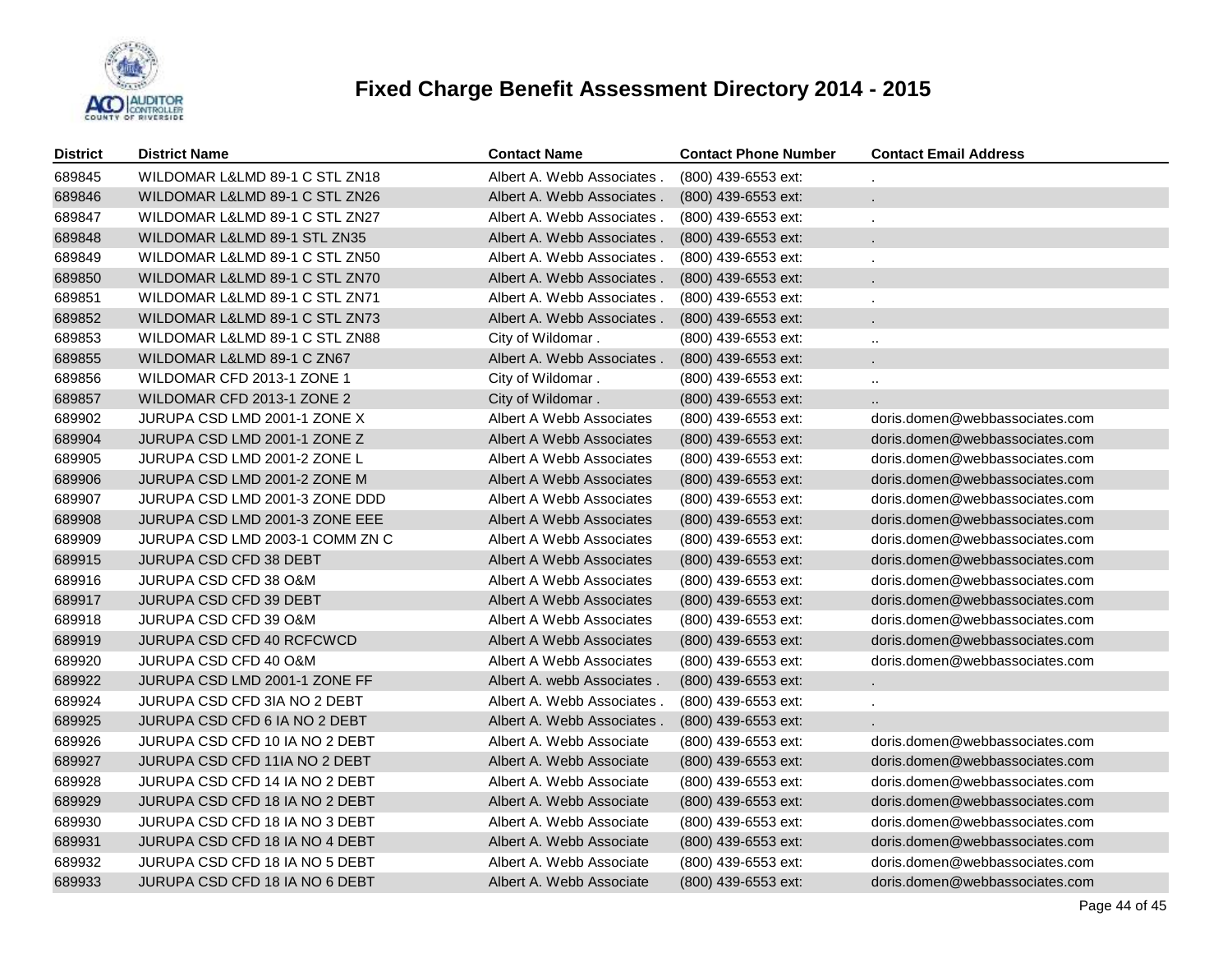# Fixed Charge Benefit Assessment Directory 2014 - 2015

| District | District Name | Contact Name | Contact Phone Number | Contact Email Address |
|---|---|---|---|---|
| 689845 | WILDOMAR L&LMD 89-1 C STL ZN18 | Albert A. Webb Associates . | (800) 439-6553 ext: | . |
| 689846 | WILDOMAR L&LMD 89-1 C STL ZN26 | Albert A. Webb Associates . | (800) 439-6553 ext: | . |
| 689847 | WILDOMAR L&LMD 89-1 C STL ZN27 | Albert A. Webb Associates . | (800) 439-6553 ext: | . |
| 689848 | WILDOMAR L&LMD 89-1 STL ZN35 | Albert A. Webb Associates . | (800) 439-6553 ext: | . |
| 689849 | WILDOMAR L&LMD 89-1 C STL ZN50 | Albert A. Webb Associates . | (800) 439-6553 ext: | . |
| 689850 | WILDOMAR L&LMD 89-1 C STL ZN70 | Albert A. Webb Associates . | (800) 439-6553 ext: | . |
| 689851 | WILDOMAR L&LMD 89-1 C STL ZN71 | Albert A. Webb Associates . | (800) 439-6553 ext: | . |
| 689852 | WILDOMAR L&LMD 89-1 C STL ZN73 | Albert A. Webb Associates . | (800) 439-6553 ext: | . |
| 689853 | WILDOMAR L&LMD 89-1 C STL ZN88 | City of Wildomar . | (800) 439-6553 ext: | .. |
| 689855 | WILDOMAR L&LMD 89-1 C ZN67 | Albert A. Webb Associates . | (800) 439-6553 ext: | . |
| 689856 | WILDOMAR CFD 2013-1 ZONE 1 | City of Wildomar . | (800) 439-6553 ext: | .. |
| 689857 | WILDOMAR CFD 2013-1 ZONE 2 | City of Wildomar . | (800) 439-6553 ext: | .. |
| 689902 | JURUPA CSD LMD 2001-1 ZONE X | Albert A Webb Associates | (800) 439-6553 ext: | doris.domen@webbassociates.com |
| 689904 | JURUPA CSD LMD 2001-1 ZONE Z | Albert A Webb Associates | (800) 439-6553 ext: | doris.domen@webbassociates.com |
| 689905 | JURUPA CSD LMD 2001-2 ZONE L | Albert A Webb Associates | (800) 439-6553 ext: | doris.domen@webbassociates.com |
| 689906 | JURUPA CSD LMD 2001-2 ZONE M | Albert A Webb Associates | (800) 439-6553 ext: | doris.domen@webbassociates.com |
| 689907 | JURUPA CSD LMD 2001-3 ZONE DDD | Albert A Webb Associates | (800) 439-6553 ext: | doris.domen@webbassociates.com |
| 689908 | JURUPA CSD LMD 2001-3 ZONE EEE | Albert A Webb Associates | (800) 439-6553 ext: | doris.domen@webbassociates.com |
| 689909 | JURUPA CSD LMD 2003-1 COMM ZN C | Albert A Webb Associates | (800) 439-6553 ext: | doris.domen@webbassociates.com |
| 689915 | JURUPA CSD CFD 38 DEBT | Albert A Webb Associates | (800) 439-6553 ext: | doris.domen@webbassociates.com |
| 689916 | JURUPA CSD CFD 38 O&M | Albert A Webb Associates | (800) 439-6553 ext: | doris.domen@webbassociates.com |
| 689917 | JURUPA CSD CFD 39 DEBT | Albert A Webb Associates | (800) 439-6553 ext: | doris.domen@webbassociates.com |
| 689918 | JURUPA CSD CFD 39 O&M | Albert A Webb Associates | (800) 439-6553 ext: | doris.domen@webbassociates.com |
| 689919 | JURUPA CSD CFD 40 RCFCWCD | Albert A Webb Associates | (800) 439-6553 ext: | doris.domen@webbassociates.com |
| 689920 | JURUPA CSD CFD 40 O&M | Albert A Webb Associates | (800) 439-6553 ext: | doris.domen@webbassociates.com |
| 689922 | JURUPA CSD LMD 2001-1 ZONE FF | Albert A. webb Associates . | (800) 439-6553 ext: | . |
| 689924 | JURUPA CSD CFD 3IA NO 2 DEBT | Albert A. Webb Associates . | (800) 439-6553 ext: | . |
| 689925 | JURUPA CSD CFD 6 IA NO 2 DEBT | Albert A. Webb Associates . | (800) 439-6553 ext: | . |
| 689926 | JURUPA CSD CFD 10 IA NO 2 DEBT | Albert A. Webb Associate | (800) 439-6553 ext: | doris.domen@webbassociates.com |
| 689927 | JURUPA CSD CFD 11IA NO 2 DEBT | Albert A. Webb Associate | (800) 439-6553 ext: | doris.domen@webbassociates.com |
| 689928 | JURUPA CSD CFD 14 IA NO 2 DEBT | Albert A. Webb Associate | (800) 439-6553 ext: | doris.domen@webbassociates.com |
| 689929 | JURUPA CSD CFD 18 IA NO 2 DEBT | Albert A. Webb Associate | (800) 439-6553 ext: | doris.domen@webbassociates.com |
| 689930 | JURUPA CSD CFD 18 IA NO 3 DEBT | Albert A. Webb Associate | (800) 439-6553 ext: | doris.domen@webbassociates.com |
| 689931 | JURUPA CSD CFD 18 IA NO 4 DEBT | Albert A. Webb Associate | (800) 439-6553 ext: | doris.domen@webbassociates.com |
| 689932 | JURUPA CSD CFD 18 IA NO 5 DEBT | Albert A. Webb Associate | (800) 439-6553 ext: | doris.domen@webbassociates.com |
| 689933 | JURUPA CSD CFD 18 IA NO 6 DEBT | Albert A. Webb Associate | (800) 439-6553 ext: | doris.domen@webbassociates.com |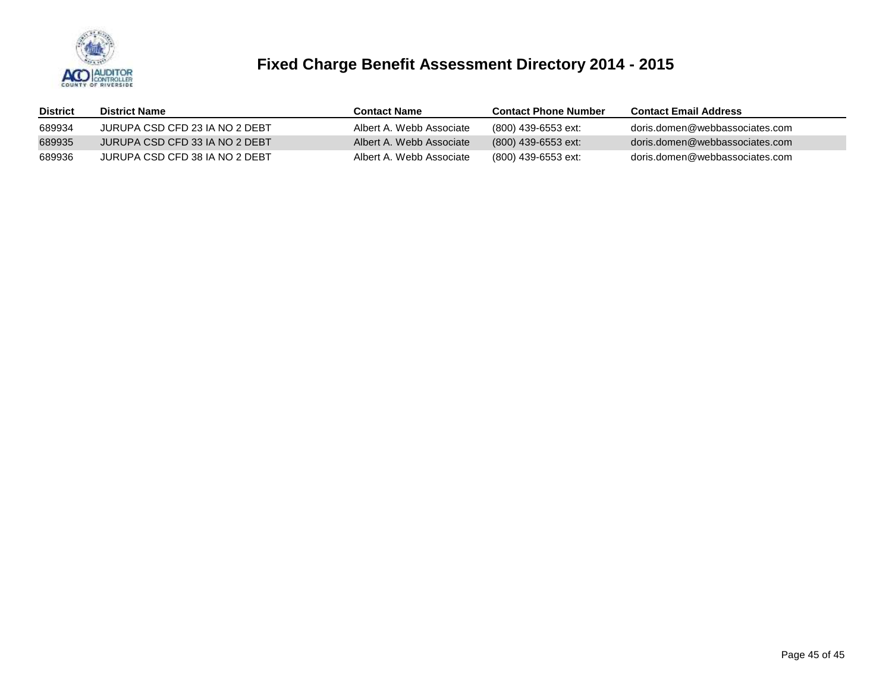# Fixed Charge Benefit Assessment Directory 2014 - 2015

| District | District Name | Contact Name | Contact Phone Number | Contact Email Address |
|---|---|---|---|---|
| 689934 | JURUPA CSD CFD 23 IA NO 2 DEBT | Albert A. Webb Associate | (800) 439-6553 ext: | doris.domen@webbassociates.com |
| 689935 | JURUPA CSD CFD 33 IA NO 2 DEBT | Albert A. Webb Associate | (800) 439-6553 ext: | doris.domen@webbassociates.com |
| 689936 | JURUPA CSD CFD 38 IA NO 2 DEBT | Albert A. Webb Associate | (800) 439-6553 ext: | doris.domen@webbassociates.com |